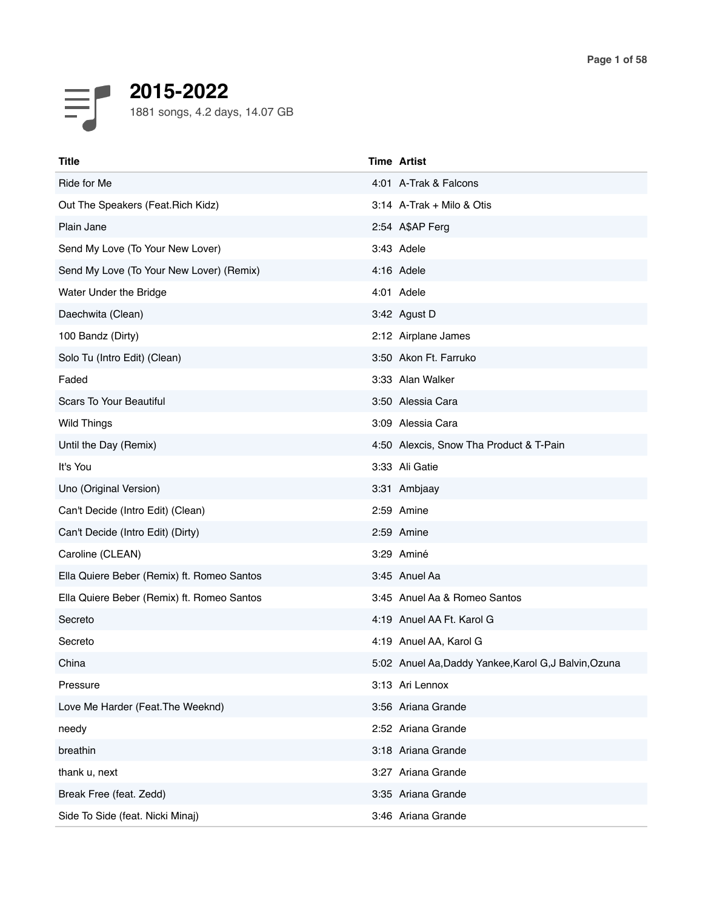# 2015-2022

1881 songs, 4.2 days, 14.07 GB

| Title | Time | Artist |
| --- | --- | --- |
| Ride for Me | 4:01 | A-Trak & Falcons |
| Out The Speakers (Feat.Rich Kidz) | 3:14 | A-Trak + Milo & Otis |
| Plain Jane | 2:54 | A$AP Ferg |
| Send My Love (To Your New Lover) | 3:43 | Adele |
| Send My Love (To Your New Lover) (Remix) | 4:16 | Adele |
| Water Under the Bridge | 4:01 | Adele |
| Daechwita (Clean) | 3:42 | Agust D |
| 100 Bandz (Dirty) | 2:12 | Airplane James |
| Solo Tu (Intro Edit) (Clean) | 3:50 | Akon Ft. Farruko |
| Faded | 3:33 | Alan Walker |
| Scars To Your Beautiful | 3:50 | Alessia Cara |
| Wild Things | 3:09 | Alessia Cara |
| Until the Day (Remix) | 4:50 | Alexcis, Snow Tha Product & T-Pain |
| It's You | 3:33 | Ali Gatie |
| Uno (Original Version) | 3:31 | Ambjaay |
| Can't Decide (Intro Edit) (Clean) | 2:59 | Amine |
| Can't Decide (Intro Edit) (Dirty) | 2:59 | Amine |
| Caroline (CLEAN) | 3:29 | Aminé |
| Ella Quiere Beber (Remix) ft. Romeo Santos | 3:45 | Anuel Aa |
| Ella Quiere Beber (Remix) ft. Romeo Santos | 3:45 | Anuel Aa & Romeo Santos |
| Secreto | 4:19 | Anuel AA Ft. Karol G |
| Secreto | 4:19 | Anuel AA, Karol G |
| China | 5:02 | Anuel Aa,Daddy Yankee,Karol G,J Balvin,Ozuna |
| Pressure | 3:13 | Ari Lennox |
| Love Me Harder (Feat.The Weeknd) | 3:56 | Ariana Grande |
| needy | 2:52 | Ariana Grande |
| breathin | 3:18 | Ariana Grande |
| thank u, next | 3:27 | Ariana Grande |
| Break Free (feat. Zedd) | 3:35 | Ariana Grande |
| Side To Side (feat. Nicki Minaj) | 3:46 | Ariana Grande |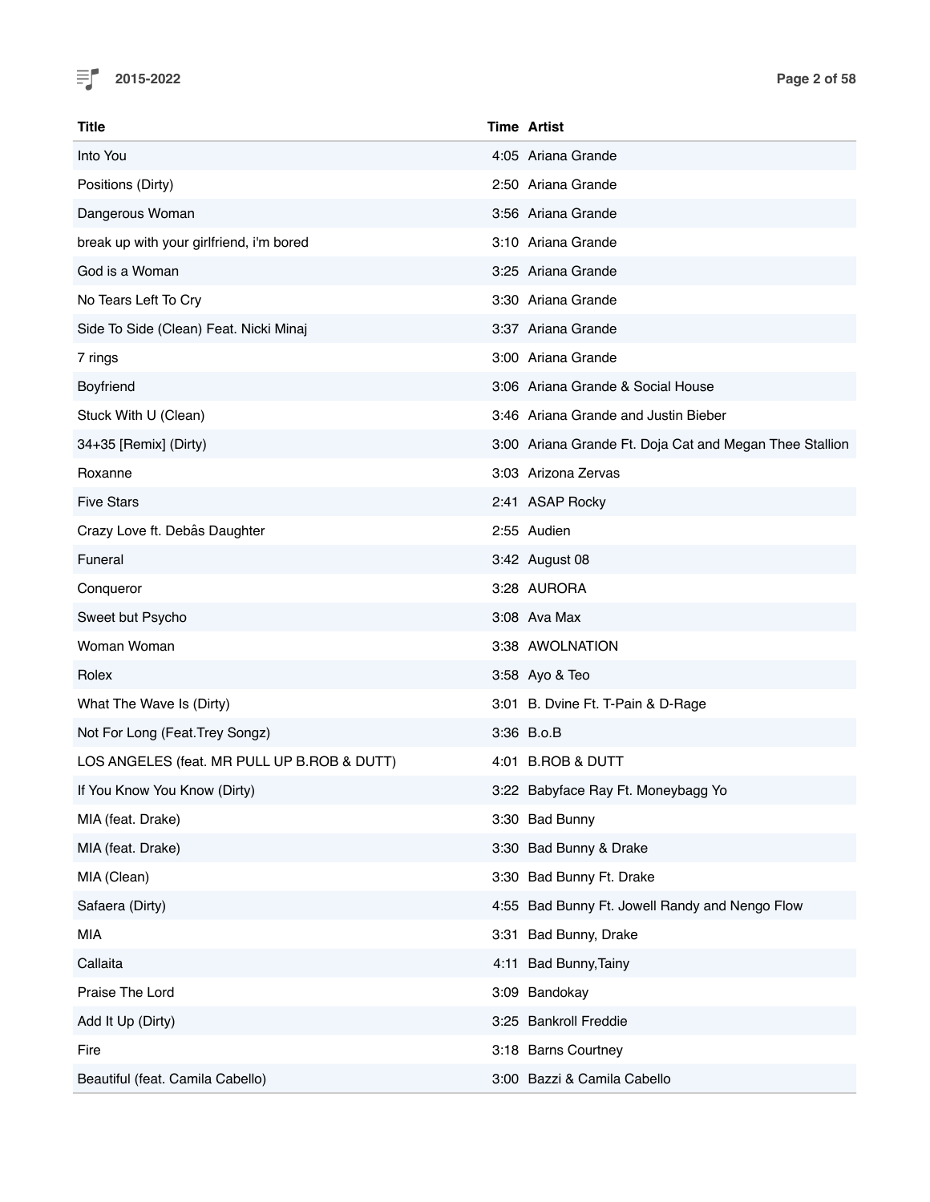| Title | Time | Artist |
| --- | --- | --- |
| Into You | 4:05 | Ariana Grande |
| Positions (Dirty) | 2:50 | Ariana Grande |
| Dangerous Woman | 3:56 | Ariana Grande |
| break up with your girlfriend, i'm bored | 3:10 | Ariana Grande |
| God is a Woman | 3:25 | Ariana Grande |
| No Tears Left To Cry | 3:30 | Ariana Grande |
| Side To Side (Clean) Feat. Nicki Minaj | 3:37 | Ariana Grande |
| 7 rings | 3:00 | Ariana Grande |
| Boyfriend | 3:06 | Ariana Grande & Social House |
| Stuck With U (Clean) | 3:46 | Ariana Grande and Justin Bieber |
| 34+35 [Remix] (Dirty) | 3:00 | Ariana Grande Ft. Doja Cat and Megan Thee Stallion |
| Roxanne | 3:03 | Arizona Zervas |
| Five Stars | 2:41 | ASAP Rocky |
| Crazy Love ft. Debâs Daughter | 2:55 | Audien |
| Funeral | 3:42 | August 08 |
| Conqueror | 3:28 | AURORA |
| Sweet but Psycho | 3:08 | Ava Max |
| Woman Woman | 3:38 | AWOLNATION |
| Rolex | 3:58 | Ayo & Teo |
| What The Wave Is (Dirty) | 3:01 | B. Dvine Ft. T-Pain & D-Rage |
| Not For Long (Feat.Trey Songz) | 3:36 | B.o.B |
| LOS ANGELES (feat. MR PULL UP B.ROB & DUTT) | 4:01 | B.ROB & DUTT |
| If You Know You Know (Dirty) | 3:22 | Babyface Ray Ft. Moneybagg Yo |
| MIA (feat. Drake) | 3:30 | Bad Bunny |
| MIA (feat. Drake) | 3:30 | Bad Bunny & Drake |
| MIA (Clean) | 3:30 | Bad Bunny Ft. Drake |
| Safaera (Dirty) | 4:55 | Bad Bunny Ft. Jowell Randy and Nengo Flow |
| MIA | 3:31 | Bad Bunny, Drake |
| Callaita | 4:11 | Bad Bunny,Tainy |
| Praise The Lord | 3:09 | Bandokay |
| Add It Up (Dirty) | 3:25 | Bankroll Freddie |
| Fire | 3:18 | Barns Courtney |
| Beautiful (feat. Camila Cabello) | 3:00 | Bazzi & Camila Cabello |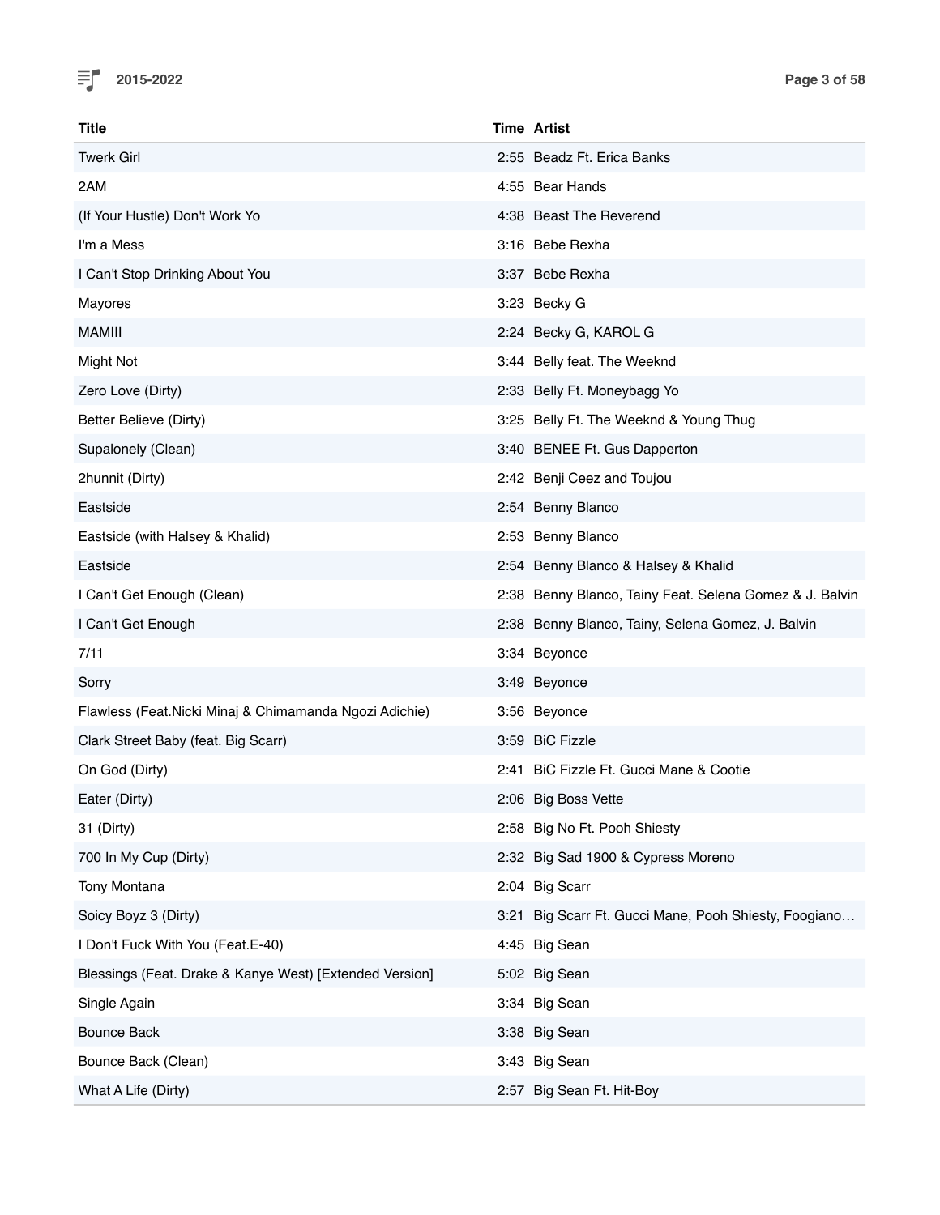| Title | Time | Artist |
| --- | --- | --- |
| Twerk Girl | 2:55 | Beadz Ft. Erica Banks |
| 2AM | 4:55 | Bear Hands |
| (If Your Hustle) Don't Work Yo | 4:38 | Beast The Reverend |
| I'm a Mess | 3:16 | Bebe Rexha |
| I Can't Stop Drinking About You | 3:37 | Bebe Rexha |
| Mayores | 3:23 | Becky G |
| MAMIII | 2:24 | Becky G, KAROL G |
| Might Not | 3:44 | Belly feat. The Weeknd |
| Zero Love (Dirty) | 2:33 | Belly Ft. Moneybagg Yo |
| Better Believe (Dirty) | 3:25 | Belly Ft. The Weeknd & Young Thug |
| Supalonely (Clean) | 3:40 | BENEE Ft. Gus Dapperton |
| 2hunnit (Dirty) | 2:42 | Benji Ceez and Toujou |
| Eastside | 2:54 | Benny Blanco |
| Eastside (with Halsey & Khalid) | 2:53 | Benny Blanco |
| Eastside | 2:54 | Benny Blanco & Halsey & Khalid |
| I Can't Get Enough (Clean) | 2:38 | Benny Blanco, Tainy Feat. Selena Gomez & J. Balvin |
| I Can't Get Enough | 2:38 | Benny Blanco, Tainy, Selena Gomez, J. Balvin |
| 7/11 | 3:34 | Beyonce |
| Sorry | 3:49 | Beyonce |
| Flawless (Feat.Nicki Minaj & Chimamanda Ngozi Adichie) | 3:56 | Beyonce |
| Clark Street Baby (feat. Big Scarr) | 3:59 | BiC Fizzle |
| On God (Dirty) | 2:41 | BiC Fizzle Ft. Gucci Mane & Cootie |
| Eater (Dirty) | 2:06 | Big Boss Vette |
| 31 (Dirty) | 2:58 | Big No Ft. Pooh Shiesty |
| 700 In My Cup (Dirty) | 2:32 | Big Sad 1900 & Cypress Moreno |
| Tony Montana | 2:04 | Big Scarr |
| Soicy Boyz 3 (Dirty) | 3:21 | Big Scarr Ft. Gucci Mane, Pooh Shiesty, Foogiano… |
| I Don't Fuck With You (Feat.E-40) | 4:45 | Big Sean |
| Blessings (Feat. Drake & Kanye West) [Extended Version] | 5:02 | Big Sean |
| Single Again | 3:34 | Big Sean |
| Bounce Back | 3:38 | Big Sean |
| Bounce Back (Clean) | 3:43 | Big Sean |
| What A Life (Dirty) | 2:57 | Big Sean Ft. Hit-Boy |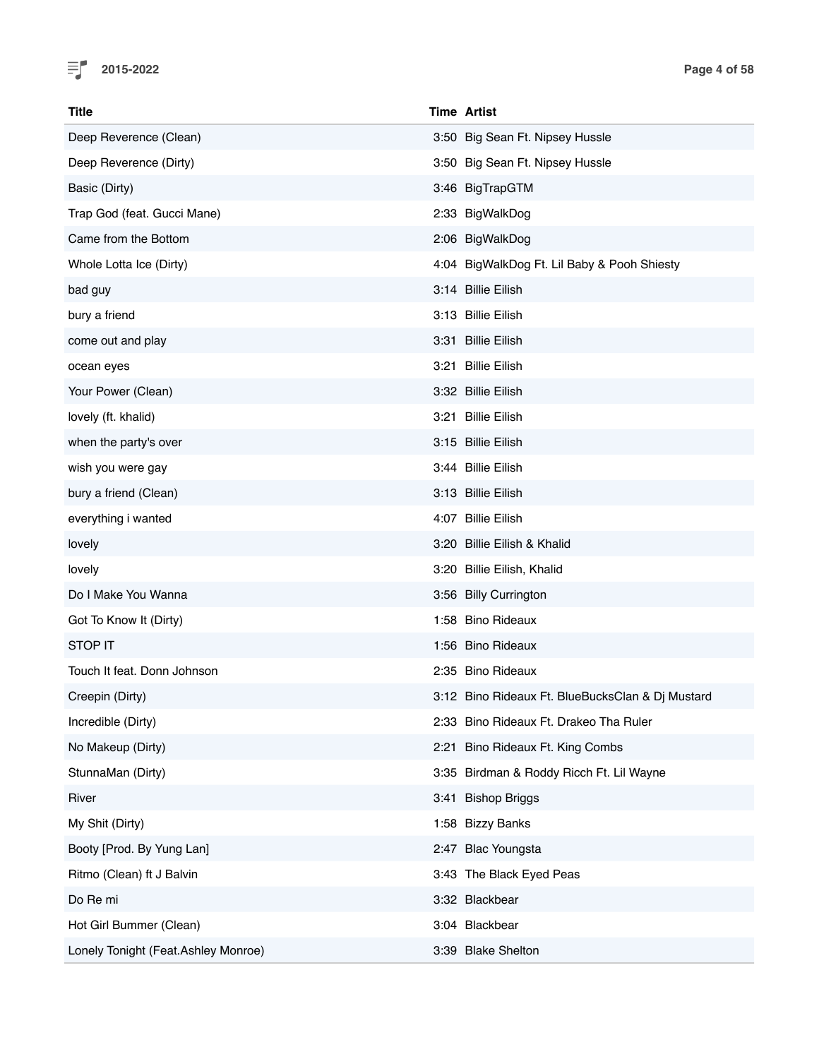| Title | Time | Artist |
| --- | --- | --- |
| Deep Reverence (Clean) | 3:50 | Big Sean Ft. Nipsey Hussle |
| Deep Reverence (Dirty) | 3:50 | Big Sean Ft. Nipsey Hussle |
| Basic (Dirty) | 3:46 | BigTrapGTM |
| Trap God (feat. Gucci Mane) | 2:33 | BigWalkDog |
| Came from the Bottom | 2:06 | BigWalkDog |
| Whole Lotta Ice (Dirty) | 4:04 | BigWalkDog Ft. Lil Baby & Pooh Shiesty |
| bad guy | 3:14 | Billie Eilish |
| bury a friend | 3:13 | Billie Eilish |
| come out and play | 3:31 | Billie Eilish |
| ocean eyes | 3:21 | Billie Eilish |
| Your Power (Clean) | 3:32 | Billie Eilish |
| lovely (ft. khalid) | 3:21 | Billie Eilish |
| when the party's over | 3:15 | Billie Eilish |
| wish you were gay | 3:44 | Billie Eilish |
| bury a friend (Clean) | 3:13 | Billie Eilish |
| everything i wanted | 4:07 | Billie Eilish |
| lovely | 3:20 | Billie Eilish & Khalid |
| lovely | 3:20 | Billie Eilish, Khalid |
| Do I Make You Wanna | 3:56 | Billy Currington |
| Got To Know It (Dirty) | 1:58 | Bino Rideaux |
| STOP IT | 1:56 | Bino Rideaux |
| Touch It feat. Donn Johnson | 2:35 | Bino Rideaux |
| Creepin (Dirty) | 3:12 | Bino Rideaux Ft. BlueBucksClan & Dj Mustard |
| Incredible (Dirty) | 2:33 | Bino Rideaux Ft. Drakeo Tha Ruler |
| No Makeup (Dirty) | 2:21 | Bino Rideaux Ft. King Combs |
| StunnaMan (Dirty) | 3:35 | Birdman & Roddy Ricch Ft. Lil Wayne |
| River | 3:41 | Bishop Briggs |
| My Shit (Dirty) | 1:58 | Bizzy Banks |
| Booty [Prod. By Yung Lan] | 2:47 | Blac Youngsta |
| Ritmo (Clean) ft J Balvin | 3:43 | The Black Eyed Peas |
| Do Re mi | 3:32 | Blackbear |
| Hot Girl Bummer (Clean) | 3:04 | Blackbear |
| Lonely Tonight (Feat.Ashley Monroe) | 3:39 | Blake Shelton |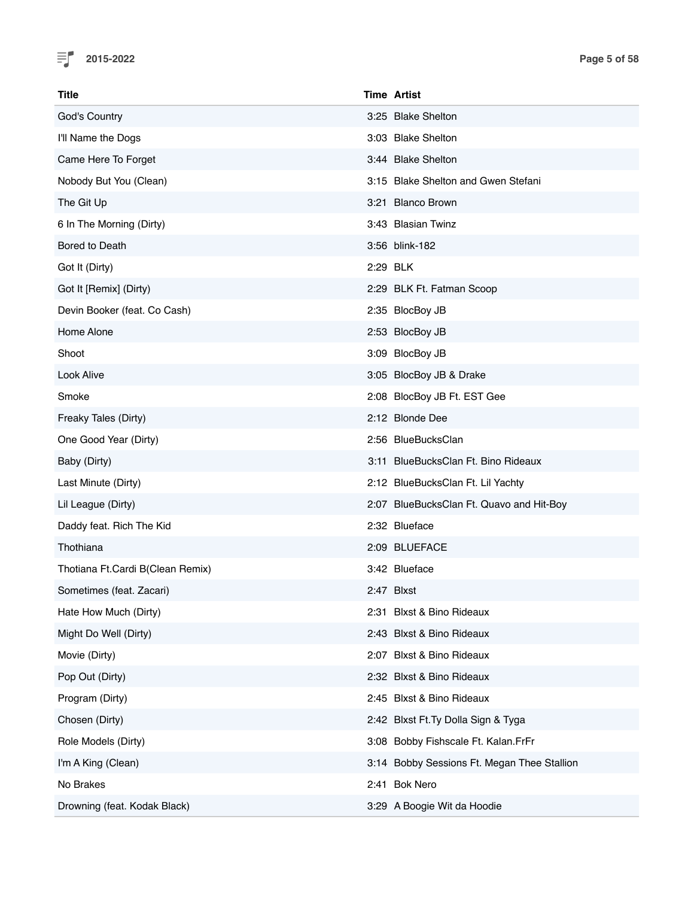| Title | Time | Artist |
|---|---|---|
| God's Country | 3:25 | Blake Shelton |
| I'll Name the Dogs | 3:03 | Blake Shelton |
| Came Here To Forget | 3:44 | Blake Shelton |
| Nobody But You (Clean) | 3:15 | Blake Shelton and Gwen Stefani |
| The Git Up | 3:21 | Blanco Brown |
| 6 In The Morning (Dirty) | 3:43 | Blasian Twinz |
| Bored to Death | 3:56 | blink-182 |
| Got It (Dirty) | 2:29 | BLK |
| Got It [Remix] (Dirty) | 2:29 | BLK Ft. Fatman Scoop |
| Devin Booker (feat. Co Cash) | 2:35 | BlocBoy JB |
| Home Alone | 2:53 | BlocBoy JB |
| Shoot | 3:09 | BlocBoy JB |
| Look Alive | 3:05 | BlocBoy JB & Drake |
| Smoke | 2:08 | BlocBoy JB Ft. EST Gee |
| Freaky Tales (Dirty) | 2:12 | Blonde Dee |
| One Good Year (Dirty) | 2:56 | BlueBucksClan |
| Baby (Dirty) | 3:11 | BlueBucksClan Ft. Bino Rideaux |
| Last Minute (Dirty) | 2:12 | BlueBucksClan Ft. Lil Yachty |
| Lil League (Dirty) | 2:07 | BlueBucksClan Ft. Quavo and Hit-Boy |
| Daddy feat. Rich The Kid | 2:32 | Blueface |
| Thothiana | 2:09 | BLUEFACE |
| Thotiana Ft.Cardi B(Clean Remix) | 3:42 | Blueface |
| Sometimes (feat. Zacari) | 2:47 | Blxst |
| Hate How Much (Dirty) | 2:31 | Blxst & Bino Rideaux |
| Might Do Well (Dirty) | 2:43 | Blxst & Bino Rideaux |
| Movie (Dirty) | 2:07 | Blxst & Bino Rideaux |
| Pop Out (Dirty) | 2:32 | Blxst & Bino Rideaux |
| Program (Dirty) | 2:45 | Blxst & Bino Rideaux |
| Chosen (Dirty) | 2:42 | Blxst Ft.Ty Dolla Sign & Tyga |
| Role Models (Dirty) | 3:08 | Bobby Fishscale Ft. Kalan.FrFr |
| I'm A King (Clean) | 3:14 | Bobby Sessions Ft. Megan Thee Stallion |
| No Brakes | 2:41 | Bok Nero |
| Drowning (feat. Kodak Black) | 3:29 | A Boogie Wit da Hoodie |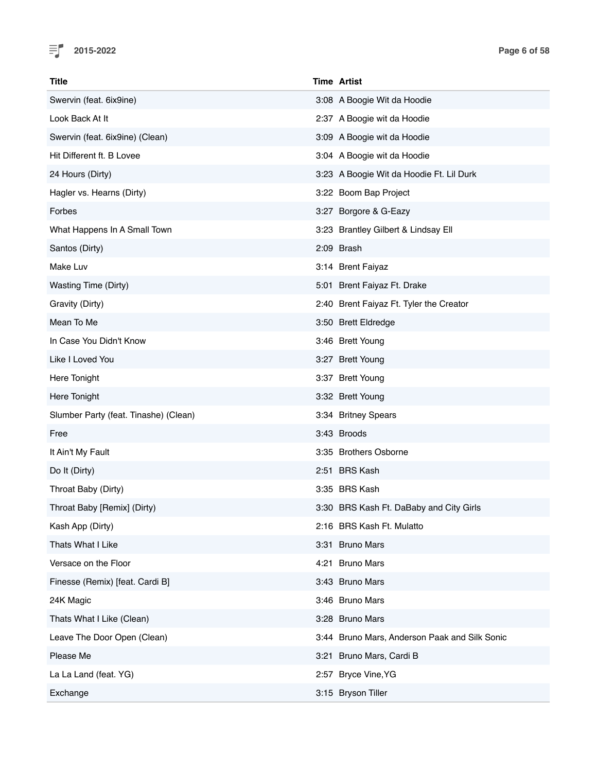| Title | Time | Artist |
| --- | --- | --- |
| Swervin (feat. 6ix9ine) | 3:08 | A Boogie Wit da Hoodie |
| Look Back At It | 2:37 | A Boogie wit da Hoodie |
| Swervin (feat. 6ix9ine) (Clean) | 3:09 | A Boogie wit da Hoodie |
| Hit Different ft. B Lovee | 3:04 | A Boogie wit da Hoodie |
| 24 Hours (Dirty) | 3:23 | A Boogie Wit da Hoodie Ft. Lil Durk |
| Hagler vs. Hearns (Dirty) | 3:22 | Boom Bap Project |
| Forbes | 3:27 | Borgore & G-Eazy |
| What Happens In A Small Town | 3:23 | Brantley Gilbert & Lindsay Ell |
| Santos (Dirty) | 2:09 | Brash |
| Make Luv | 3:14 | Brent Faiyaz |
| Wasting Time (Dirty) | 5:01 | Brent Faiyaz Ft. Drake |
| Gravity (Dirty) | 2:40 | Brent Faiyaz Ft. Tyler the Creator |
| Mean To Me | 3:50 | Brett Eldredge |
| In Case You Didn't Know | 3:46 | Brett Young |
| Like I Loved You | 3:27 | Brett Young |
| Here Tonight | 3:37 | Brett Young |
| Here Tonight | 3:32 | Brett Young |
| Slumber Party (feat. Tinashe) (Clean) | 3:34 | Britney Spears |
| Free | 3:43 | Broods |
| It Ain't My Fault | 3:35 | Brothers Osborne |
| Do It (Dirty) | 2:51 | BRS Kash |
| Throat Baby (Dirty) | 3:35 | BRS Kash |
| Throat Baby [Remix] (Dirty) | 3:30 | BRS Kash Ft. DaBaby and City Girls |
| Kash App (Dirty) | 2:16 | BRS Kash Ft. Mulatto |
| Thats What I Like | 3:31 | Bruno Mars |
| Versace on the Floor | 4:21 | Bruno Mars |
| Finesse (Remix) [feat. Cardi B] | 3:43 | Bruno Mars |
| 24K Magic | 3:46 | Bruno Mars |
| Thats What I Like (Clean) | 3:28 | Bruno Mars |
| Leave The Door Open (Clean) | 3:44 | Bruno Mars, Anderson Paak and Silk Sonic |
| Please Me | 3:21 | Bruno Mars, Cardi B |
| La La Land (feat. YG) | 2:57 | Bryce Vine,YG |
| Exchange | 3:15 | Bryson Tiller |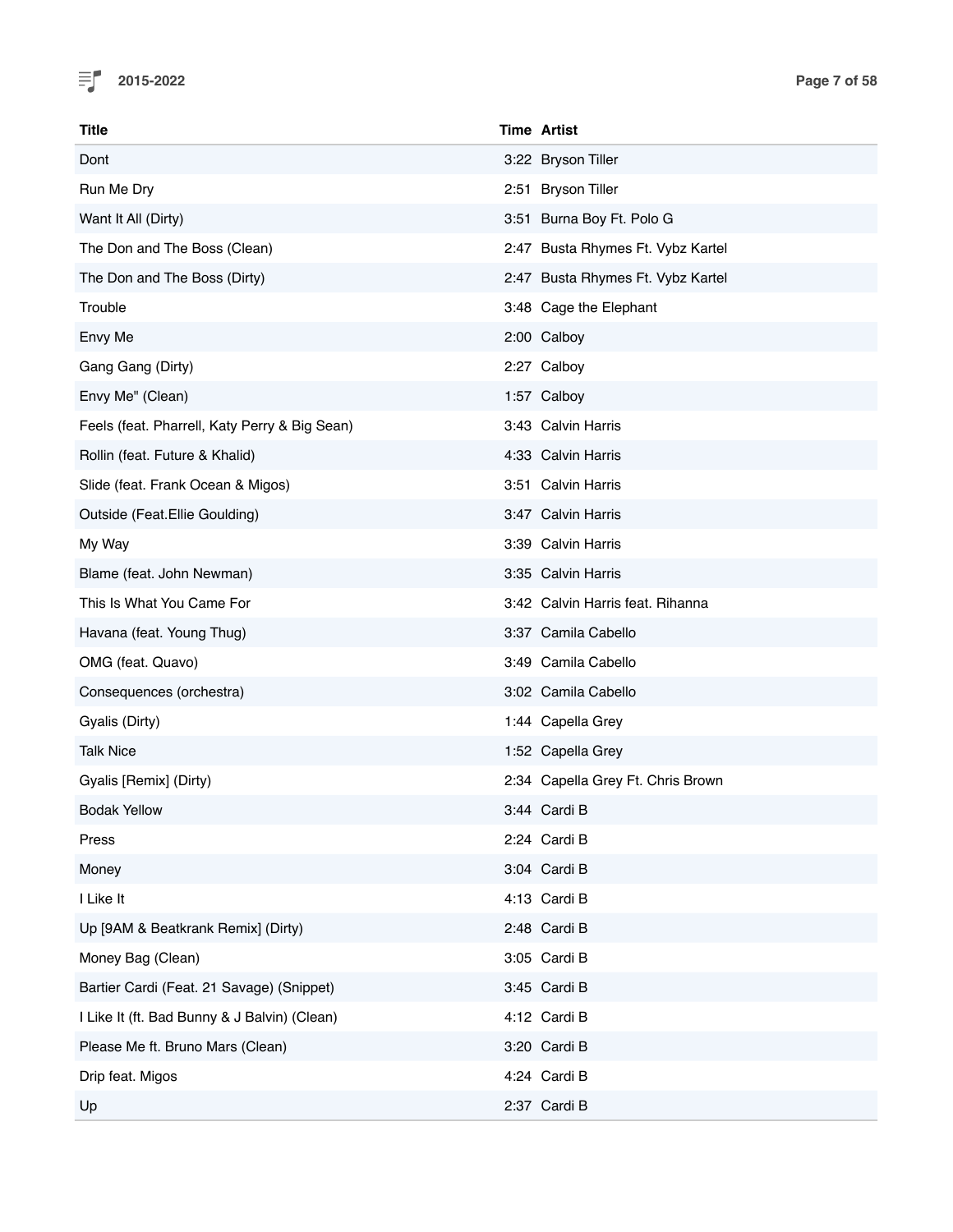| Title | Time | Artist |
|---|---|---|
| Dont | 3:22 | Bryson Tiller |
| Run Me Dry | 2:51 | Bryson Tiller |
| Want It All (Dirty) | 3:51 | Burna Boy Ft. Polo G |
| The Don and The Boss (Clean) | 2:47 | Busta Rhymes Ft. Vybz Kartel |
| The Don and The Boss (Dirty) | 2:47 | Busta Rhymes Ft. Vybz Kartel |
| Trouble | 3:48 | Cage the Elephant |
| Envy Me | 2:00 | Calboy |
| Gang Gang (Dirty) | 2:27 | Calboy |
| Envy Me" (Clean) | 1:57 | Calboy |
| Feels (feat. Pharrell, Katy Perry & Big Sean) | 3:43 | Calvin Harris |
| Rollin (feat. Future & Khalid) | 4:33 | Calvin Harris |
| Slide (feat. Frank Ocean & Migos) | 3:51 | Calvin Harris |
| Outside (Feat.Ellie Goulding) | 3:47 | Calvin Harris |
| My Way | 3:39 | Calvin Harris |
| Blame (feat. John Newman) | 3:35 | Calvin Harris |
| This Is What You Came For | 3:42 | Calvin Harris feat. Rihanna |
| Havana (feat. Young Thug) | 3:37 | Camila Cabello |
| OMG (feat. Quavo) | 3:49 | Camila Cabello |
| Consequences (orchestra) | 3:02 | Camila Cabello |
| Gyalis (Dirty) | 1:44 | Capella Grey |
| Talk Nice | 1:52 | Capella Grey |
| Gyalis [Remix] (Dirty) | 2:34 | Capella Grey Ft. Chris Brown |
| Bodak Yellow | 3:44 | Cardi B |
| Press | 2:24 | Cardi B |
| Money | 3:04 | Cardi B |
| I Like It | 4:13 | Cardi B |
| Up [9AM & Beatkrank Remix] (Dirty) | 2:48 | Cardi B |
| Money Bag (Clean) | 3:05 | Cardi B |
| Bartier Cardi (Feat. 21 Savage) (Snippet) | 3:45 | Cardi B |
| I Like It (ft. Bad Bunny & J Balvin) (Clean) | 4:12 | Cardi B |
| Please Me ft. Bruno Mars (Clean) | 3:20 | Cardi B |
| Drip feat. Migos | 4:24 | Cardi B |
| Up | 2:37 | Cardi B |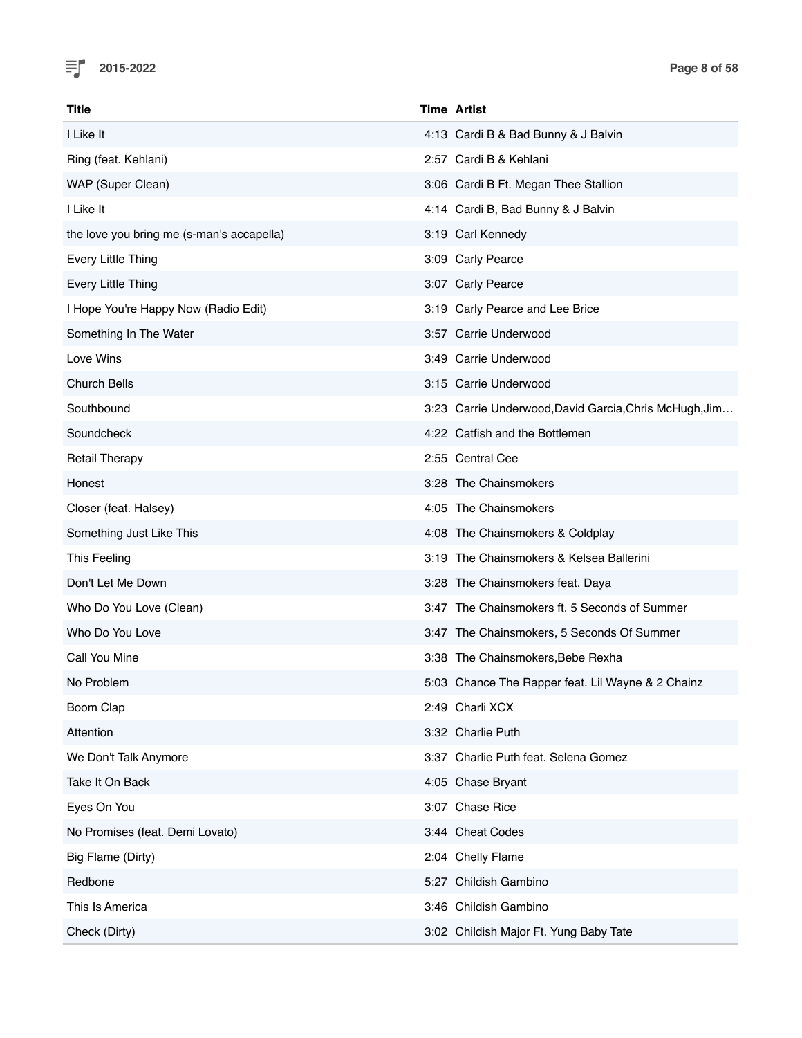| Title | Time | Artist |
| --- | --- | --- |
| I Like It | 4:13 | Cardi B & Bad Bunny & J Balvin |
| Ring (feat. Kehlani) | 2:57 | Cardi B & Kehlani |
| WAP (Super Clean) | 3:06 | Cardi B Ft. Megan Thee Stallion |
| I Like It | 4:14 | Cardi B, Bad Bunny & J Balvin |
| the love you bring me (s-man's accapella) | 3:19 | Carl Kennedy |
| Every Little Thing | 3:09 | Carly Pearce |
| Every Little Thing | 3:07 | Carly Pearce |
| I Hope You're Happy Now (Radio Edit) | 3:19 | Carly Pearce and Lee Brice |
| Something In The Water | 3:57 | Carrie Underwood |
| Love Wins | 3:49 | Carrie Underwood |
| Church Bells | 3:15 | Carrie Underwood |
| Southbound | 3:23 | Carrie Underwood,David Garcia,Chris McHugh,Jim… |
| Soundcheck | 4:22 | Catfish and the Bottlemen |
| Retail Therapy | 2:55 | Central Cee |
| Honest | 3:28 | The Chainsmokers |
| Closer (feat. Halsey) | 4:05 | The Chainsmokers |
| Something Just Like This | 4:08 | The Chainsmokers & Coldplay |
| This Feeling | 3:19 | The Chainsmokers & Kelsea Ballerini |
| Don't Let Me Down | 3:28 | The Chainsmokers feat. Daya |
| Who Do You Love (Clean) | 3:47 | The Chainsmokers ft. 5 Seconds of Summer |
| Who Do You Love | 3:47 | The Chainsmokers, 5 Seconds Of Summer |
| Call You Mine | 3:38 | The Chainsmokers,Bebe Rexha |
| No Problem | 5:03 | Chance The Rapper feat. Lil Wayne & 2 Chainz |
| Boom Clap | 2:49 | Charli XCX |
| Attention | 3:32 | Charlie Puth |
| We Don't Talk Anymore | 3:37 | Charlie Puth feat. Selena Gomez |
| Take It On Back | 4:05 | Chase Bryant |
| Eyes On You | 3:07 | Chase Rice |
| No Promises (feat. Demi Lovato) | 3:44 | Cheat Codes |
| Big Flame (Dirty) | 2:04 | Chelly Flame |
| Redbone | 5:27 | Childish Gambino |
| This Is America | 3:46 | Childish Gambino |
| Check (Dirty) | 3:02 | Childish Major Ft. Yung Baby Tate |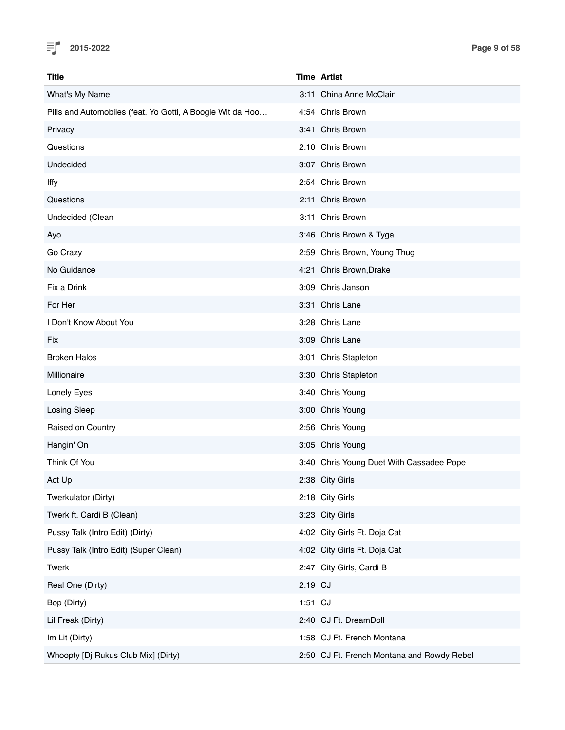| Title | Time | Artist |
|---|---|---|
| What's My Name | 3:11 | China Anne McClain |
| Pills and Automobiles (feat. Yo Gotti, A Boogie Wit da Hoo… | 4:54 | Chris Brown |
| Privacy | 3:41 | Chris Brown |
| Questions | 2:10 | Chris Brown |
| Undecided | 3:07 | Chris Brown |
| Iffy | 2:54 | Chris Brown |
| Questions | 2:11 | Chris Brown |
| Undecided (Clean | 3:11 | Chris Brown |
| Ayo | 3:46 | Chris Brown & Tyga |
| Go Crazy | 2:59 | Chris Brown, Young Thug |
| No Guidance | 4:21 | Chris Brown,Drake |
| Fix a Drink | 3:09 | Chris Janson |
| For Her | 3:31 | Chris Lane |
| I Don't Know About You | 3:28 | Chris Lane |
| Fix | 3:09 | Chris Lane |
| Broken Halos | 3:01 | Chris Stapleton |
| Millionaire | 3:30 | Chris Stapleton |
| Lonely Eyes | 3:40 | Chris Young |
| Losing Sleep | 3:00 | Chris Young |
| Raised on Country | 2:56 | Chris Young |
| Hangin' On | 3:05 | Chris Young |
| Think Of You | 3:40 | Chris Young Duet With Cassadee Pope |
| Act Up | 2:38 | City Girls |
| Twerkulator (Dirty) | 2:18 | City Girls |
| Twerk ft. Cardi B (Clean) | 3:23 | City Girls |
| Pussy Talk (Intro Edit) (Dirty) | 4:02 | City Girls Ft. Doja Cat |
| Pussy Talk (Intro Edit) (Super Clean) | 4:02 | City Girls Ft. Doja Cat |
| Twerk | 2:47 | City Girls, Cardi B |
| Real One (Dirty) | 2:19 | CJ |
| Bop (Dirty) | 1:51 | CJ |
| Lil Freak (Dirty) | 2:40 | CJ Ft. DreamDoll |
| Im Lit (Dirty) | 1:58 | CJ Ft. French Montana |
| Whoopty [Dj Rukus Club Mix] (Dirty) | 2:50 | CJ Ft. French Montana and Rowdy Rebel |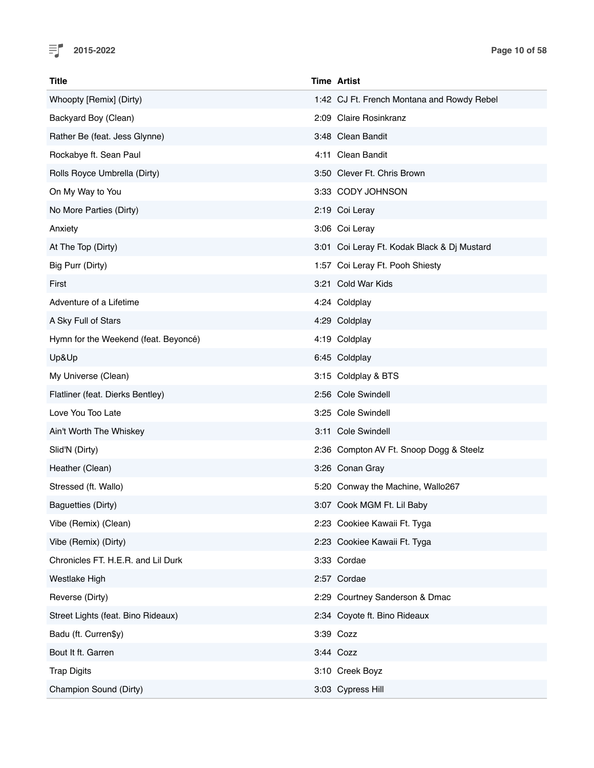| Title | Time | Artist |
| --- | --- | --- |
| Whoopty [Remix] (Dirty) | 1:42 | CJ Ft. French Montana and Rowdy Rebel |
| Backyard Boy (Clean) | 2:09 | Claire Rosinkranz |
| Rather Be (feat. Jess Glynne) | 3:48 | Clean Bandit |
| Rockabye ft. Sean Paul | 4:11 | Clean Bandit |
| Rolls Royce Umbrella (Dirty) | 3:50 | Clever Ft. Chris Brown |
| On My Way to You | 3:33 | CODY JOHNSON |
| No More Parties (Dirty) | 2:19 | Coi Leray |
| Anxiety | 3:06 | Coi Leray |
| At The Top (Dirty) | 3:01 | Coi Leray Ft. Kodak Black & Dj Mustard |
| Big Purr (Dirty) | 1:57 | Coi Leray Ft. Pooh Shiesty |
| First | 3:21 | Cold War Kids |
| Adventure of a Lifetime | 4:24 | Coldplay |
| A Sky Full of Stars | 4:29 | Coldplay |
| Hymn for the Weekend (feat. Beyoncé) | 4:19 | Coldplay |
| Up&Up | 6:45 | Coldplay |
| My Universe (Clean) | 3:15 | Coldplay & BTS |
| Flatliner (feat. Dierks Bentley) | 2:56 | Cole Swindell |
| Love You Too Late | 3:25 | Cole Swindell |
| Ain't Worth The Whiskey | 3:11 | Cole Swindell |
| Slid'N (Dirty) | 2:36 | Compton AV Ft. Snoop Dogg & Steelz |
| Heather (Clean) | 3:26 | Conan Gray |
| Stressed (ft. Wallo) | 5:20 | Conway the Machine, Wallo267 |
| Baguetties (Dirty) | 3:07 | Cook MGM Ft. Lil Baby |
| Vibe (Remix) (Clean) | 2:23 | Cookiee Kawaii Ft. Tyga |
| Vibe (Remix) (Dirty) | 2:23 | Cookiee Kawaii Ft. Tyga |
| Chronicles FT. H.E.R. and Lil Durk | 3:33 | Cordae |
| Westlake High | 2:57 | Cordae |
| Reverse (Dirty) | 2:29 | Courtney Sanderson & Dmac |
| Street Lights (feat. Bino Rideaux) | 2:34 | Coyote ft. Bino Rideaux |
| Badu (ft. Curren$y) | 3:39 | Cozz |
| Bout It ft. Garren | 3:44 | Cozz |
| Trap Digits | 3:10 | Creek Boyz |
| Champion Sound (Dirty) | 3:03 | Cypress Hill |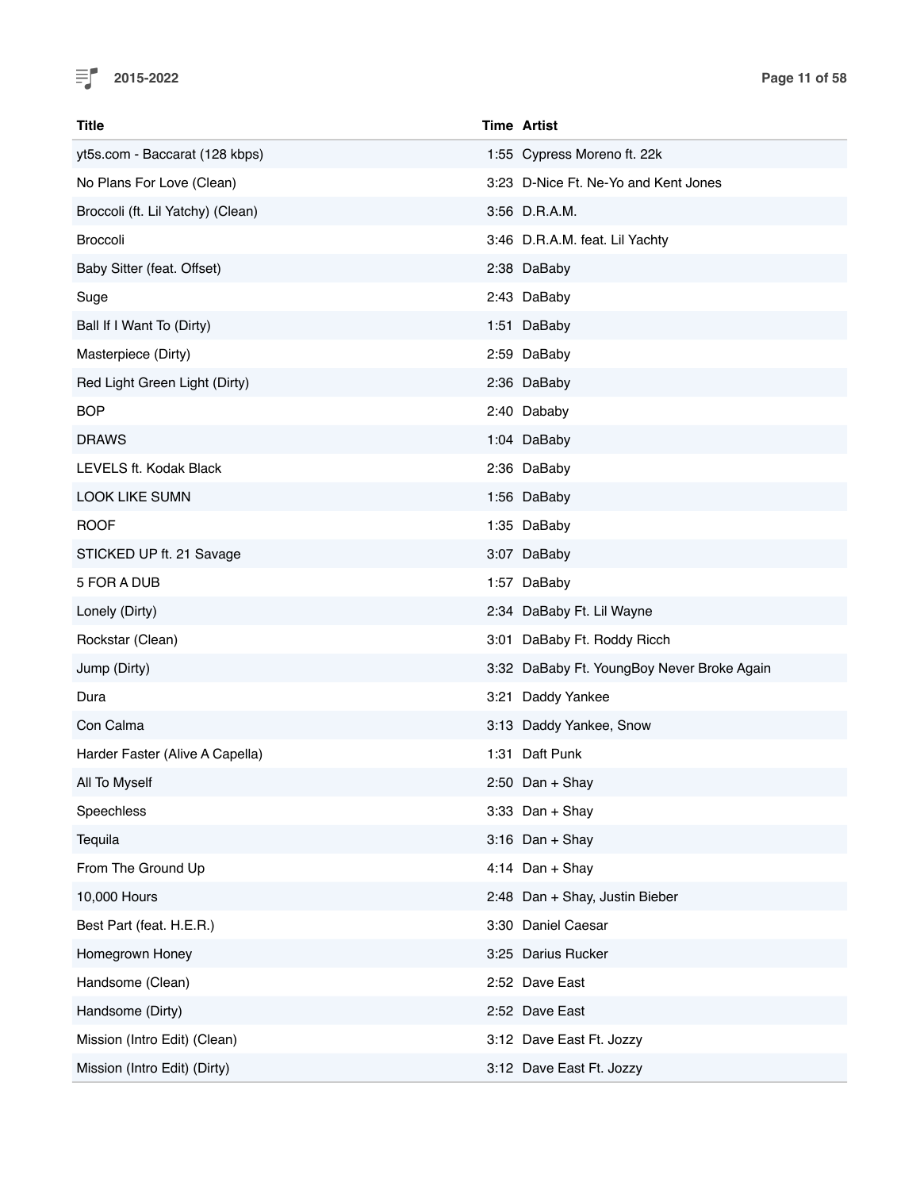| Title | Time | Artist |
|---|---|---|
| yt5s.com - Baccarat (128 kbps) | 1:55 | Cypress Moreno ft. 22k |
| No Plans For Love (Clean) | 3:23 | D-Nice Ft. Ne-Yo and Kent Jones |
| Broccoli (ft. Lil Yatchy) (Clean) | 3:56 | D.R.A.M. |
| Broccoli | 3:46 | D.R.A.M. feat. Lil Yachty |
| Baby Sitter (feat. Offset) | 2:38 | DaBaby |
| Suge | 2:43 | DaBaby |
| Ball If I Want To (Dirty) | 1:51 | DaBaby |
| Masterpiece (Dirty) | 2:59 | DaBaby |
| Red Light Green Light (Dirty) | 2:36 | DaBaby |
| BOP | 2:40 | Dababy |
| DRAWS | 1:04 | DaBaby |
| LEVELS ft. Kodak Black | 2:36 | DaBaby |
| LOOK LIKE SUMN | 1:56 | DaBaby |
| ROOF | 1:35 | DaBaby |
| STICKED UP ft. 21 Savage | 3:07 | DaBaby |
| 5 FOR A DUB | 1:57 | DaBaby |
| Lonely (Dirty) | 2:34 | DaBaby Ft. Lil Wayne |
| Rockstar (Clean) | 3:01 | DaBaby Ft. Roddy Ricch |
| Jump (Dirty) | 3:32 | DaBaby Ft. YoungBoy Never Broke Again |
| Dura | 3:21 | Daddy Yankee |
| Con Calma | 3:13 | Daddy Yankee, Snow |
| Harder Faster (Alive A Capella) | 1:31 | Daft Punk |
| All To Myself | 2:50 | Dan + Shay |
| Speechless | 3:33 | Dan + Shay |
| Tequila | 3:16 | Dan + Shay |
| From The Ground Up | 4:14 | Dan + Shay |
| 10,000 Hours | 2:48 | Dan + Shay, Justin Bieber |
| Best Part (feat. H.E.R.) | 3:30 | Daniel Caesar |
| Homegrown Honey | 3:25 | Darius Rucker |
| Handsome (Clean) | 2:52 | Dave East |
| Handsome (Dirty) | 2:52 | Dave East |
| Mission (Intro Edit) (Clean) | 3:12 | Dave East Ft. Jozzy |
| Mission (Intro Edit) (Dirty) | 3:12 | Dave East Ft. Jozzy |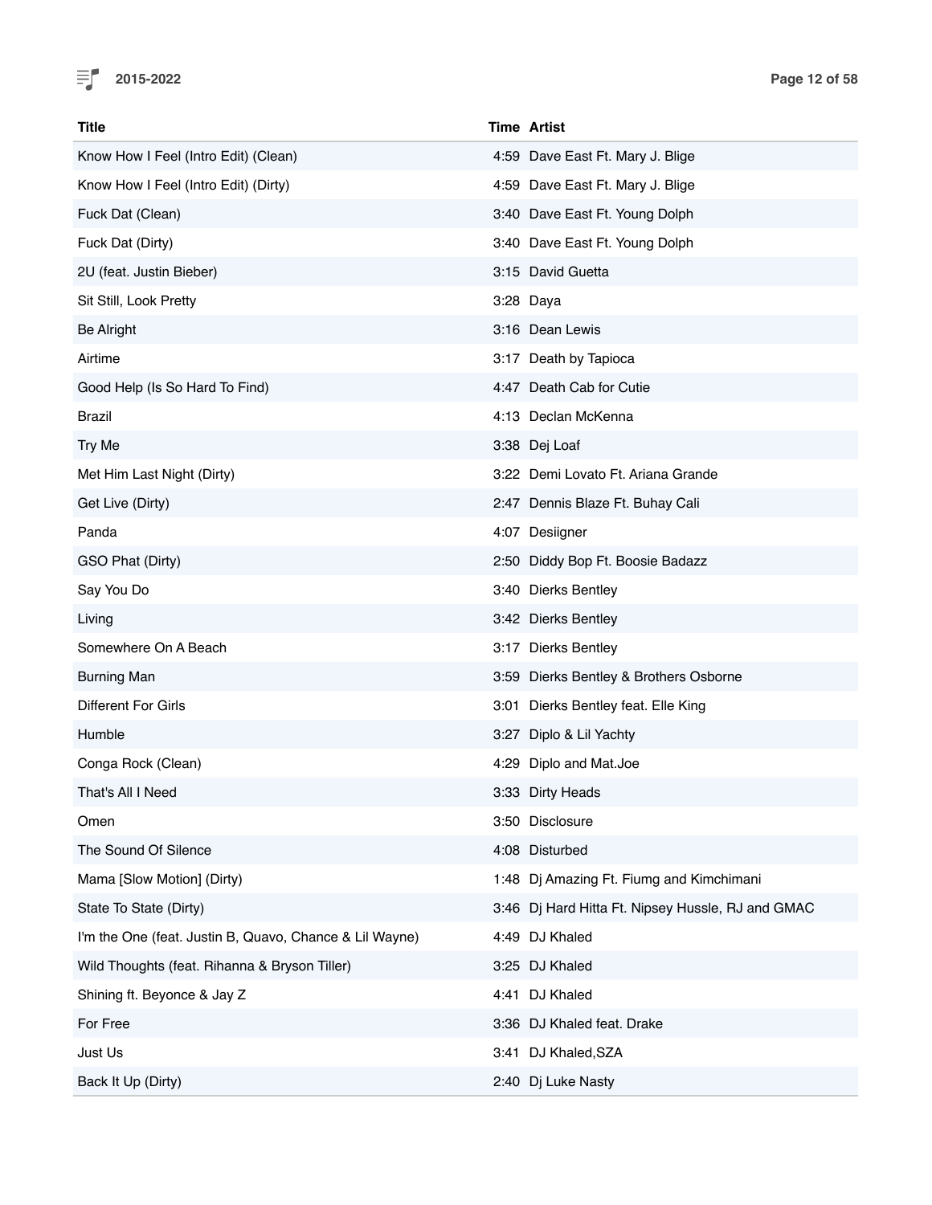| Title | Time | Artist |
| --- | --- | --- |
| Know How I Feel (Intro Edit) (Clean) | 4:59 | Dave East Ft. Mary J. Blige |
| Know How I Feel (Intro Edit) (Dirty) | 4:59 | Dave East Ft. Mary J. Blige |
| Fuck Dat (Clean) | 3:40 | Dave East Ft. Young Dolph |
| Fuck Dat (Dirty) | 3:40 | Dave East Ft. Young Dolph |
| 2U (feat. Justin Bieber) | 3:15 | David Guetta |
| Sit Still, Look Pretty | 3:28 | Daya |
| Be Alright | 3:16 | Dean Lewis |
| Airtime | 3:17 | Death by Tapioca |
| Good Help (Is So Hard To Find) | 4:47 | Death Cab for Cutie |
| Brazil | 4:13 | Declan McKenna |
| Try Me | 3:38 | Dej Loaf |
| Met Him Last Night (Dirty) | 3:22 | Demi Lovato Ft. Ariana Grande |
| Get Live (Dirty) | 2:47 | Dennis Blaze Ft. Buhay Cali |
| Panda | 4:07 | Desiigner |
| GSO Phat (Dirty) | 2:50 | Diddy Bop Ft. Boosie Badazz |
| Say You Do | 3:40 | Dierks Bentley |
| Living | 3:42 | Dierks Bentley |
| Somewhere On A Beach | 3:17 | Dierks Bentley |
| Burning Man | 3:59 | Dierks Bentley & Brothers Osborne |
| Different For Girls | 3:01 | Dierks Bentley feat. Elle King |
| Humble | 3:27 | Diplo & Lil Yachty |
| Conga Rock (Clean) | 4:29 | Diplo and Mat.Joe |
| That's All I Need | 3:33 | Dirty Heads |
| Omen | 3:50 | Disclosure |
| The Sound Of Silence | 4:08 | Disturbed |
| Mama [Slow Motion] (Dirty) | 1:48 | Dj Amazing Ft. Fiumg and Kimchimani |
| State To State (Dirty) | 3:46 | Dj Hard Hitta Ft. Nipsey Hussle, RJ and GMAC |
| I'm the One (feat. Justin B, Quavo, Chance & Lil Wayne) | 4:49 | DJ Khaled |
| Wild Thoughts (feat. Rihanna & Bryson Tiller) | 3:25 | DJ Khaled |
| Shining ft. Beyonce & Jay Z | 4:41 | DJ Khaled |
| For Free | 3:36 | DJ Khaled feat. Drake |
| Just Us | 3:41 | DJ Khaled,SZA |
| Back It Up (Dirty) | 2:40 | Dj Luke Nasty |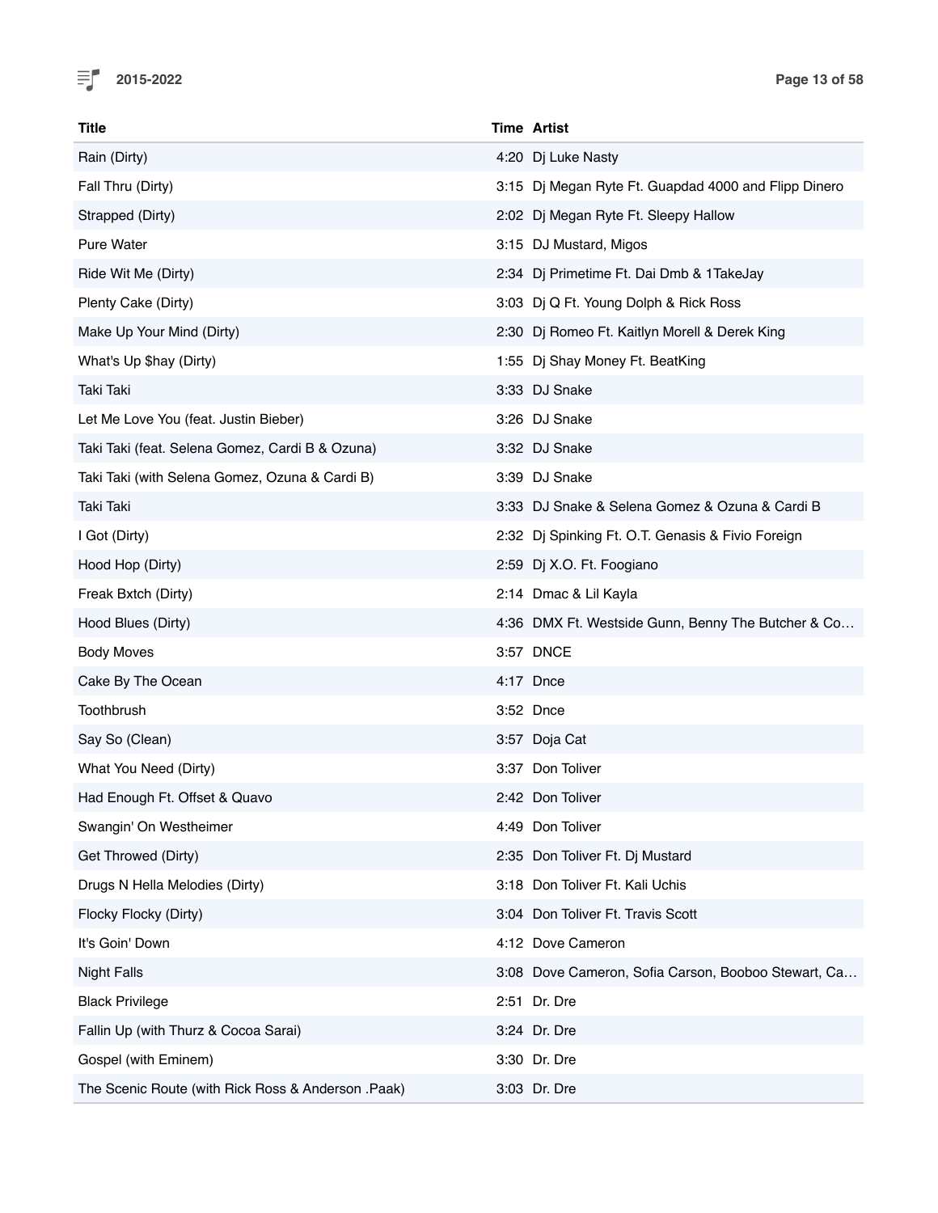| Title | Time | Artist |
| --- | --- | --- |
| Rain (Dirty) | 4:20 | Dj Luke Nasty |
| Fall Thru (Dirty) | 3:15 | Dj Megan Ryte Ft. Guapdad 4000 and Flipp Dinero |
| Strapped (Dirty) | 2:02 | Dj Megan Ryte Ft. Sleepy Hallow |
| Pure Water | 3:15 | DJ Mustard, Migos |
| Ride Wit Me (Dirty) | 2:34 | Dj Primetime Ft. Dai Dmb & 1TakeJay |
| Plenty Cake (Dirty) | 3:03 | Dj Q Ft. Young Dolph & Rick Ross |
| Make Up Your Mind (Dirty) | 2:30 | Dj Romeo Ft. Kaitlyn Morell & Derek King |
| What's Up $hay (Dirty) | 1:55 | Dj Shay Money Ft. BeatKing |
| Taki Taki | 3:33 | DJ Snake |
| Let Me Love You (feat. Justin Bieber) | 3:26 | DJ Snake |
| Taki Taki (feat. Selena Gomez, Cardi B & Ozuna) | 3:32 | DJ Snake |
| Taki Taki (with Selena Gomez, Ozuna & Cardi B) | 3:39 | DJ Snake |
| Taki Taki | 3:33 | DJ Snake & Selena Gomez & Ozuna & Cardi B |
| I Got (Dirty) | 2:32 | Dj Spinking Ft. O.T. Genasis & Fivio Foreign |
| Hood Hop (Dirty) | 2:59 | Dj X.O. Ft. Foogiano |
| Freak Bxtch (Dirty) | 2:14 | Dmac & Lil Kayla |
| Hood Blues (Dirty) | 4:36 | DMX Ft. Westside Gunn, Benny The Butcher & Co… |
| Body Moves | 3:57 | DNCE |
| Cake By The Ocean | 4:17 | Dnce |
| Toothbrush | 3:52 | Dnce |
| Say So (Clean) | 3:57 | Doja Cat |
| What You Need (Dirty) | 3:37 | Don Toliver |
| Had Enough Ft. Offset & Quavo | 2:42 | Don Toliver |
| Swangin' On Westheimer | 4:49 | Don Toliver |
| Get Throwed (Dirty) | 2:35 | Don Toliver Ft. Dj Mustard |
| Drugs N Hella Melodies (Dirty) | 3:18 | Don Toliver Ft. Kali Uchis |
| Flocky Flocky (Dirty) | 3:04 | Don Toliver Ft. Travis Scott |
| It's Goin' Down | 4:12 | Dove Cameron |
| Night Falls | 3:08 | Dove Cameron, Sofia Carson, Booboo Stewart, Ca… |
| Black Privilege | 2:51 | Dr. Dre |
| Fallin Up (with Thurz & Cocoa Sarai) | 3:24 | Dr. Dre |
| Gospel (with Eminem) | 3:30 | Dr. Dre |
| The Scenic Route (with Rick Ross & Anderson .Paak) | 3:03 | Dr. Dre |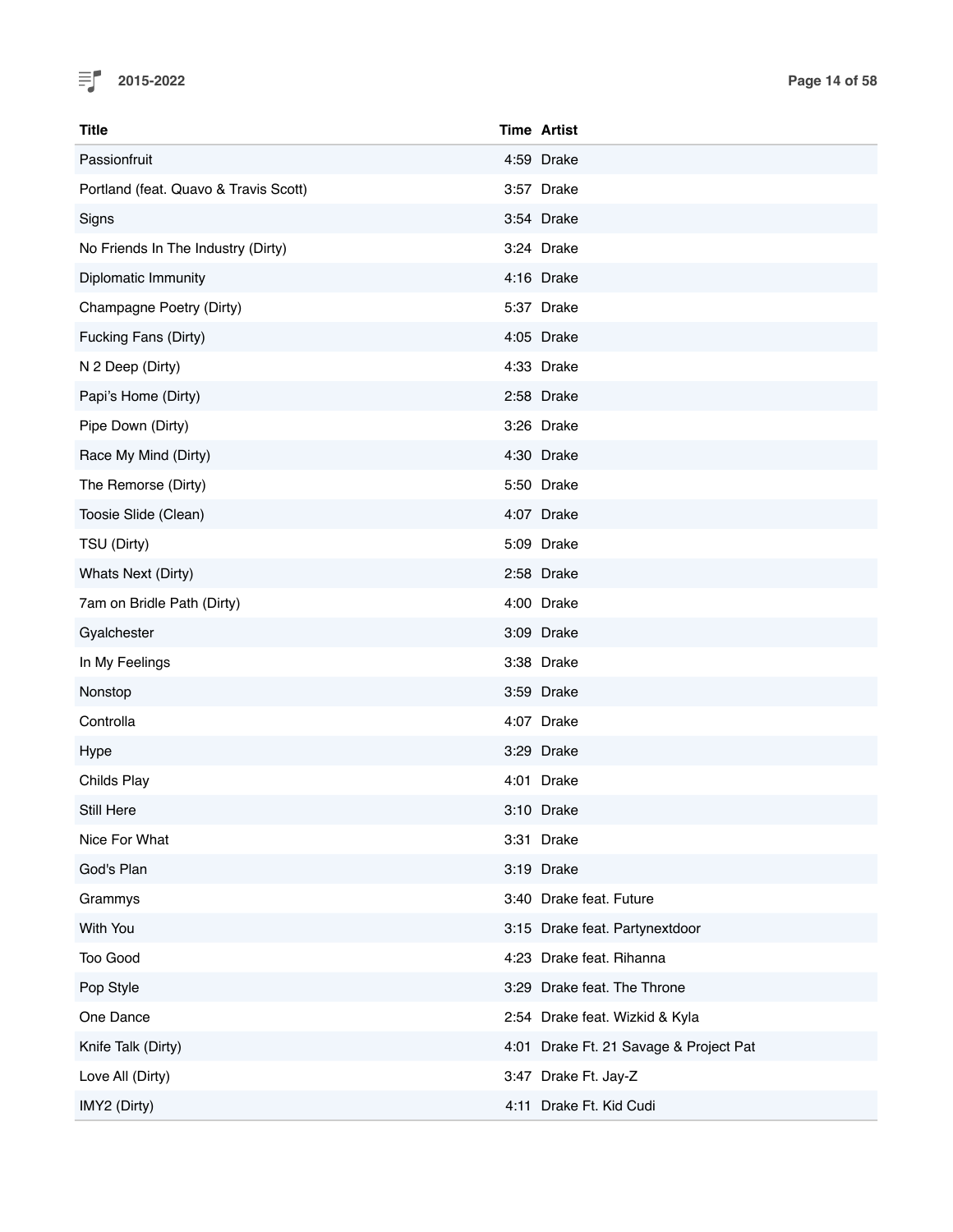| Title | Time | Artist |
|---|---|---|
| Passionfruit | 4:59 | Drake |
| Portland (feat. Quavo & Travis Scott) | 3:57 | Drake |
| Signs | 3:54 | Drake |
| No Friends In The Industry (Dirty) | 3:24 | Drake |
| Diplomatic Immunity | 4:16 | Drake |
| Champagne Poetry (Dirty) | 5:37 | Drake |
| Fucking Fans (Dirty) | 4:05 | Drake |
| N 2 Deep (Dirty) | 4:33 | Drake |
| Papi's Home (Dirty) | 2:58 | Drake |
| Pipe Down (Dirty) | 3:26 | Drake |
| Race My Mind (Dirty) | 4:30 | Drake |
| The Remorse (Dirty) | 5:50 | Drake |
| Toosie Slide (Clean) | 4:07 | Drake |
| TSU (Dirty) | 5:09 | Drake |
| Whats Next (Dirty) | 2:58 | Drake |
| 7am on Bridle Path (Dirty) | 4:00 | Drake |
| Gyalchester | 3:09 | Drake |
| In My Feelings | 3:38 | Drake |
| Nonstop | 3:59 | Drake |
| Controlla | 4:07 | Drake |
| Hype | 3:29 | Drake |
| Childs Play | 4:01 | Drake |
| Still Here | 3:10 | Drake |
| Nice For What | 3:31 | Drake |
| God's Plan | 3:19 | Drake |
| Grammys | 3:40 | Drake feat. Future |
| With You | 3:15 | Drake feat. Partynextdoor |
| Too Good | 4:23 | Drake feat. Rihanna |
| Pop Style | 3:29 | Drake feat. The Throne |
| One Dance | 2:54 | Drake feat. Wizkid & Kyla |
| Knife Talk (Dirty) | 4:01 | Drake Ft. 21 Savage & Project Pat |
| Love All (Dirty) | 3:47 | Drake Ft. Jay-Z |
| IMY2 (Dirty) | 4:11 | Drake Ft. Kid Cudi |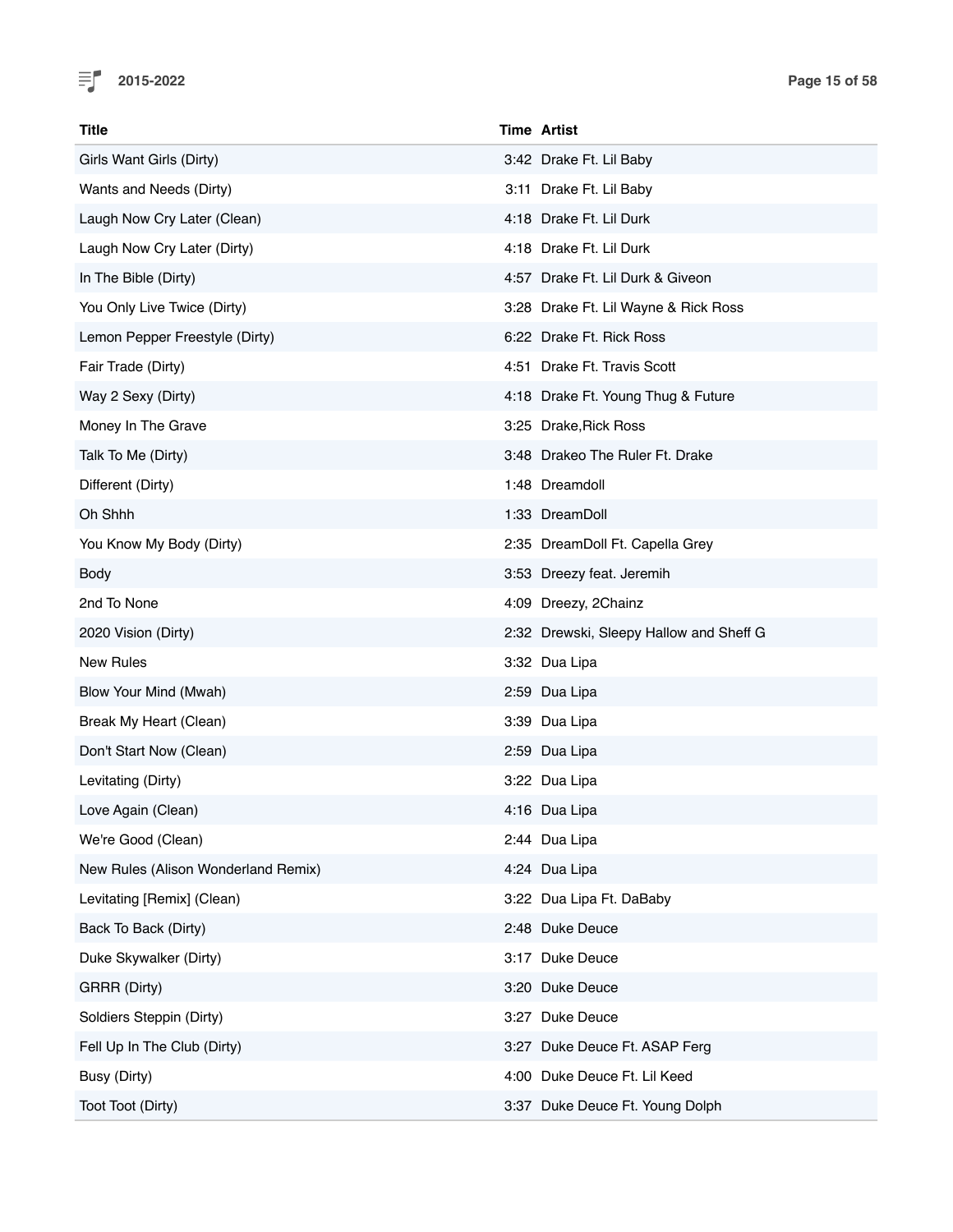| Title | Time | Artist |
|---|---|---|
| Girls Want Girls (Dirty) | 3:42 | Drake Ft. Lil Baby |
| Wants and Needs (Dirty) | 3:11 | Drake Ft. Lil Baby |
| Laugh Now Cry Later (Clean) | 4:18 | Drake Ft. Lil Durk |
| Laugh Now Cry Later (Dirty) | 4:18 | Drake Ft. Lil Durk |
| In The Bible (Dirty) | 4:57 | Drake Ft. Lil Durk & Giveon |
| You Only Live Twice (Dirty) | 3:28 | Drake Ft. Lil Wayne & Rick Ross |
| Lemon Pepper Freestyle (Dirty) | 6:22 | Drake Ft. Rick Ross |
| Fair Trade (Dirty) | 4:51 | Drake Ft. Travis Scott |
| Way 2 Sexy (Dirty) | 4:18 | Drake Ft. Young Thug & Future |
| Money In The Grave | 3:25 | Drake,Rick Ross |
| Talk To Me (Dirty) | 3:48 | Drakeo The Ruler Ft. Drake |
| Different (Dirty) | 1:48 | Dreamdoll |
| Oh Shhh | 1:33 | DreamDoll |
| You Know My Body (Dirty) | 2:35 | DreamDoll Ft. Capella Grey |
| Body | 3:53 | Dreezy feat. Jeremih |
| 2nd To None | 4:09 | Dreezy, 2Chainz |
| 2020 Vision (Dirty) | 2:32 | Drewski, Sleepy Hallow and Sheff G |
| New Rules | 3:32 | Dua Lipa |
| Blow Your Mind (Mwah) | 2:59 | Dua Lipa |
| Break My Heart (Clean) | 3:39 | Dua Lipa |
| Don't Start Now (Clean) | 2:59 | Dua Lipa |
| Levitating (Dirty) | 3:22 | Dua Lipa |
| Love Again (Clean) | 4:16 | Dua Lipa |
| We're Good (Clean) | 2:44 | Dua Lipa |
| New Rules (Alison Wonderland Remix) | 4:24 | Dua Lipa |
| Levitating [Remix] (Clean) | 3:22 | Dua Lipa Ft. DaBaby |
| Back To Back (Dirty) | 2:48 | Duke Deuce |
| Duke Skywalker (Dirty) | 3:17 | Duke Deuce |
| GRRR (Dirty) | 3:20 | Duke Deuce |
| Soldiers Steppin (Dirty) | 3:27 | Duke Deuce |
| Fell Up In The Club (Dirty) | 3:27 | Duke Deuce Ft. ASAP Ferg |
| Busy (Dirty) | 4:00 | Duke Deuce Ft. Lil Keed |
| Toot Toot (Dirty) | 3:37 | Duke Deuce Ft. Young Dolph |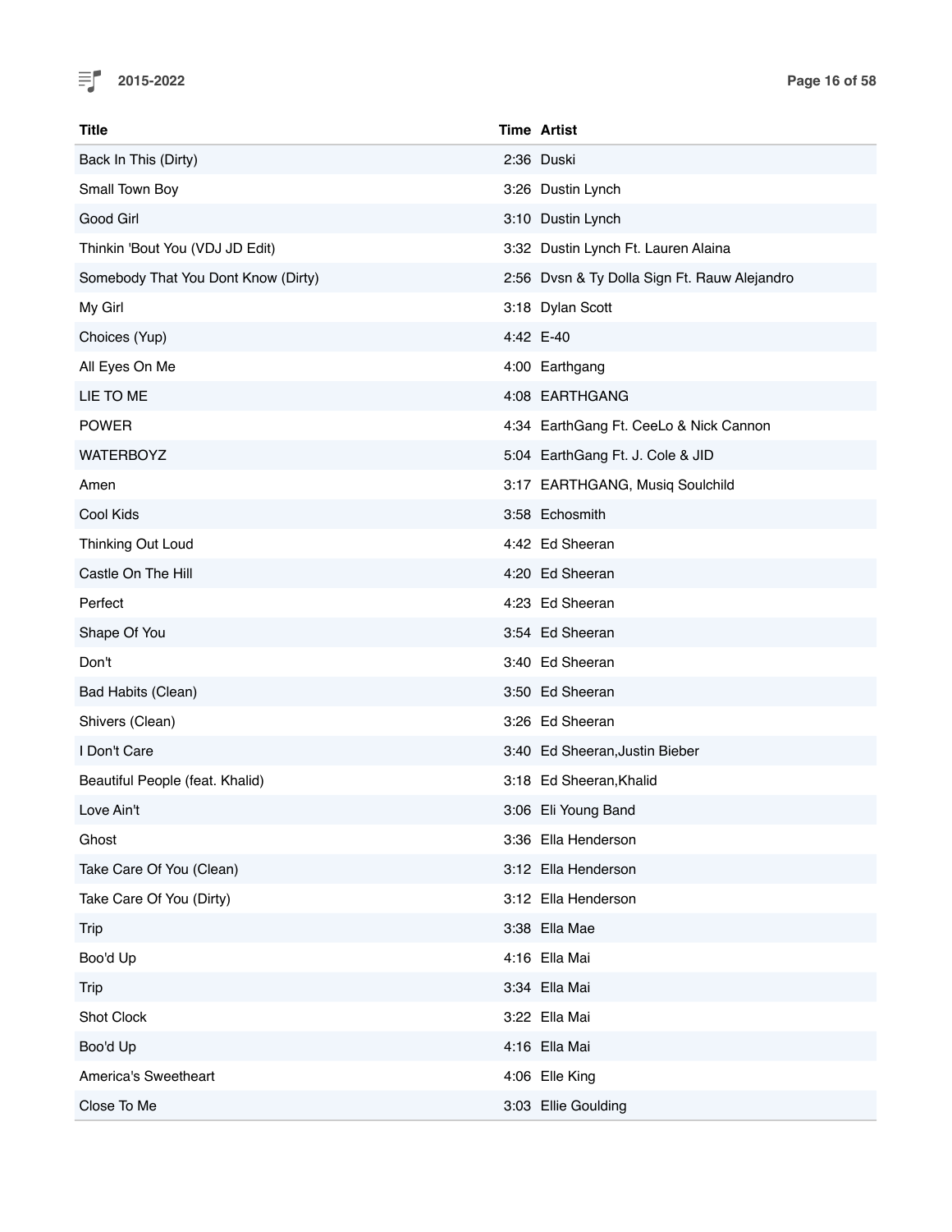| Title | Time | Artist |
|---|---|---|
| Back In This (Dirty) | 2:36 | Duski |
| Small Town Boy | 3:26 | Dustin Lynch |
| Good Girl | 3:10 | Dustin Lynch |
| Thinkin 'Bout You (VDJ JD Edit) | 3:32 | Dustin Lynch Ft. Lauren Alaina |
| Somebody That You Dont Know (Dirty) | 2:56 | Dvsn & Ty Dolla Sign Ft. Rauw Alejandro |
| My Girl | 3:18 | Dylan Scott |
| Choices (Yup) | 4:42 | E-40 |
| All Eyes On Me | 4:00 | Earthgang |
| LIE TO ME | 4:08 | EARTHGANG |
| POWER | 4:34 | EarthGang Ft. CeeLo & Nick Cannon |
| WATERBOYZ | 5:04 | EarthGang Ft. J. Cole & JID |
| Amen | 3:17 | EARTHGANG, Musiq Soulchild |
| Cool Kids | 3:58 | Echosmith |
| Thinking Out Loud | 4:42 | Ed Sheeran |
| Castle On The Hill | 4:20 | Ed Sheeran |
| Perfect | 4:23 | Ed Sheeran |
| Shape Of You | 3:54 | Ed Sheeran |
| Don't | 3:40 | Ed Sheeran |
| Bad Habits (Clean) | 3:50 | Ed Sheeran |
| Shivers (Clean) | 3:26 | Ed Sheeran |
| I Don't Care | 3:40 | Ed Sheeran,Justin Bieber |
| Beautiful People (feat. Khalid) | 3:18 | Ed Sheeran,Khalid |
| Love Ain't | 3:06 | Eli Young Band |
| Ghost | 3:36 | Ella Henderson |
| Take Care Of You (Clean) | 3:12 | Ella Henderson |
| Take Care Of You (Dirty) | 3:12 | Ella Henderson |
| Trip | 3:38 | Ella Mae |
| Boo'd Up | 4:16 | Ella Mai |
| Trip | 3:34 | Ella Mai |
| Shot Clock | 3:22 | Ella Mai |
| Boo'd Up | 4:16 | Ella Mai |
| America's Sweetheart | 4:06 | Elle King |
| Close To Me | 3:03 | Ellie Goulding |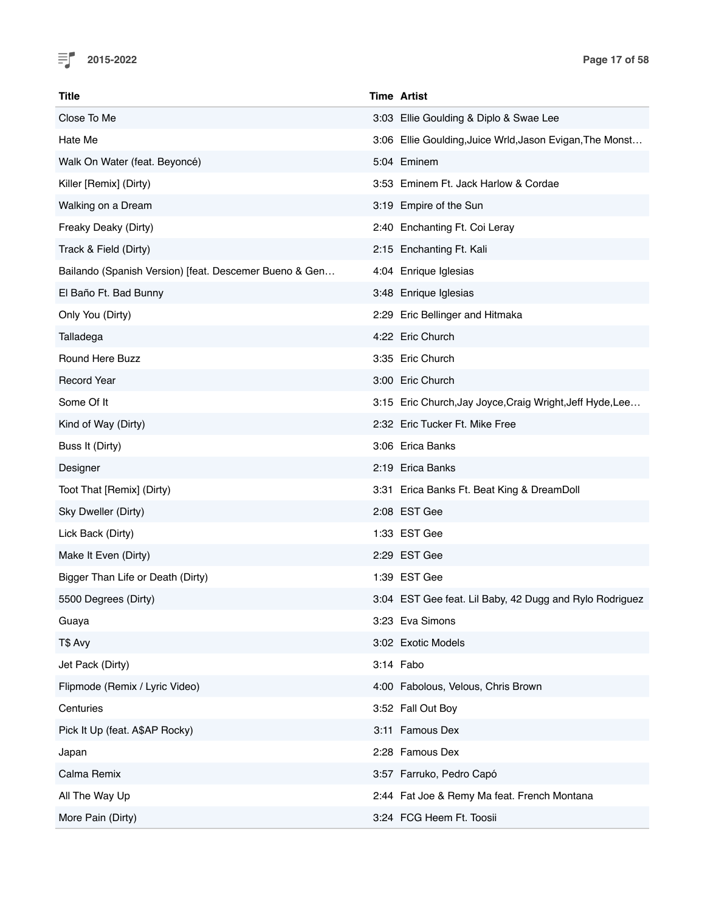| Title | Time | Artist |
| --- | --- | --- |
| Close To Me | 3:03 | Ellie Goulding & Diplo & Swae Lee |
| Hate Me | 3:06 | Ellie Goulding,Juice Wrld,Jason Evigan,The Monst… |
| Walk On Water (feat. Beyoncé) | 5:04 | Eminem |
| Killer [Remix] (Dirty) | 3:53 | Eminem Ft. Jack Harlow & Cordae |
| Walking on a Dream | 3:19 | Empire of the Sun |
| Freaky Deaky (Dirty) | 2:40 | Enchanting Ft. Coi Leray |
| Track & Field (Dirty) | 2:15 | Enchanting Ft. Kali |
| Bailando (Spanish Version) [feat. Descemer Bueno & Gen… | 4:04 | Enrique Iglesias |
| El Baño Ft. Bad Bunny | 3:48 | Enrique Iglesias |
| Only You (Dirty) | 2:29 | Eric Bellinger and Hitmaka |
| Talladega | 4:22 | Eric Church |
| Round Here Buzz | 3:35 | Eric Church |
| Record Year | 3:00 | Eric Church |
| Some Of It | 3:15 | Eric Church,Jay Joyce,Craig Wright,Jeff Hyde,Lee… |
| Kind of Way (Dirty) | 2:32 | Eric Tucker Ft. Mike Free |
| Buss It (Dirty) | 3:06 | Erica Banks |
| Designer | 2:19 | Erica Banks |
| Toot That [Remix] (Dirty) | 3:31 | Erica Banks Ft. Beat King & DreamDoll |
| Sky Dweller (Dirty) | 2:08 | EST Gee |
| Lick Back (Dirty) | 1:33 | EST Gee |
| Make It Even (Dirty) | 2:29 | EST Gee |
| Bigger Than Life or Death (Dirty) | 1:39 | EST Gee |
| 5500 Degrees (Dirty) | 3:04 | EST Gee feat. Lil Baby, 42 Dugg and Rylo Rodriguez |
| Guaya | 3:23 | Eva Simons |
| T$ Avy | 3:02 | Exotic Models |
| Jet Pack (Dirty) | 3:14 | Fabo |
| Flipmode (Remix / Lyric Video) | 4:00 | Fabolous, Velous, Chris Brown |
| Centuries | 3:52 | Fall Out Boy |
| Pick It Up (feat. A$AP Rocky) | 3:11 | Famous Dex |
| Japan | 2:28 | Famous Dex |
| Calma Remix | 3:57 | Farruko, Pedro Capó |
| All The Way Up | 2:44 | Fat Joe & Remy Ma feat. French Montana |
| More Pain (Dirty) | 3:24 | FCG Heem Ft. Toosii |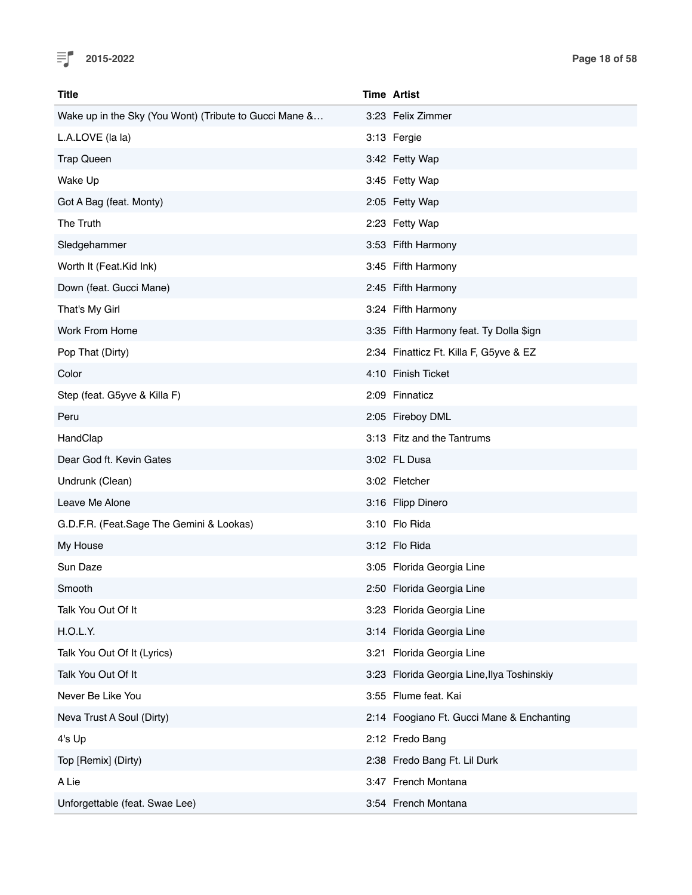| Title | Time | Artist |
| --- | --- | --- |
| Wake up in the Sky (You Wont) (Tribute to Gucci Mane &… | 3:23 | Felix Zimmer |
| L.A.LOVE (la la) | 3:13 | Fergie |
| Trap Queen | 3:42 | Fetty Wap |
| Wake Up | 3:45 | Fetty Wap |
| Got A Bag (feat. Monty) | 2:05 | Fetty Wap |
| The Truth | 2:23 | Fetty Wap |
| Sledgehammer | 3:53 | Fifth Harmony |
| Worth It (Feat.Kid Ink) | 3:45 | Fifth Harmony |
| Down (feat. Gucci Mane) | 2:45 | Fifth Harmony |
| That's My Girl | 3:24 | Fifth Harmony |
| Work From Home | 3:35 | Fifth Harmony feat. Ty Dolla $ign |
| Pop That (Dirty) | 2:34 | Finatticz Ft. Killa F, G5yve & EZ |
| Color | 4:10 | Finish Ticket |
| Step (feat. G5yve & Killa F) | 2:09 | Finnaticz |
| Peru | 2:05 | Fireboy DML |
| HandClap | 3:13 | Fitz and the Tantrums |
| Dear God ft. Kevin Gates | 3:02 | FL Dusa |
| Undrunk (Clean) | 3:02 | Fletcher |
| Leave Me Alone | 3:16 | Flipp Dinero |
| G.D.F.R. (Feat.Sage The Gemini & Lookas) | 3:10 | Flo Rida |
| My House | 3:12 | Flo Rida |
| Sun Daze | 3:05 | Florida Georgia Line |
| Smooth | 2:50 | Florida Georgia Line |
| Talk You Out Of It | 3:23 | Florida Georgia Line |
| H.O.L.Y. | 3:14 | Florida Georgia Line |
| Talk You Out Of It (Lyrics) | 3:21 | Florida Georgia Line |
| Talk You Out Of It | 3:23 | Florida Georgia Line,Ilya Toshinskiy |
| Never Be Like You | 3:55 | Flume feat. Kai |
| Neva Trust A Soul (Dirty) | 2:14 | Foogiano Ft. Gucci Mane & Enchanting |
| 4's Up | 2:12 | Fredo Bang |
| Top [Remix] (Dirty) | 2:38 | Fredo Bang Ft. Lil Durk |
| A Lie | 3:47 | French Montana |
| Unforgettable (feat. Swae Lee) | 3:54 | French Montana |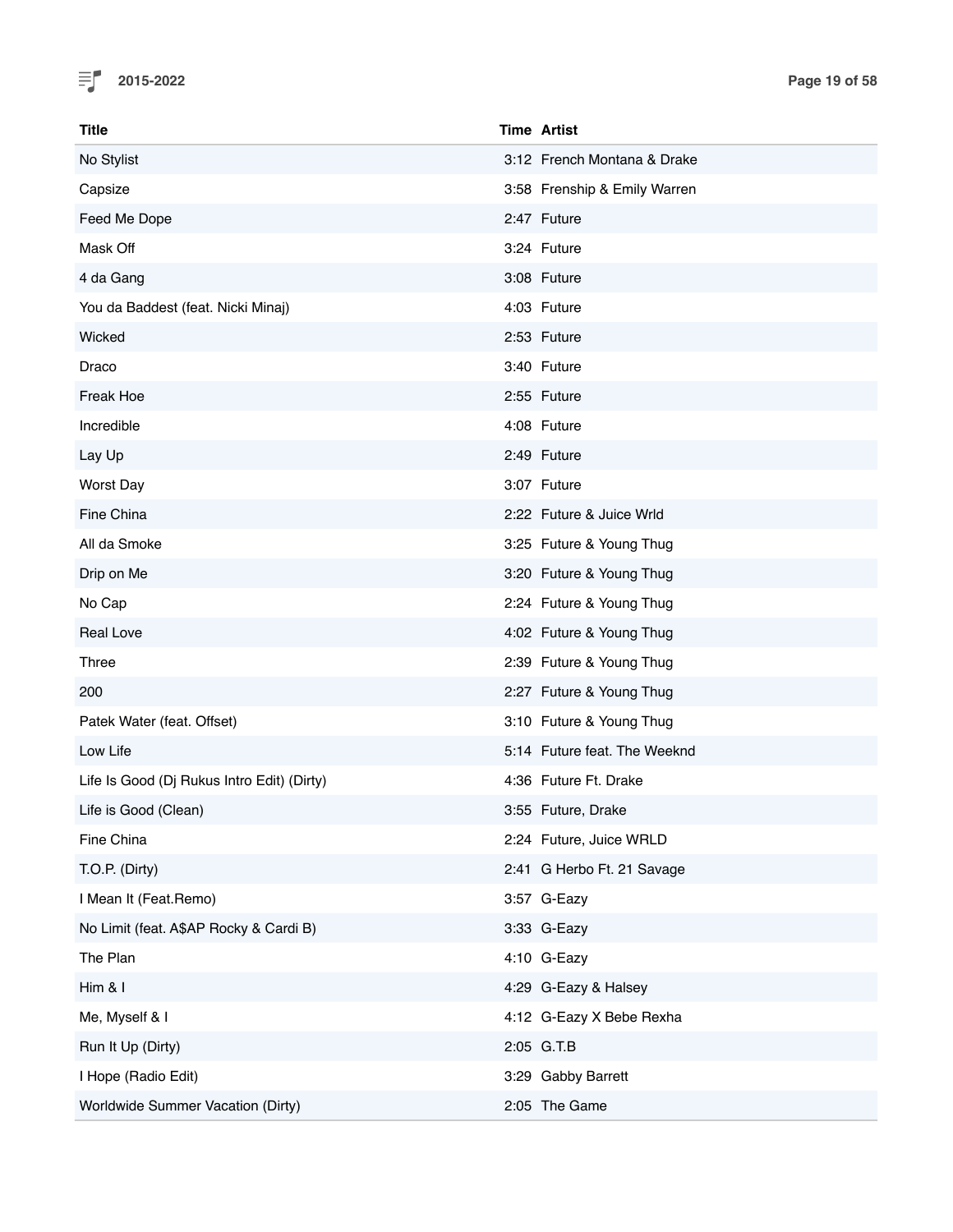| Title | Time | Artist |
| --- | --- | --- |
| No Stylist | 3:12 | French Montana & Drake |
| Capsize | 3:58 | Frenship & Emily Warren |
| Feed Me Dope | 2:47 | Future |
| Mask Off | 3:24 | Future |
| 4 da Gang | 3:08 | Future |
| You da Baddest (feat. Nicki Minaj) | 4:03 | Future |
| Wicked | 2:53 | Future |
| Draco | 3:40 | Future |
| Freak Hoe | 2:55 | Future |
| Incredible | 4:08 | Future |
| Lay Up | 2:49 | Future |
| Worst Day | 3:07 | Future |
| Fine China | 2:22 | Future & Juice Wrld |
| All da Smoke | 3:25 | Future & Young Thug |
| Drip on Me | 3:20 | Future & Young Thug |
| No Cap | 2:24 | Future & Young Thug |
| Real Love | 4:02 | Future & Young Thug |
| Three | 2:39 | Future & Young Thug |
| 200 | 2:27 | Future & Young Thug |
| Patek Water (feat. Offset) | 3:10 | Future & Young Thug |
| Low Life | 5:14 | Future feat. The Weeknd |
| Life Is Good (Dj Rukus Intro Edit) (Dirty) | 4:36 | Future Ft. Drake |
| Life is Good (Clean) | 3:55 | Future, Drake |
| Fine China | 2:24 | Future, Juice WRLD |
| T.O.P. (Dirty) | 2:41 | G Herbo Ft. 21 Savage |
| I Mean It (Feat.Remo) | 3:57 | G-Eazy |
| No Limit (feat. A$AP Rocky & Cardi B) | 3:33 | G-Eazy |
| The Plan | 4:10 | G-Eazy |
| Him & I | 4:29 | G-Eazy & Halsey |
| Me, Myself & I | 4:12 | G-Eazy X Bebe Rexha |
| Run It Up (Dirty) | 2:05 | G.T.B |
| I Hope (Radio Edit) | 3:29 | Gabby Barrett |
| Worldwide Summer Vacation (Dirty) | 2:05 | The Game |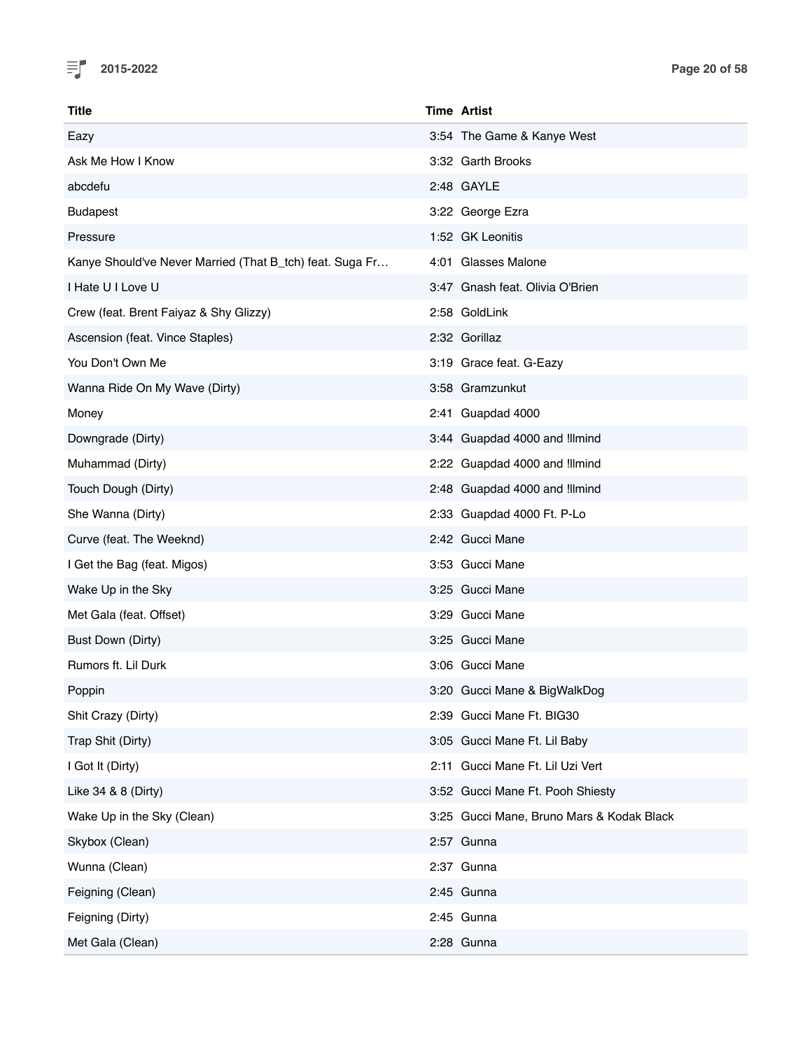| Title | Time | Artist |
| --- | --- | --- |
| Eazy | 3:54 | The Game & Kanye West |
| Ask Me How I Know | 3:32 | Garth Brooks |
| abcdefu | 2:48 | GAYLE |
| Budapest | 3:22 | George Ezra |
| Pressure | 1:52 | GK Leonitis |
| Kanye Should've Never Married (That B_tch) feat. Suga Fr… | 4:01 | Glasses Malone |
| I Hate U I Love U | 3:47 | Gnash feat. Olivia O'Brien |
| Crew (feat. Brent Faiyaz & Shy Glizzy) | 2:58 | GoldLink |
| Ascension (feat. Vince Staples) | 2:32 | Gorillaz |
| You Don't Own Me | 3:19 | Grace feat. G-Eazy |
| Wanna Ride On My Wave (Dirty) | 3:58 | Gramzunkut |
| Money | 2:41 | Guapdad 4000 |
| Downgrade (Dirty) | 3:44 | Guapdad 4000 and !llmind |
| Muhammad (Dirty) | 2:22 | Guapdad 4000 and !llmind |
| Touch Dough (Dirty) | 2:48 | Guapdad 4000 and !llmind |
| She Wanna (Dirty) | 2:33 | Guapdad 4000 Ft. P-Lo |
| Curve (feat. The Weeknd) | 2:42 | Gucci Mane |
| I Get the Bag (feat. Migos) | 3:53 | Gucci Mane |
| Wake Up in the Sky | 3:25 | Gucci Mane |
| Met Gala (feat. Offset) | 3:29 | Gucci Mane |
| Bust Down (Dirty) | 3:25 | Gucci Mane |
| Rumors ft. Lil Durk | 3:06 | Gucci Mane |
| Poppin | 3:20 | Gucci Mane & BigWalkDog |
| Shit Crazy (Dirty) | 2:39 | Gucci Mane Ft. BIG30 |
| Trap Shit (Dirty) | 3:05 | Gucci Mane Ft. Lil Baby |
| I Got It (Dirty) | 2:11 | Gucci Mane Ft. Lil Uzi Vert |
| Like 34 & 8 (Dirty) | 3:52 | Gucci Mane Ft. Pooh Shiesty |
| Wake Up in the Sky (Clean) | 3:25 | Gucci Mane, Bruno Mars & Kodak Black |
| Skybox (Clean) | 2:57 | Gunna |
| Wunna (Clean) | 2:37 | Gunna |
| Feigning (Clean) | 2:45 | Gunna |
| Feigning (Dirty) | 2:45 | Gunna |
| Met Gala (Clean) | 2:28 | Gunna |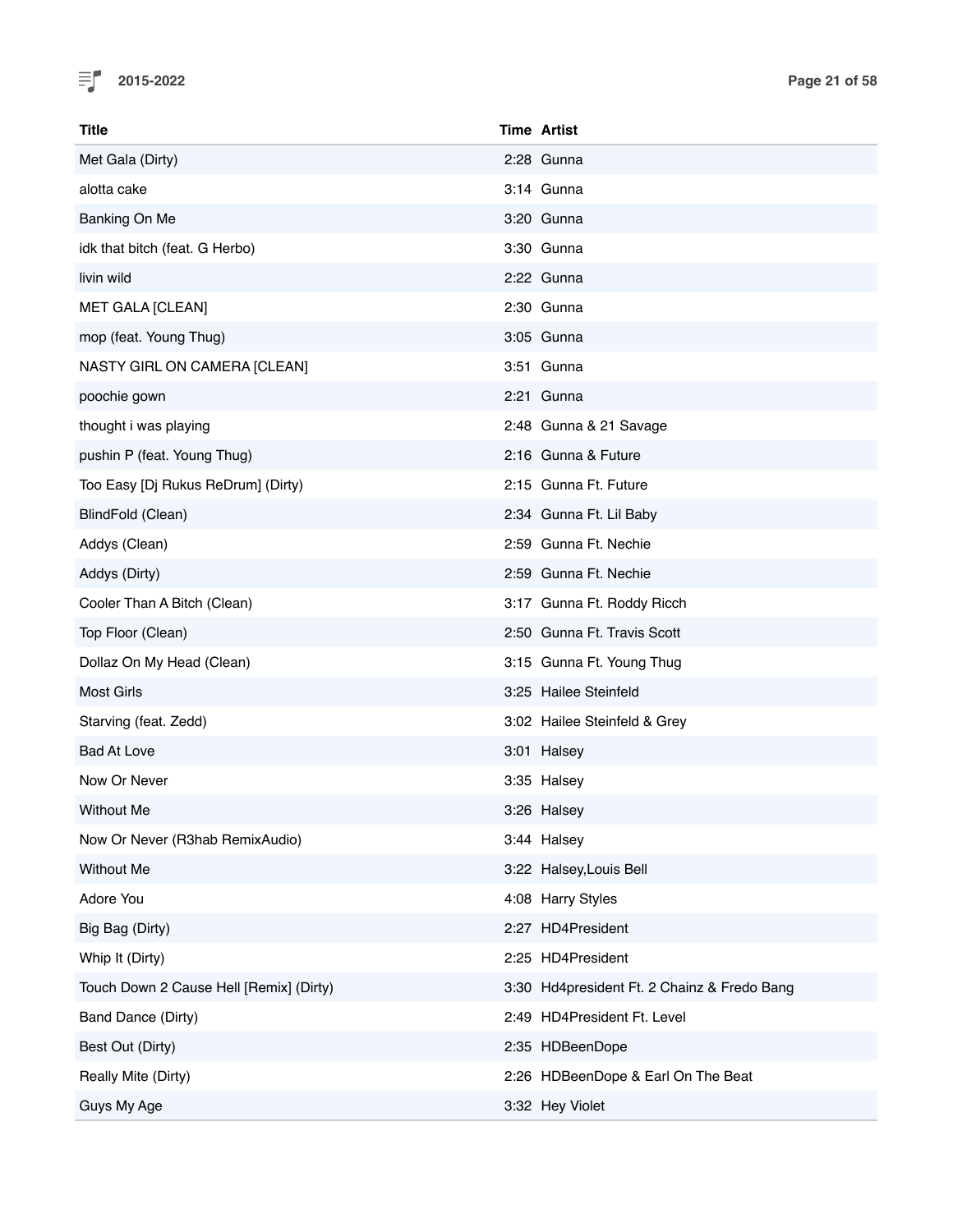| Title | Time | Artist |
|---|---|---|
| Met Gala (Dirty) | 2:28 | Gunna |
| alotta cake | 3:14 | Gunna |
| Banking On Me | 3:20 | Gunna |
| idk that bitch (feat. G Herbo) | 3:30 | Gunna |
| livin wild | 2:22 | Gunna |
| MET GALA [CLEAN] | 2:30 | Gunna |
| mop (feat. Young Thug) | 3:05 | Gunna |
| NASTY GIRL ON CAMERA [CLEAN] | 3:51 | Gunna |
| poochie gown | 2:21 | Gunna |
| thought i was playing | 2:48 | Gunna & 21 Savage |
| pushin P (feat. Young Thug) | 2:16 | Gunna & Future |
| Too Easy [Dj Rukus ReDrum] (Dirty) | 2:15 | Gunna Ft. Future |
| BlindFold (Clean) | 2:34 | Gunna Ft. Lil Baby |
| Addys (Clean) | 2:59 | Gunna Ft. Nechie |
| Addys (Dirty) | 2:59 | Gunna Ft. Nechie |
| Cooler Than A Bitch (Clean) | 3:17 | Gunna Ft. Roddy Ricch |
| Top Floor (Clean) | 2:50 | Gunna Ft. Travis Scott |
| Dollaz On My Head (Clean) | 3:15 | Gunna Ft. Young Thug |
| Most Girls | 3:25 | Hailee Steinfeld |
| Starving (feat. Zedd) | 3:02 | Hailee Steinfeld & Grey |
| Bad At Love | 3:01 | Halsey |
| Now Or Never | 3:35 | Halsey |
| Without Me | 3:26 | Halsey |
| Now Or Never (R3hab RemixAudio) | 3:44 | Halsey |
| Without Me | 3:22 | Halsey,Louis Bell |
| Adore You | 4:08 | Harry Styles |
| Big Bag (Dirty) | 2:27 | HD4President |
| Whip It (Dirty) | 2:25 | HD4President |
| Touch Down 2 Cause Hell [Remix] (Dirty) | 3:30 | Hd4president Ft. 2 Chainz & Fredo Bang |
| Band Dance (Dirty) | 2:49 | HD4President Ft. Level |
| Best Out (Dirty) | 2:35 | HDBeenDope |
| Really Mite (Dirty) | 2:26 | HDBeenDope & Earl On The Beat |
| Guys My Age | 3:32 | Hey Violet |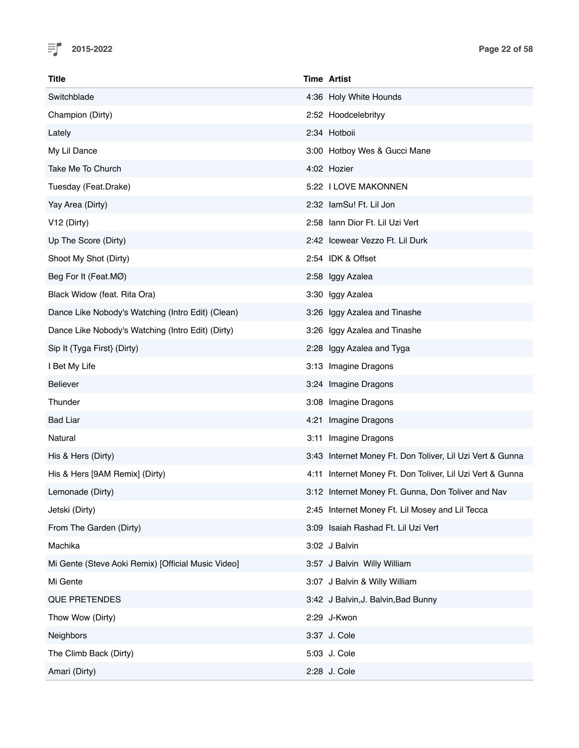| Title | Time | Artist |
|---|---|---|
| Switchblade | 4:36 | Holy White Hounds |
| Champion (Dirty) | 2:52 | Hoodcelebrityy |
| Lately | 2:34 | Hotboii |
| My Lil Dance | 3:00 | Hotboy Wes & Gucci Mane |
| Take Me To Church | 4:02 | Hozier |
| Tuesday (Feat.Drake) | 5:22 | I LOVE MAKONNEN |
| Yay Area (Dirty) | 2:32 | IamSu! Ft. Lil Jon |
| V12 (Dirty) | 2:58 | Iann Dior Ft. Lil Uzi Vert |
| Up The Score (Dirty) | 2:42 | Icewear Vezzo Ft. Lil Durk |
| Shoot My Shot (Dirty) | 2:54 | IDK & Offset |
| Beg For It (Feat.MØ) | 2:58 | Iggy Azalea |
| Black Widow (feat. Rita Ora) | 3:30 | Iggy Azalea |
| Dance Like Nobody's Watching (Intro Edit) (Clean) | 3:26 | Iggy Azalea and Tinashe |
| Dance Like Nobody's Watching (Intro Edit) (Dirty) | 3:26 | Iggy Azalea and Tinashe |
| Sip It {Tyga First} (Dirty) | 2:28 | Iggy Azalea and Tyga |
| I Bet My Life | 3:13 | Imagine Dragons |
| Believer | 3:24 | Imagine Dragons |
| Thunder | 3:08 | Imagine Dragons |
| Bad Liar | 4:21 | Imagine Dragons |
| Natural | 3:11 | Imagine Dragons |
| His & Hers (Dirty) | 3:43 | Internet Money Ft. Don Toliver, Lil Uzi Vert & Gunna |
| His & Hers [9AM Remix] (Dirty) | 4:11 | Internet Money Ft. Don Toliver, Lil Uzi Vert & Gunna |
| Lemonade (Dirty) | 3:12 | Internet Money Ft. Gunna, Don Toliver and Nav |
| Jetski (Dirty) | 2:45 | Internet Money Ft. Lil Mosey and Lil Tecca |
| From The Garden (Dirty) | 3:09 | Isaiah Rashad Ft. Lil Uzi Vert |
| Machika | 3:02 | J Balvin |
| Mi Gente (Steve Aoki Remix) [Official Music Video] | 3:57 | J Balvin Willy William |
| Mi Gente | 3:07 | J Balvin & Willy William |
| QUE PRETENDES | 3:42 | J Balvin,J. Balvin,Bad Bunny |
| Thow Wow (Dirty) | 2:29 | J-Kwon |
| Neighbors | 3:37 | J. Cole |
| The Climb Back (Dirty) | 5:03 | J. Cole |
| Amari (Dirty) | 2:28 | J. Cole |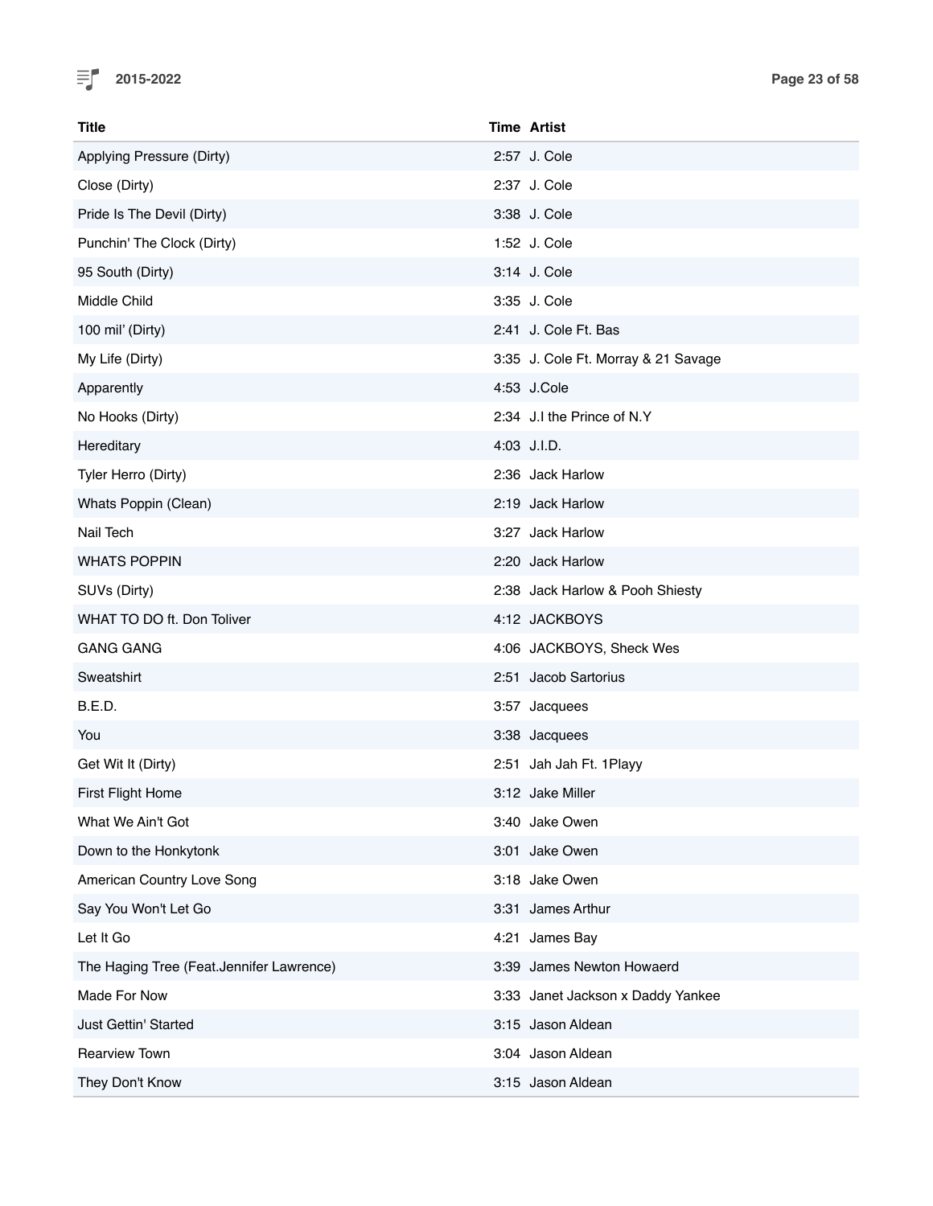| Title | Time | Artist |
|---|---|---|
| Applying Pressure (Dirty) | 2:57 | J. Cole |
| Close (Dirty) | 2:37 | J. Cole |
| Pride Is The Devil (Dirty) | 3:38 | J. Cole |
| Punchin' The Clock (Dirty) | 1:52 | J. Cole |
| 95 South (Dirty) | 3:14 | J. Cole |
| Middle Child | 3:35 | J. Cole |
| 100 mil' (Dirty) | 2:41 | J. Cole Ft. Bas |
| My Life (Dirty) | 3:35 | J. Cole Ft. Morray & 21 Savage |
| Apparently | 4:53 | J.Cole |
| No Hooks (Dirty) | 2:34 | J.I the Prince of N.Y |
| Hereditary | 4:03 | J.I.D. |
| Tyler Herro (Dirty) | 2:36 | Jack Harlow |
| Whats Poppin (Clean) | 2:19 | Jack Harlow |
| Nail Tech | 3:27 | Jack Harlow |
| WHATS POPPIN | 2:20 | Jack Harlow |
| SUVs (Dirty) | 2:38 | Jack Harlow & Pooh Shiesty |
| WHAT TO DO ft. Don Toliver | 4:12 | JACKBOYS |
| GANG GANG | 4:06 | JACKBOYS, Sheck Wes |
| Sweatshirt | 2:51 | Jacob Sartorius |
| B.E.D. | 3:57 | Jacquees |
| You | 3:38 | Jacquees |
| Get Wit It (Dirty) | 2:51 | Jah Jah Ft. 1Playy |
| First Flight Home | 3:12 | Jake Miller |
| What We Ain't Got | 3:40 | Jake Owen |
| Down to the Honkytonk | 3:01 | Jake Owen |
| American Country Love Song | 3:18 | Jake Owen |
| Say You Won't Let Go | 3:31 | James Arthur |
| Let It Go | 4:21 | James Bay |
| The Haging Tree (Feat.Jennifer Lawrence) | 3:39 | James Newton Howaerd |
| Made For Now | 3:33 | Janet Jackson x Daddy Yankee |
| Just Gettin' Started | 3:15 | Jason Aldean |
| Rearview Town | 3:04 | Jason Aldean |
| They Don't Know | 3:15 | Jason Aldean |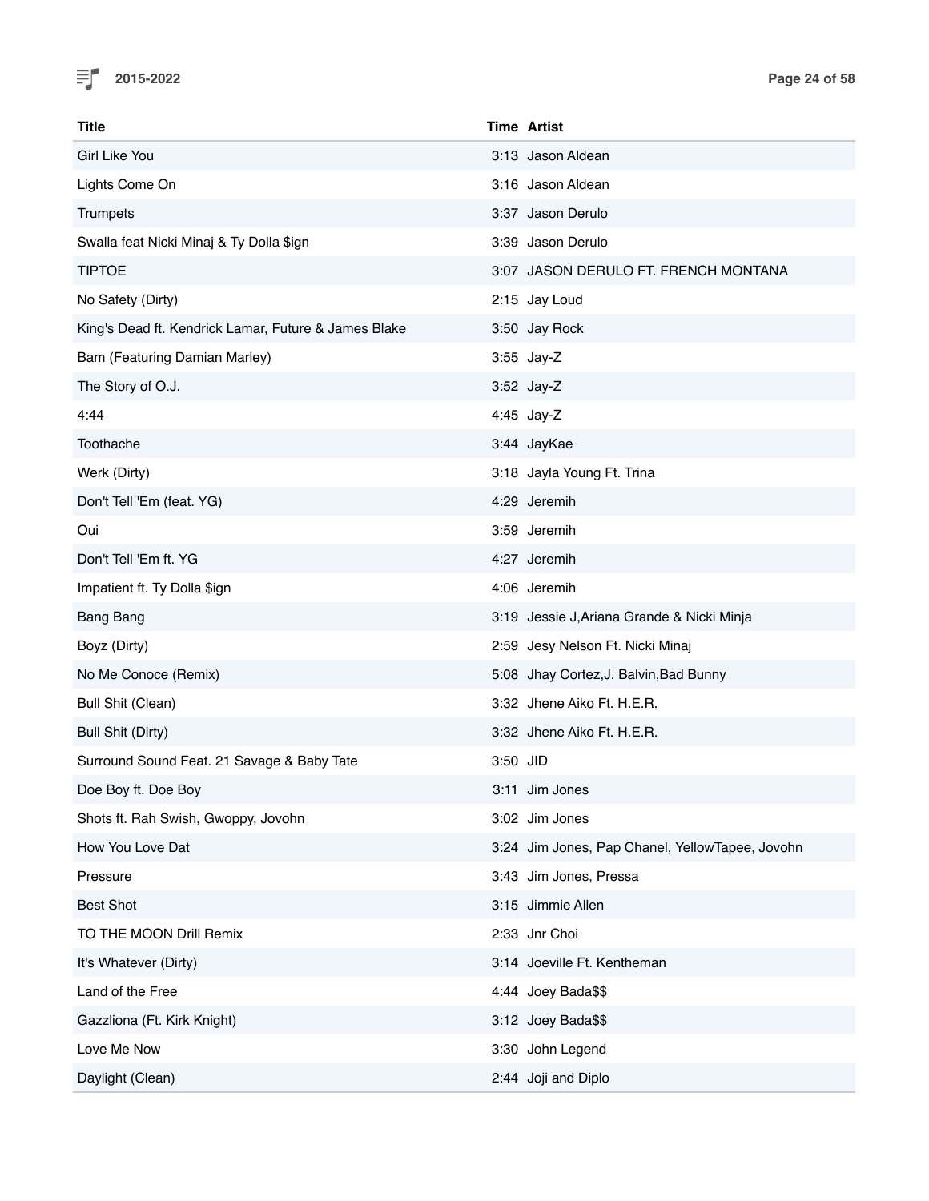| Title | Time | Artist |
|---|---|---|
| Girl Like You | 3:13 | Jason Aldean |
| Lights Come On | 3:16 | Jason Aldean |
| Trumpets | 3:37 | Jason Derulo |
| Swalla feat Nicki Minaj & Ty Dolla $ign | 3:39 | Jason Derulo |
| TIPTOE | 3:07 | JASON DERULO FT. FRENCH MONTANA |
| No Safety (Dirty) | 2:15 | Jay Loud |
| King's Dead ft. Kendrick Lamar, Future & James Blake | 3:50 | Jay Rock |
| Bam (Featuring Damian Marley) | 3:55 | Jay-Z |
| The Story of O.J. | 3:52 | Jay-Z |
| 4:44 | 4:45 | Jay-Z |
| Toothache | 3:44 | JayKae |
| Werk (Dirty) | 3:18 | Jayla Young Ft. Trina |
| Don't Tell 'Em (feat. YG) | 4:29 | Jeremih |
| Oui | 3:59 | Jeremih |
| Don't Tell 'Em ft. YG | 4:27 | Jeremih |
| Impatient ft. Ty Dolla $ign | 4:06 | Jeremih |
| Bang Bang | 3:19 | Jessie J,Ariana Grande & Nicki Minja |
| Boyz (Dirty) | 2:59 | Jesy Nelson Ft. Nicki Minaj |
| No Me Conoce (Remix) | 5:08 | Jhay Cortez,J. Balvin,Bad Bunny |
| Bull Shit (Clean) | 3:32 | Jhene Aiko Ft. H.E.R. |
| Bull Shit (Dirty) | 3:32 | Jhene Aiko Ft. H.E.R. |
| Surround Sound Feat. 21 Savage & Baby Tate | 3:50 | JID |
| Doe Boy ft. Doe Boy | 3:11 | Jim Jones |
| Shots ft. Rah Swish, Gwoppy, Jovohn | 3:02 | Jim Jones |
| How You Love Dat | 3:24 | Jim Jones, Pap Chanel, YellowTapee, Jovohn |
| Pressure | 3:43 | Jim Jones, Pressa |
| Best Shot | 3:15 | Jimmie Allen |
| TO THE MOON Drill Remix | 2:33 | Jnr Choi |
| It's Whatever (Dirty) | 3:14 | Joeville Ft. Kentheman |
| Land of the Free | 4:44 | Joey Bada$$ |
| Gazzliona (Ft. Kirk Knight) | 3:12 | Joey Bada$$ |
| Love Me Now | 3:30 | John Legend |
| Daylight (Clean) | 2:44 | Joji and Diplo |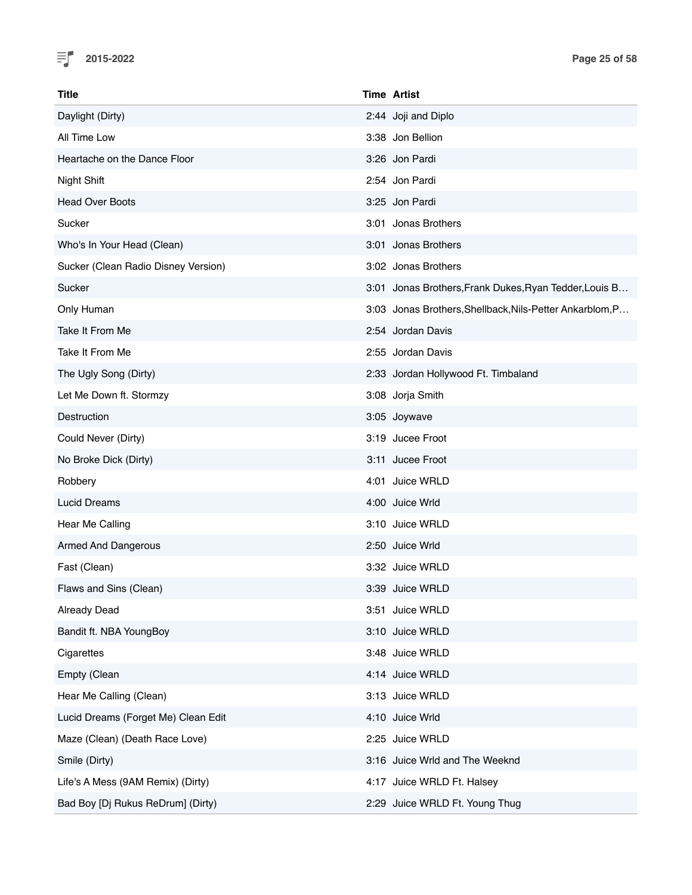| Title | Time | Artist |
| --- | --- | --- |
| Daylight (Dirty) | 2:44 | Joji and Diplo |
| All Time Low | 3:38 | Jon Bellion |
| Heartache on the Dance Floor | 3:26 | Jon Pardi |
| Night Shift | 2:54 | Jon Pardi |
| Head Over Boots | 3:25 | Jon Pardi |
| Sucker | 3:01 | Jonas Brothers |
| Who's In Your Head (Clean) | 3:01 | Jonas Brothers |
| Sucker (Clean Radio Disney Version) | 3:02 | Jonas Brothers |
| Sucker | 3:01 | Jonas Brothers,Frank Dukes,Ryan Tedder,Louis B… |
| Only Human | 3:03 | Jonas Brothers,Shellback,Nils-Petter Ankarblom,P… |
| Take It From Me | 2:54 | Jordan Davis |
| Take It From Me | 2:55 | Jordan Davis |
| The Ugly Song (Dirty) | 2:33 | Jordan Hollywood Ft. Timbaland |
| Let Me Down ft. Stormzy | 3:08 | Jorja Smith |
| Destruction | 3:05 | Joywave |
| Could Never (Dirty) | 3:19 | Jucee Froot |
| No Broke Dick (Dirty) | 3:11 | Jucee Froot |
| Robbery | 4:01 | Juice WRLD |
| Lucid Dreams | 4:00 | Juice Wrld |
| Hear Me Calling | 3:10 | Juice WRLD |
| Armed And Dangerous | 2:50 | Juice Wrld |
| Fast (Clean) | 3:32 | Juice WRLD |
| Flaws and Sins (Clean) | 3:39 | Juice WRLD |
| Already Dead | 3:51 | Juice WRLD |
| Bandit ft. NBA YoungBoy | 3:10 | Juice WRLD |
| Cigarettes | 3:48 | Juice WRLD |
| Empty (Clean | 4:14 | Juice WRLD |
| Hear Me Calling (Clean) | 3:13 | Juice WRLD |
| Lucid Dreams (Forget Me) Clean Edit | 4:10 | Juice Wrld |
| Maze (Clean) (Death Race Love) | 2:25 | Juice WRLD |
| Smile (Dirty) | 3:16 | Juice Wrld and The Weeknd |
| Life's A Mess (9AM Remix) (Dirty) | 4:17 | Juice WRLD Ft. Halsey |
| Bad Boy [Dj Rukus ReDrum] (Dirty) | 2:29 | Juice WRLD Ft. Young Thug |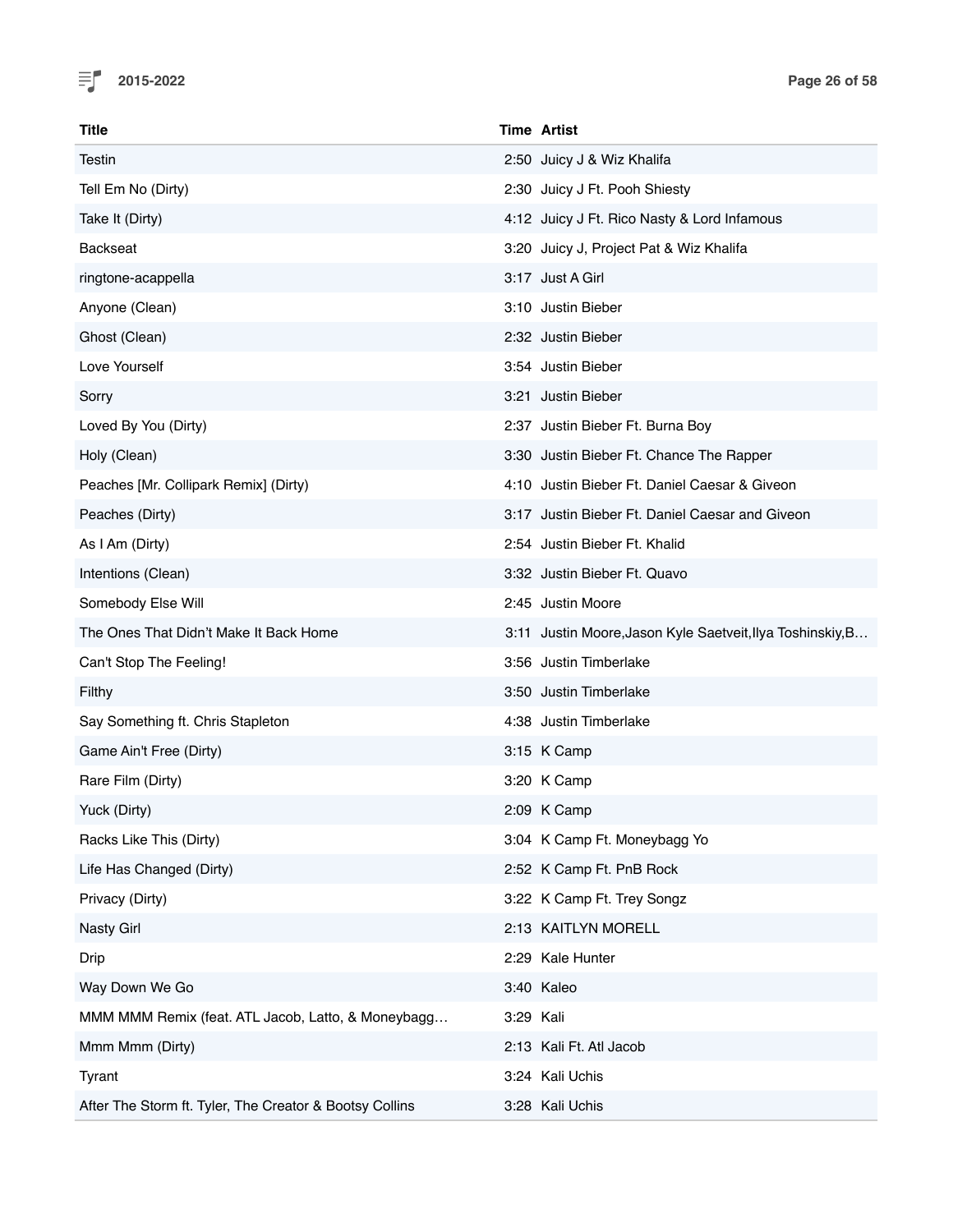| Title | Time | Artist |
|---|---|---|
| Testin | 2:50 | Juicy J & Wiz Khalifa |
| Tell Em No (Dirty) | 2:30 | Juicy J Ft. Pooh Shiesty |
| Take It (Dirty) | 4:12 | Juicy J Ft. Rico Nasty & Lord Infamous |
| Backseat | 3:20 | Juicy J, Project Pat & Wiz Khalifa |
| ringtone-acappella | 3:17 | Just A Girl |
| Anyone (Clean) | 3:10 | Justin Bieber |
| Ghost (Clean) | 2:32 | Justin Bieber |
| Love Yourself | 3:54 | Justin Bieber |
| Sorry | 3:21 | Justin Bieber |
| Loved By You (Dirty) | 2:37 | Justin Bieber Ft. Burna Boy |
| Holy (Clean) | 3:30 | Justin Bieber Ft. Chance The Rapper |
| Peaches [Mr. Collipark Remix] (Dirty) | 4:10 | Justin Bieber Ft. Daniel Caesar & Giveon |
| Peaches (Dirty) | 3:17 | Justin Bieber Ft. Daniel Caesar and Giveon |
| As I Am (Dirty) | 2:54 | Justin Bieber Ft. Khalid |
| Intentions (Clean) | 3:32 | Justin Bieber Ft. Quavo |
| Somebody Else Will | 2:45 | Justin Moore |
| The Ones That Didn't Make It Back Home | 3:11 | Justin Moore,Jason Kyle Saetveit,Ilya Toshinskiy,B… |
| Can't Stop The Feeling! | 3:56 | Justin Timberlake |
| Filthy | 3:50 | Justin Timberlake |
| Say Something ft. Chris Stapleton | 4:38 | Justin Timberlake |
| Game Ain't Free (Dirty) | 3:15 | K Camp |
| Rare Film (Dirty) | 3:20 | K Camp |
| Yuck (Dirty) | 2:09 | K Camp |
| Racks Like This (Dirty) | 3:04 | K Camp Ft. Moneybagg Yo |
| Life Has Changed (Dirty) | 2:52 | K Camp Ft. PnB Rock |
| Privacy (Dirty) | 3:22 | K Camp Ft. Trey Songz |
| Nasty Girl | 2:13 | KAITLYN MORELL |
| Drip | 2:29 | Kale Hunter |
| Way Down We Go | 3:40 | Kaleo |
| MMM MMM Remix (feat. ATL Jacob, Latto, & Moneybagg… | 3:29 | Kali |
| Mmm Mmm (Dirty) | 2:13 | Kali Ft. Atl Jacob |
| Tyrant | 3:24 | Kali Uchis |
| After The Storm ft. Tyler, The Creator & Bootsy Collins | 3:28 | Kali Uchis |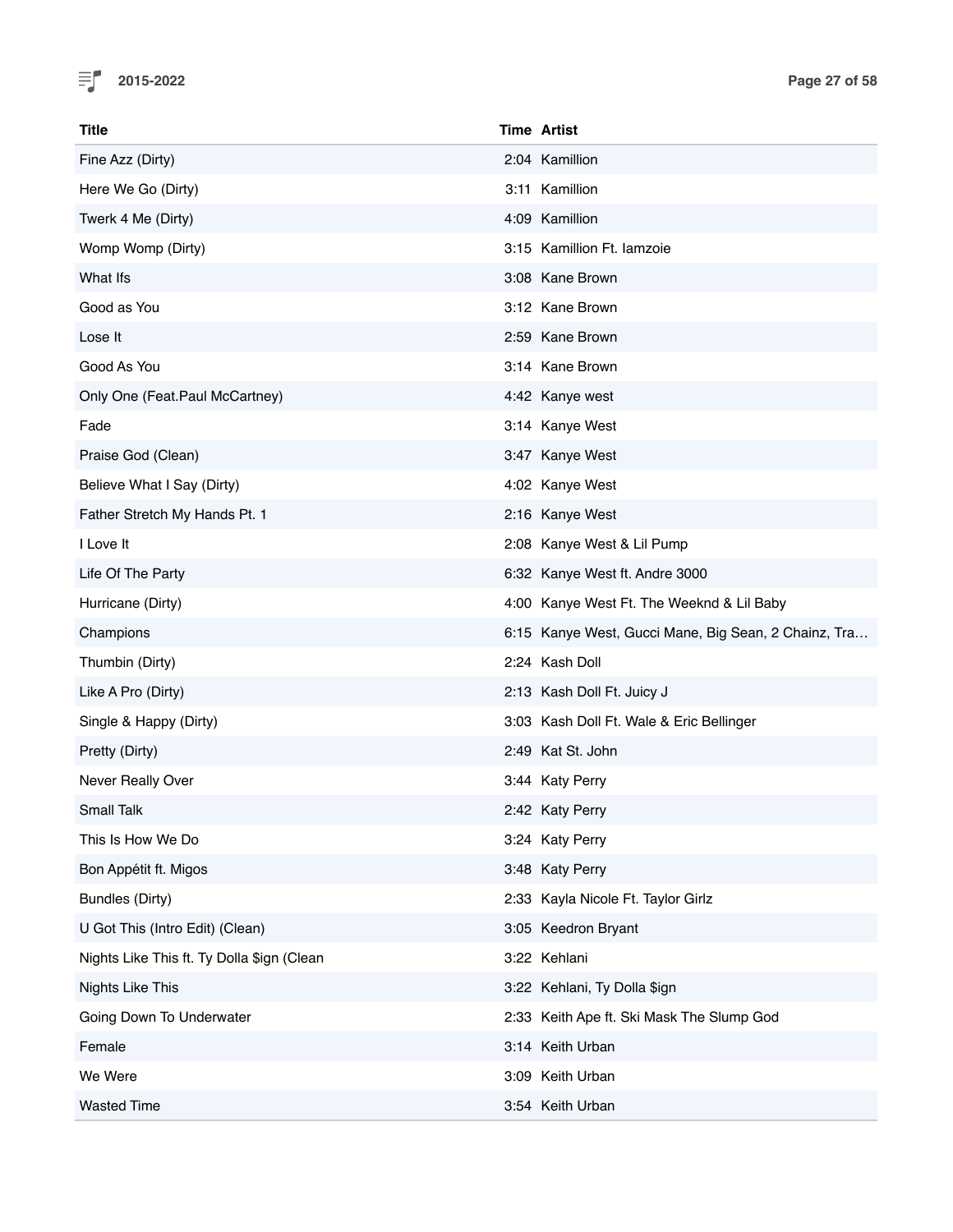| Title | Time | Artist |
|---|---|---|
| Fine Azz (Dirty) | 2:04 | Kamillion |
| Here We Go (Dirty) | 3:11 | Kamillion |
| Twerk 4 Me (Dirty) | 4:09 | Kamillion |
| Womp Womp (Dirty) | 3:15 | Kamillion Ft. Iamzoie |
| What Ifs | 3:08 | Kane Brown |
| Good as You | 3:12 | Kane Brown |
| Lose It | 2:59 | Kane Brown |
| Good As You | 3:14 | Kane Brown |
| Only One (Feat.Paul McCartney) | 4:42 | Kanye west |
| Fade | 3:14 | Kanye West |
| Praise God (Clean) | 3:47 | Kanye West |
| Believe What I Say (Dirty) | 4:02 | Kanye West |
| Father Stretch My Hands Pt. 1 | 2:16 | Kanye West |
| I Love It | 2:08 | Kanye West & Lil Pump |
| Life Of The Party | 6:32 | Kanye West ft. Andre 3000 |
| Hurricane (Dirty) | 4:00 | Kanye West Ft. The Weeknd & Lil Baby |
| Champions | 6:15 | Kanye West, Gucci Mane, Big Sean, 2 Chainz, Tra… |
| Thumbin (Dirty) | 2:24 | Kash Doll |
| Like A Pro (Dirty) | 2:13 | Kash Doll Ft. Juicy J |
| Single & Happy (Dirty) | 3:03 | Kash Doll Ft. Wale & Eric Bellinger |
| Pretty (Dirty) | 2:49 | Kat St. John |
| Never Really Over | 3:44 | Katy Perry |
| Small Talk | 2:42 | Katy Perry |
| This Is How We Do | 3:24 | Katy Perry |
| Bon Appétit ft. Migos | 3:48 | Katy Perry |
| Bundles (Dirty) | 2:33 | Kayla Nicole Ft. Taylor Girlz |
| U Got This (Intro Edit) (Clean) | 3:05 | Keedron Bryant |
| Nights Like This ft. Ty Dolla $ign (Clean | 3:22 | Kehlani |
| Nights Like This | 3:22 | Kehlani, Ty Dolla $ign |
| Going Down To Underwater | 2:33 | Keith Ape ft. Ski Mask The Slump God |
| Female | 3:14 | Keith Urban |
| We Were | 3:09 | Keith Urban |
| Wasted Time | 3:54 | Keith Urban |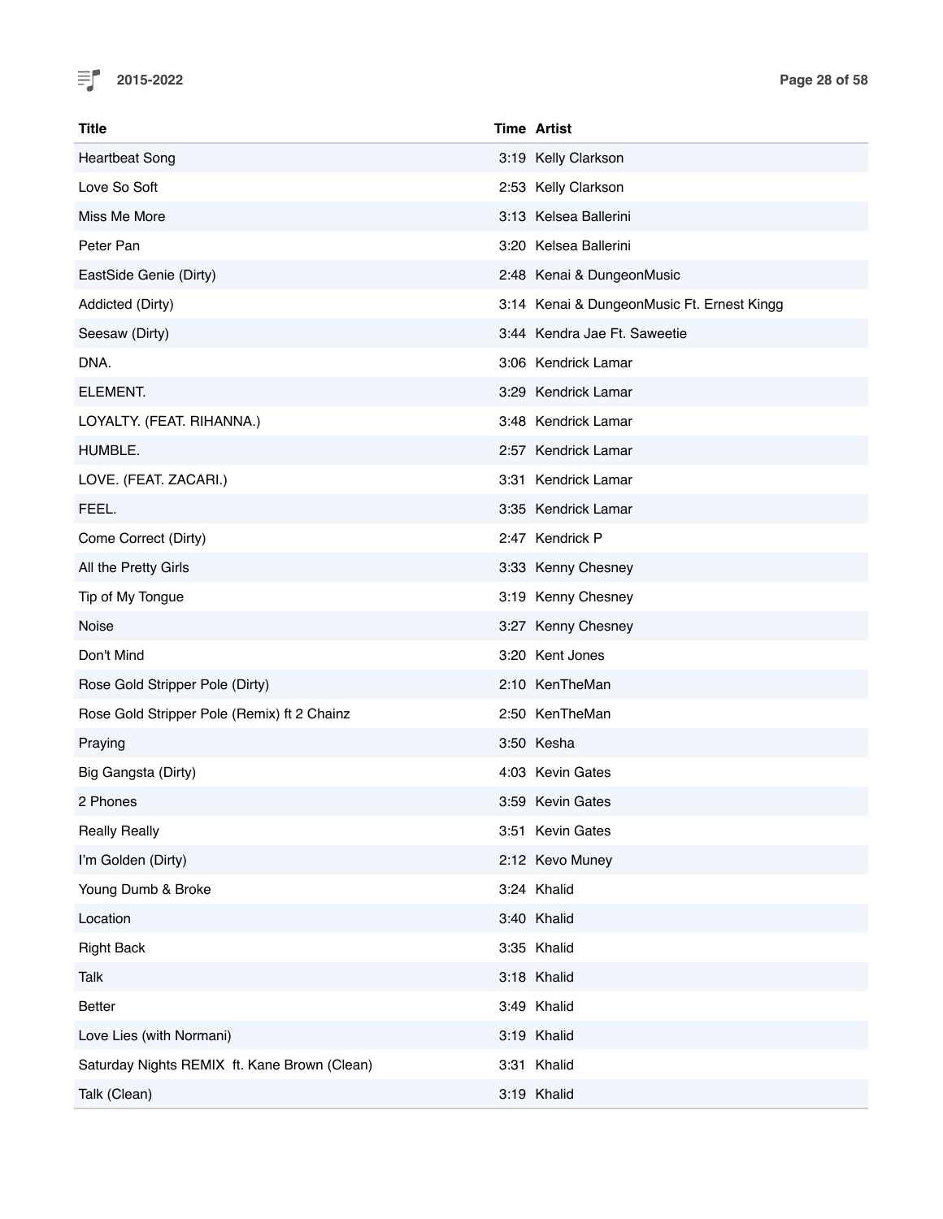| Title | Time | Artist |
| --- | --- | --- |
| Heartbeat Song | 3:19 | Kelly Clarkson |
| Love So Soft | 2:53 | Kelly Clarkson |
| Miss Me More | 3:13 | Kelsea Ballerini |
| Peter Pan | 3:20 | Kelsea Ballerini |
| EastSide Genie (Dirty) | 2:48 | Kenai & DungeonMusic |
| Addicted (Dirty) | 3:14 | Kenai & DungeonMusic Ft. Ernest Kingg |
| Seesaw (Dirty) | 3:44 | Kendra Jae Ft. Saweetie |
| DNA. | 3:06 | Kendrick Lamar |
| ELEMENT. | 3:29 | Kendrick Lamar |
| LOYALTY. (FEAT. RIHANNA.) | 3:48 | Kendrick Lamar |
| HUMBLE. | 2:57 | Kendrick Lamar |
| LOVE. (FEAT. ZACARI.) | 3:31 | Kendrick Lamar |
| FEEL. | 3:35 | Kendrick Lamar |
| Come Correct (Dirty) | 2:47 | Kendrick P |
| All the Pretty Girls | 3:33 | Kenny Chesney |
| Tip of My Tongue | 3:19 | Kenny Chesney |
| Noise | 3:27 | Kenny Chesney |
| Don't Mind | 3:20 | Kent Jones |
| Rose Gold Stripper Pole (Dirty) | 2:10 | KenTheMan |
| Rose Gold Stripper Pole (Remix) ft 2 Chainz | 2:50 | KenTheMan |
| Praying | 3:50 | Kesha |
| Big Gangsta (Dirty) | 4:03 | Kevin Gates |
| 2 Phones | 3:59 | Kevin Gates |
| Really Really | 3:51 | Kevin Gates |
| I'm Golden (Dirty) | 2:12 | Kevo Muney |
| Young Dumb & Broke | 3:24 | Khalid |
| Location | 3:40 | Khalid |
| Right Back | 3:35 | Khalid |
| Talk | 3:18 | Khalid |
| Better | 3:49 | Khalid |
| Love Lies (with Normani) | 3:19 | Khalid |
| Saturday Nights REMIX ft. Kane Brown (Clean) | 3:31 | Khalid |
| Talk (Clean) | 3:19 | Khalid |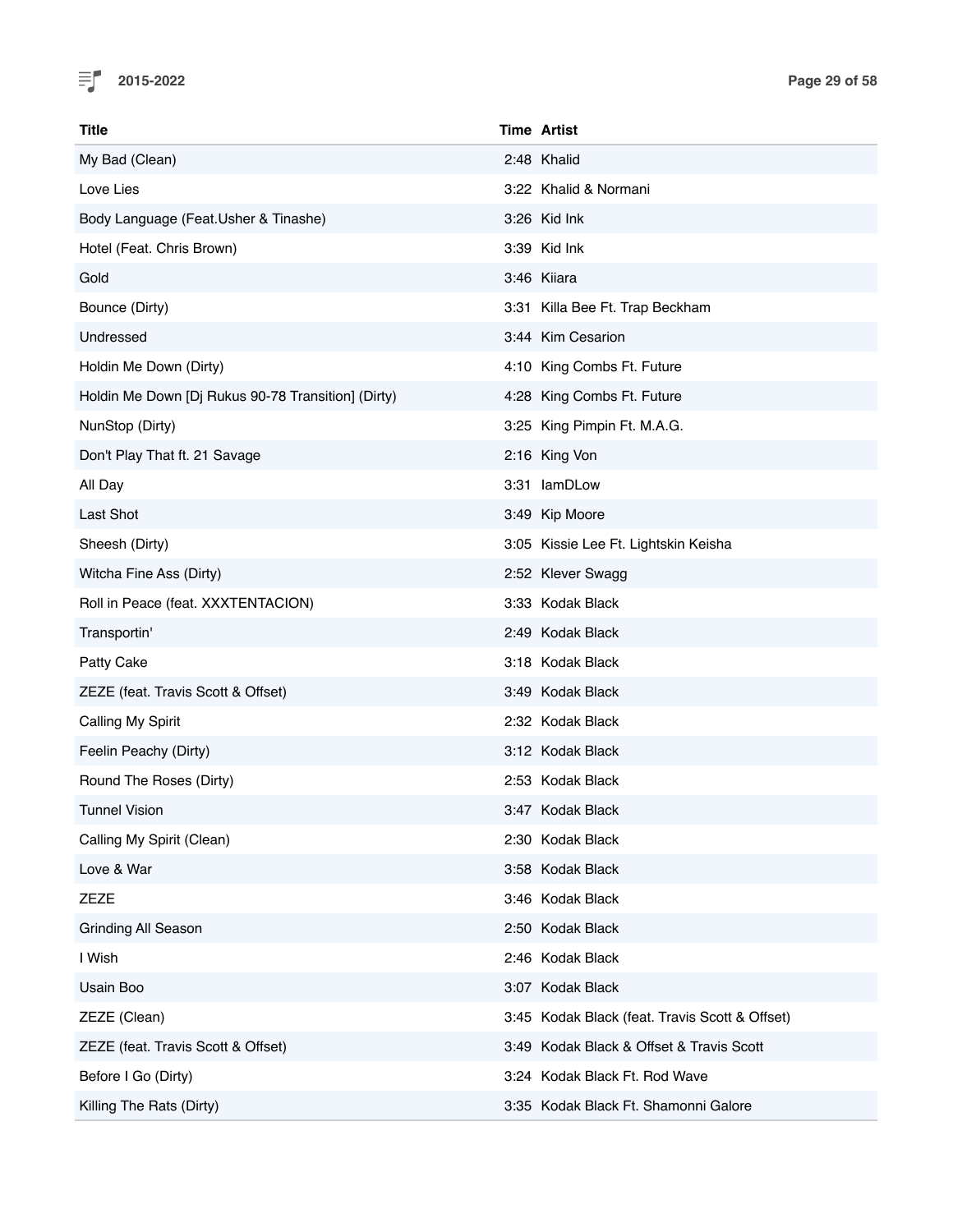| Title | Time | Artist |
| --- | --- | --- |
| My Bad (Clean) | 2:48 | Khalid |
| Love Lies | 3:22 | Khalid & Normani |
| Body Language (Feat.Usher & Tinashe) | 3:26 | Kid Ink |
| Hotel (Feat. Chris Brown) | 3:39 | Kid Ink |
| Gold | 3:46 | Kiiara |
| Bounce (Dirty) | 3:31 | Killa Bee Ft. Trap Beckham |
| Undressed | 3:44 | Kim Cesarion |
| Holdin Me Down (Dirty) | 4:10 | King Combs Ft. Future |
| Holdin Me Down [Dj Rukus 90-78 Transition] (Dirty) | 4:28 | King Combs Ft. Future |
| NunStop (Dirty) | 3:25 | King Pimpin Ft. M.A.G. |
| Don't Play That ft. 21 Savage | 2:16 | King Von |
| All Day | 3:31 | IamDLow |
| Last Shot | 3:49 | Kip Moore |
| Sheesh (Dirty) | 3:05 | Kissie Lee Ft. Lightskin Keisha |
| Witcha Fine Ass (Dirty) | 2:52 | Klever Swagg |
| Roll in Peace (feat. XXXTENTACION) | 3:33 | Kodak Black |
| Transportin' | 2:49 | Kodak Black |
| Patty Cake | 3:18 | Kodak Black |
| ZEZE (feat. Travis Scott & Offset) | 3:49 | Kodak Black |
| Calling My Spirit | 2:32 | Kodak Black |
| Feelin Peachy (Dirty) | 3:12 | Kodak Black |
| Round The Roses (Dirty) | 2:53 | Kodak Black |
| Tunnel Vision | 3:47 | Kodak Black |
| Calling My Spirit (Clean) | 2:30 | Kodak Black |
| Love & War | 3:58 | Kodak Black |
| ZEZE | 3:46 | Kodak Black |
| Grinding All Season | 2:50 | Kodak Black |
| I Wish | 2:46 | Kodak Black |
| Usain Boo | 3:07 | Kodak Black |
| ZEZE (Clean) | 3:45 | Kodak Black (feat. Travis Scott & Offset) |
| ZEZE (feat. Travis Scott & Offset) | 3:49 | Kodak Black & Offset & Travis Scott |
| Before I Go (Dirty) | 3:24 | Kodak Black Ft. Rod Wave |
| Killing The Rats (Dirty) | 3:35 | Kodak Black Ft. Shamonni Galore |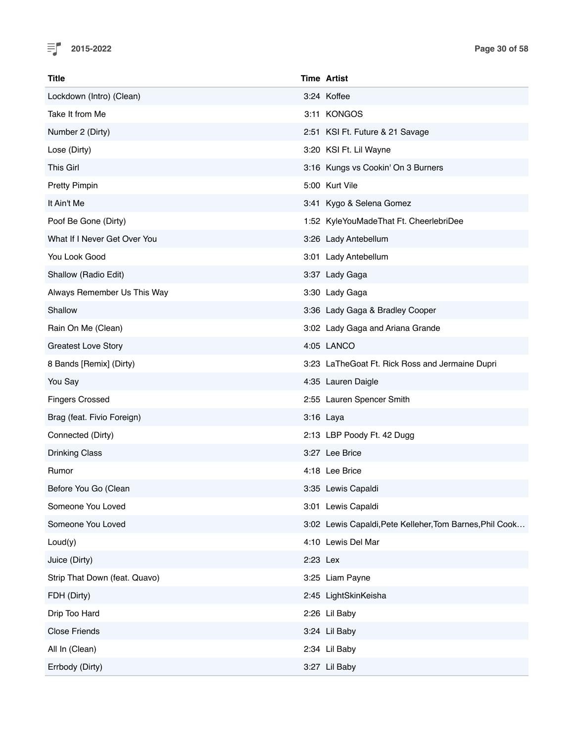| Title | Time | Artist |
|---|---|---|
| Lockdown (Intro) (Clean) | 3:24 | Koffee |
| Take It from Me | 3:11 | KONGOS |
| Number 2 (Dirty) | 2:51 | KSI Ft. Future & 21 Savage |
| Lose (Dirty) | 3:20 | KSI Ft. Lil Wayne |
| This Girl | 3:16 | Kungs vs Cookin' On 3 Burners |
| Pretty Pimpin | 5:00 | Kurt Vile |
| It Ain't Me | 3:41 | Kygo & Selena Gomez |
| Poof Be Gone (Dirty) | 1:52 | KyleYouMadeThat Ft. CheerlebriDee |
| What If I Never Get Over You | 3:26 | Lady Antebellum |
| You Look Good | 3:01 | Lady Antebellum |
| Shallow (Radio Edit) | 3:37 | Lady Gaga |
| Always Remember Us This Way | 3:30 | Lady Gaga |
| Shallow | 3:36 | Lady Gaga & Bradley Cooper |
| Rain On Me (Clean) | 3:02 | Lady Gaga and Ariana Grande |
| Greatest Love Story | 4:05 | LANCO |
| 8 Bands [Remix] (Dirty) | 3:23 | LaTheGoat Ft. Rick Ross and Jermaine Dupri |
| You Say | 4:35 | Lauren Daigle |
| Fingers Crossed | 2:55 | Lauren Spencer Smith |
| Brag (feat. Fivio Foreign) | 3:16 | Laya |
| Connected (Dirty) | 2:13 | LBP Poody Ft. 42 Dugg |
| Drinking Class | 3:27 | Lee Brice |
| Rumor | 4:18 | Lee Brice |
| Before You Go (Clean | 3:35 | Lewis Capaldi |
| Someone You Loved | 3:01 | Lewis Capaldi |
| Someone You Loved | 3:02 | Lewis Capaldi,Pete Kelleher,Tom Barnes,Phil Cook… |
| Loud(y) | 4:10 | Lewis Del Mar |
| Juice (Dirty) | 2:23 | Lex |
| Strip That Down (feat. Quavo) | 3:25 | Liam Payne |
| FDH (Dirty) | 2:45 | LightSkinKeisha |
| Drip Too Hard | 2:26 | Lil Baby |
| Close Friends | 3:24 | Lil Baby |
| All In (Clean) | 2:34 | Lil Baby |
| Errbody (Dirty) | 3:27 | Lil Baby |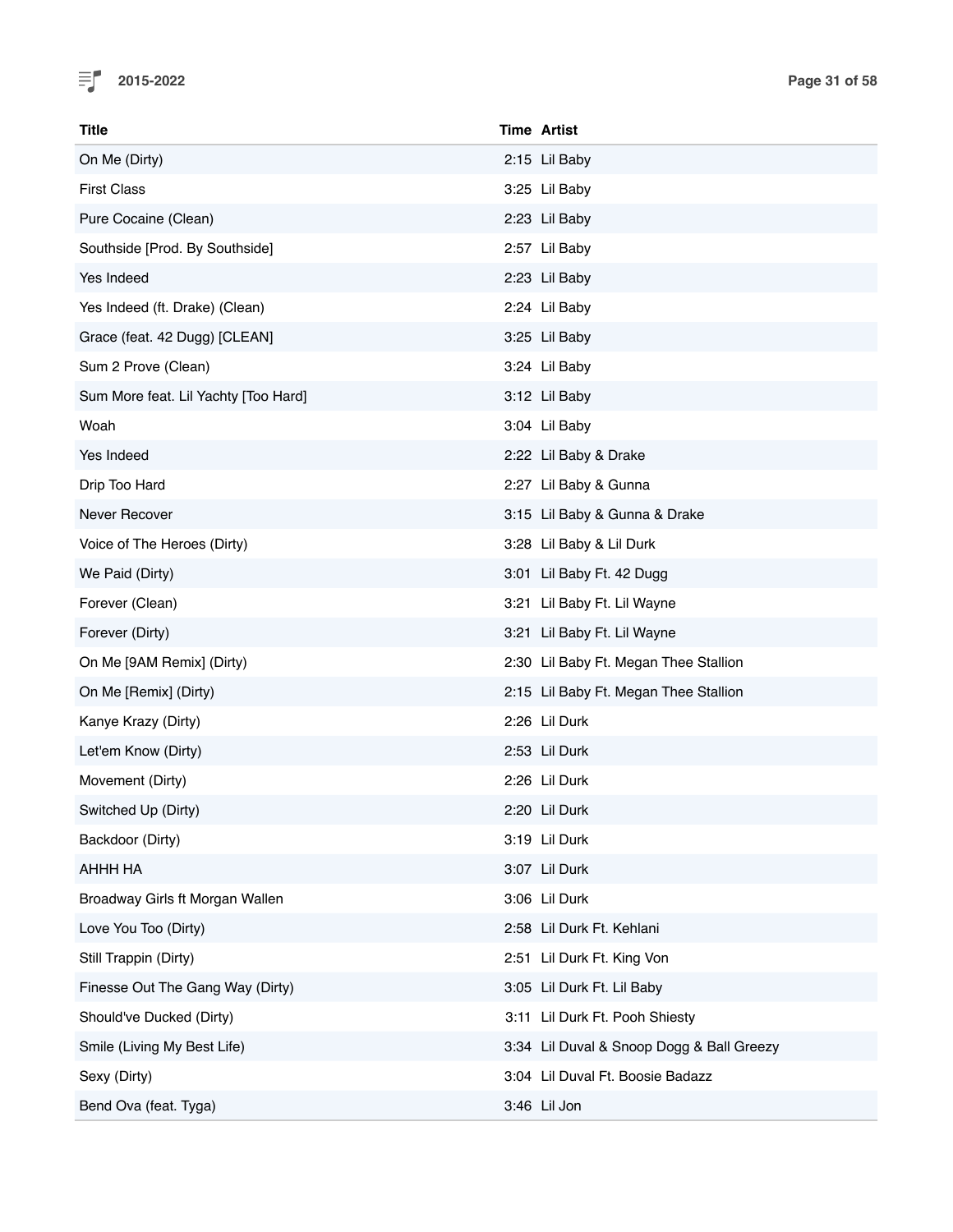| Title | Time | Artist |
|---|---|---|
| On Me (Dirty) | 2:15 | Lil Baby |
| First Class | 3:25 | Lil Baby |
| Pure Cocaine (Clean) | 2:23 | Lil Baby |
| Southside [Prod. By Southside] | 2:57 | Lil Baby |
| Yes Indeed | 2:23 | Lil Baby |
| Yes Indeed (ft. Drake) (Clean) | 2:24 | Lil Baby |
| Grace (feat. 42 Dugg) [CLEAN] | 3:25 | Lil Baby |
| Sum 2 Prove (Clean) | 3:24 | Lil Baby |
| Sum More feat. Lil Yachty [Too Hard] | 3:12 | Lil Baby |
| Woah | 3:04 | Lil Baby |
| Yes Indeed | 2:22 | Lil Baby & Drake |
| Drip Too Hard | 2:27 | Lil Baby & Gunna |
| Never Recover | 3:15 | Lil Baby & Gunna & Drake |
| Voice of The Heroes (Dirty) | 3:28 | Lil Baby & Lil Durk |
| We Paid (Dirty) | 3:01 | Lil Baby Ft. 42 Dugg |
| Forever (Clean) | 3:21 | Lil Baby Ft. Lil Wayne |
| Forever (Dirty) | 3:21 | Lil Baby Ft. Lil Wayne |
| On Me [9AM Remix] (Dirty) | 2:30 | Lil Baby Ft. Megan Thee Stallion |
| On Me [Remix] (Dirty) | 2:15 | Lil Baby Ft. Megan Thee Stallion |
| Kanye Krazy (Dirty) | 2:26 | Lil Durk |
| Let'em Know (Dirty) | 2:53 | Lil Durk |
| Movement (Dirty) | 2:26 | Lil Durk |
| Switched Up (Dirty) | 2:20 | Lil Durk |
| Backdoor (Dirty) | 3:19 | Lil Durk |
| AHHH HA | 3:07 | Lil Durk |
| Broadway Girls ft Morgan Wallen | 3:06 | Lil Durk |
| Love You Too (Dirty) | 2:58 | Lil Durk Ft. Kehlani |
| Still Trappin (Dirty) | 2:51 | Lil Durk Ft. King Von |
| Finesse Out The Gang Way (Dirty) | 3:05 | Lil Durk Ft. Lil Baby |
| Should've Ducked (Dirty) | 3:11 | Lil Durk Ft. Pooh Shiesty |
| Smile (Living My Best Life) | 3:34 | Lil Duval & Snoop Dogg & Ball Greezy |
| Sexy (Dirty) | 3:04 | Lil Duval Ft. Boosie Badazz |
| Bend Ova (feat. Tyga) | 3:46 | Lil Jon |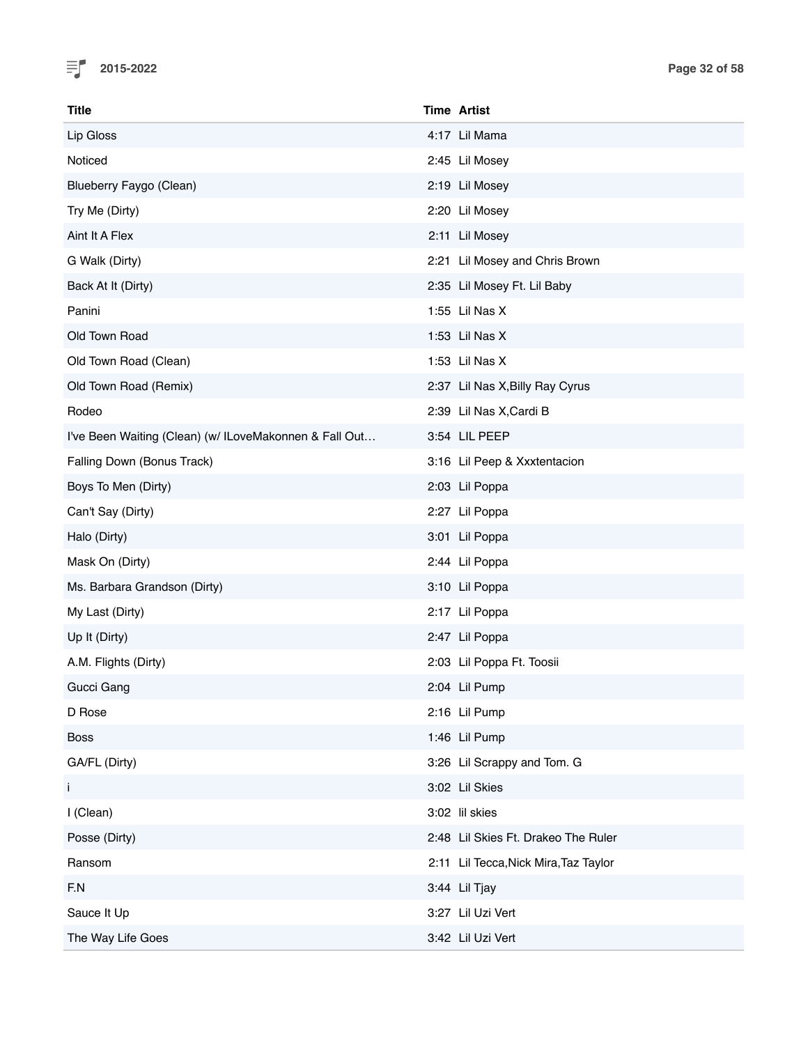| Title | Time | Artist |
|---|---|---|
| Lip Gloss | 4:17 | Lil Mama |
| Noticed | 2:45 | Lil Mosey |
| Blueberry Faygo (Clean) | 2:19 | Lil Mosey |
| Try Me (Dirty) | 2:20 | Lil Mosey |
| Aint It A Flex | 2:11 | Lil Mosey |
| G Walk (Dirty) | 2:21 | Lil Mosey and Chris Brown |
| Back At It (Dirty) | 2:35 | Lil Mosey Ft. Lil Baby |
| Panini | 1:55 | Lil Nas X |
| Old Town Road | 1:53 | Lil Nas X |
| Old Town Road (Clean) | 1:53 | Lil Nas X |
| Old Town Road (Remix) | 2:37 | Lil Nas X,Billy Ray Cyrus |
| Rodeo | 2:39 | Lil Nas X,Cardi B |
| I've Been Waiting (Clean) (w/ ILoveMakonnen & Fall Out… | 3:54 | LIL PEEP |
| Falling Down (Bonus Track) | 3:16 | Lil Peep & Xxxtentacion |
| Boys To Men (Dirty) | 2:03 | Lil Poppa |
| Can't Say (Dirty) | 2:27 | Lil Poppa |
| Halo (Dirty) | 3:01 | Lil Poppa |
| Mask On (Dirty) | 2:44 | Lil Poppa |
| Ms. Barbara Grandson (Dirty) | 3:10 | Lil Poppa |
| My Last (Dirty) | 2:17 | Lil Poppa |
| Up It (Dirty) | 2:47 | Lil Poppa |
| A.M. Flights (Dirty) | 2:03 | Lil Poppa Ft. Toosii |
| Gucci Gang | 2:04 | Lil Pump |
| D Rose | 2:16 | Lil Pump |
| Boss | 1:46 | Lil Pump |
| GA/FL (Dirty) | 3:26 | Lil Scrappy and Tom. G |
| i | 3:02 | Lil Skies |
| I (Clean) | 3:02 | lil skies |
| Posse (Dirty) | 2:48 | Lil Skies Ft. Drakeo The Ruler |
| Ransom | 2:11 | Lil Tecca,Nick Mira,Taz Taylor |
| F.N | 3:44 | Lil Tjay |
| Sauce It Up | 3:27 | Lil Uzi Vert |
| The Way Life Goes | 3:42 | Lil Uzi Vert |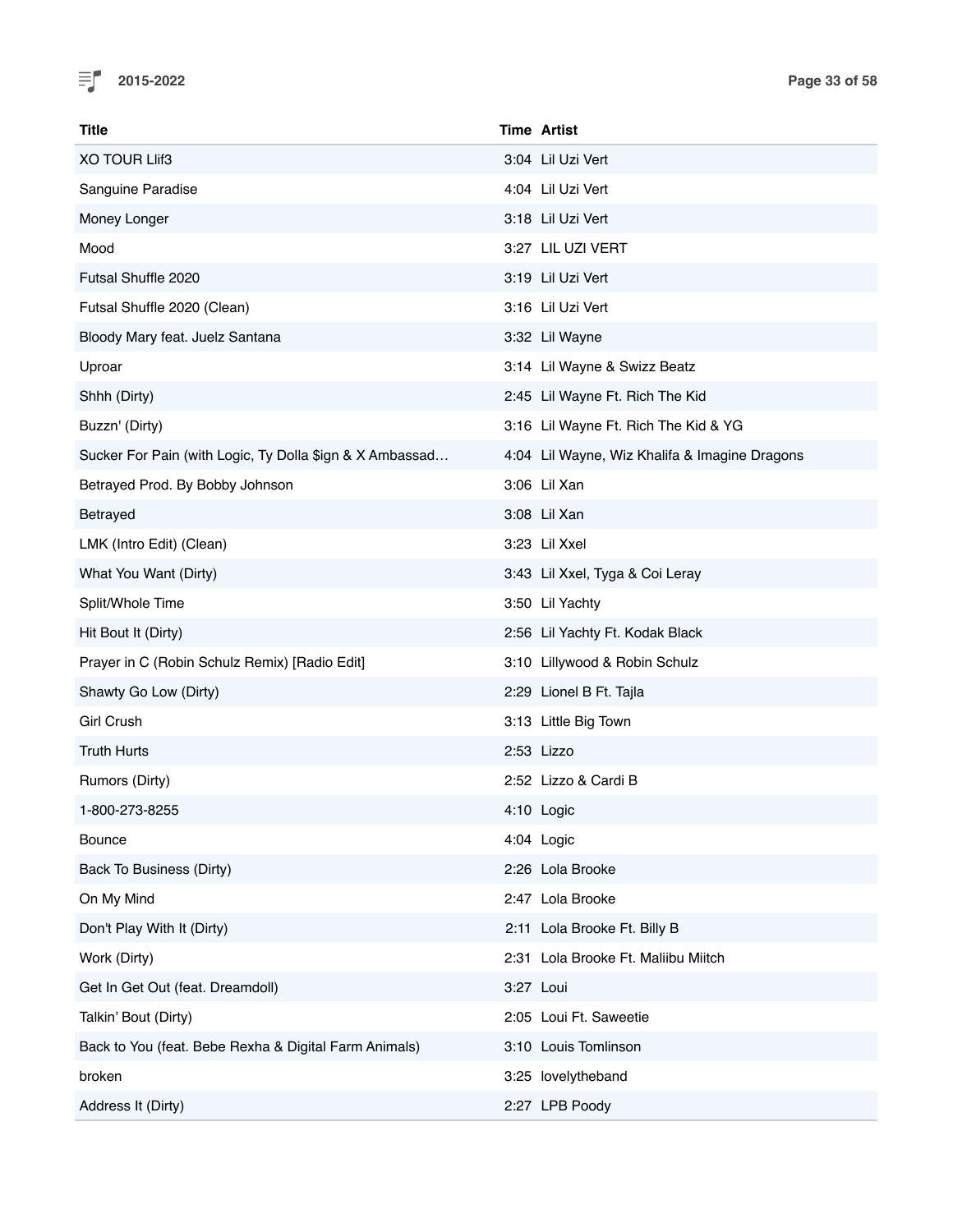| Title | Time | Artist |
| --- | --- | --- |
| XO TOUR Llif3 | 3:04 | Lil Uzi Vert |
| Sanguine Paradise | 4:04 | Lil Uzi Vert |
| Money Longer | 3:18 | Lil Uzi Vert |
| Mood | 3:27 | LIL UZI VERT |
| Futsal Shuffle 2020 | 3:19 | Lil Uzi Vert |
| Futsal Shuffle 2020 (Clean) | 3:16 | Lil Uzi Vert |
| Bloody Mary feat. Juelz Santana | 3:32 | Lil Wayne |
| Uproar | 3:14 | Lil Wayne & Swizz Beatz |
| Shhh (Dirty) | 2:45 | Lil Wayne Ft. Rich The Kid |
| Buzzn' (Dirty) | 3:16 | Lil Wayne Ft. Rich The Kid & YG |
| Sucker For Pain (with Logic, Ty Dolla $ign & X Ambassad… | 4:04 | Lil Wayne, Wiz Khalifa & Imagine Dragons |
| Betrayed Prod. By Bobby Johnson | 3:06 | Lil Xan |
| Betrayed | 3:08 | Lil Xan |
| LMK (Intro Edit) (Clean) | 3:23 | Lil Xxel |
| What You Want (Dirty) | 3:43 | Lil Xxel, Tyga & Coi Leray |
| Split/Whole Time | 3:50 | Lil Yachty |
| Hit Bout It (Dirty) | 2:56 | Lil Yachty Ft. Kodak Black |
| Prayer in C (Robin Schulz Remix) [Radio Edit] | 3:10 | Lillywood & Robin Schulz |
| Shawty Go Low (Dirty) | 2:29 | Lionel B Ft. Tajla |
| Girl Crush | 3:13 | Little Big Town |
| Truth Hurts | 2:53 | Lizzo |
| Rumors (Dirty) | 2:52 | Lizzo & Cardi B |
| 1-800-273-8255 | 4:10 | Logic |
| Bounce | 4:04 | Logic |
| Back To Business (Dirty) | 2:26 | Lola Brooke |
| On My Mind | 2:47 | Lola Brooke |
| Don't Play With It (Dirty) | 2:11 | Lola Brooke Ft. Billy B |
| Work (Dirty) | 2:31 | Lola Brooke Ft. Maliibu Miitch |
| Get In Get Out (feat. Dreamdoll) | 3:27 | Loui |
| Talkin' Bout (Dirty) | 2:05 | Loui Ft. Saweetie |
| Back to You (feat. Bebe Rexha & Digital Farm Animals) | 3:10 | Louis Tomlinson |
| broken | 3:25 | lovelytheband |
| Address It (Dirty) | 2:27 | LPB Poody |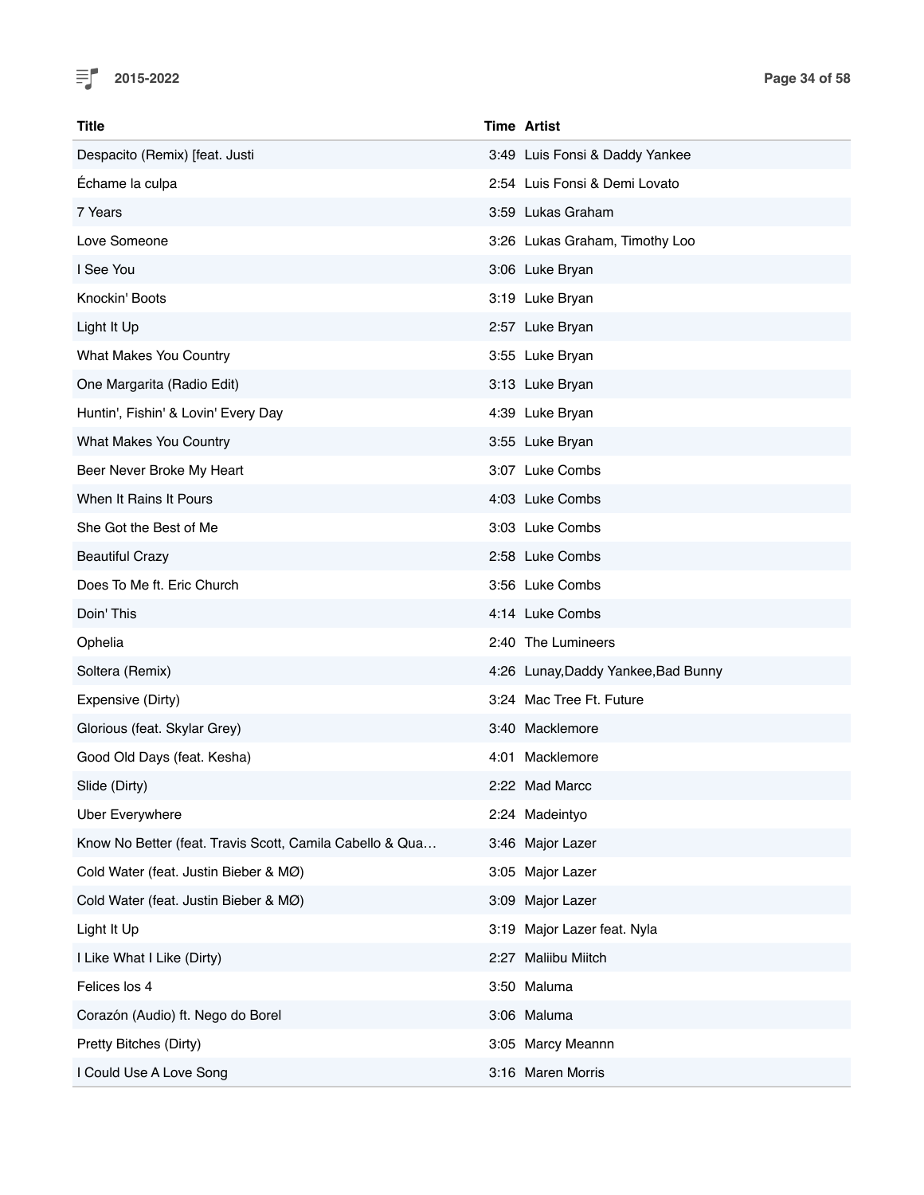| Title | Time | Artist |
|---|---|---|
| Despacito (Remix) [feat. Justi | 3:49 | Luis Fonsi & Daddy Yankee |
| Échame la culpa | 2:54 | Luis Fonsi & Demi Lovato |
| 7 Years | 3:59 | Lukas Graham |
| Love Someone | 3:26 | Lukas Graham, Timothy Loo |
| I See You | 3:06 | Luke Bryan |
| Knockin' Boots | 3:19 | Luke Bryan |
| Light It Up | 2:57 | Luke Bryan |
| What Makes You Country | 3:55 | Luke Bryan |
| One Margarita (Radio Edit) | 3:13 | Luke Bryan |
| Huntin', Fishin' & Lovin' Every Day | 4:39 | Luke Bryan |
| What Makes You Country | 3:55 | Luke Bryan |
| Beer Never Broke My Heart | 3:07 | Luke Combs |
| When It Rains It Pours | 4:03 | Luke Combs |
| She Got the Best of Me | 3:03 | Luke Combs |
| Beautiful Crazy | 2:58 | Luke Combs |
| Does To Me ft. Eric Church | 3:56 | Luke Combs |
| Doin' This | 4:14 | Luke Combs |
| Ophelia | 2:40 | The Lumineers |
| Soltera (Remix) | 4:26 | Lunay,Daddy Yankee,Bad Bunny |
| Expensive (Dirty) | 3:24 | Mac Tree Ft. Future |
| Glorious (feat. Skylar Grey) | 3:40 | Macklemore |
| Good Old Days (feat. Kesha) | 4:01 | Macklemore |
| Slide (Dirty) | 2:22 | Mad Marcc |
| Uber Everywhere | 2:24 | Madeintyo |
| Know No Better (feat. Travis Scott, Camila Cabello & Qua… | 3:46 | Major Lazer |
| Cold Water (feat. Justin Bieber & MØ) | 3:05 | Major Lazer |
| Cold Water (feat. Justin Bieber & MØ) | 3:09 | Major Lazer |
| Light It Up | 3:19 | Major Lazer feat. Nyla |
| I Like What I Like (Dirty) | 2:27 | Maliibu Miitch |
| Felices los 4 | 3:50 | Maluma |
| Corazón (Audio) ft. Nego do Borel | 3:06 | Maluma |
| Pretty Bitches (Dirty) | 3:05 | Marcy Meannn |
| I Could Use A Love Song | 3:16 | Maren Morris |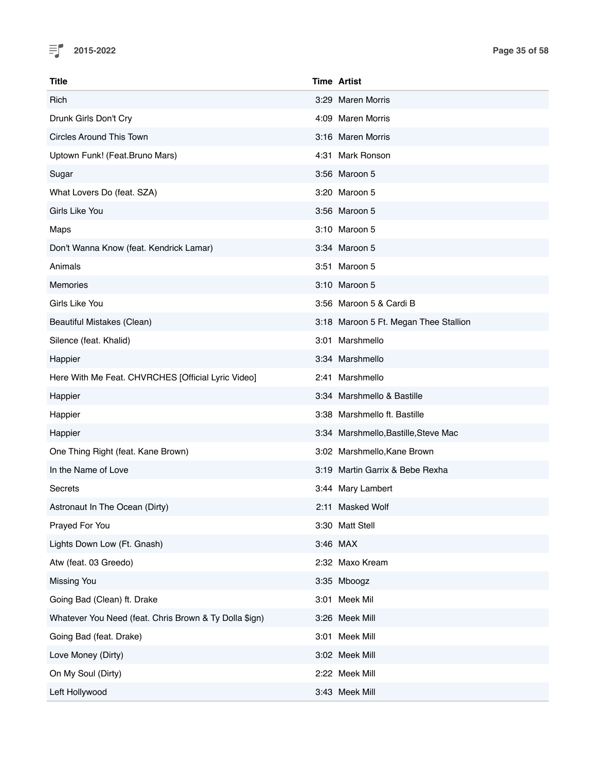| Title | Time | Artist |
|---|---|---|
| Rich | 3:29 | Maren Morris |
| Drunk Girls Don't Cry | 4:09 | Maren Morris |
| Circles Around This Town | 3:16 | Maren Morris |
| Uptown Funk! (Feat.Bruno Mars) | 4:31 | Mark Ronson |
| Sugar | 3:56 | Maroon 5 |
| What Lovers Do (feat. SZA) | 3:20 | Maroon 5 |
| Girls Like You | 3:56 | Maroon 5 |
| Maps | 3:10 | Maroon 5 |
| Don't Wanna Know (feat. Kendrick Lamar) | 3:34 | Maroon 5 |
| Animals | 3:51 | Maroon 5 |
| Memories | 3:10 | Maroon 5 |
| Girls Like You | 3:56 | Maroon 5 & Cardi B |
| Beautiful Mistakes (Clean) | 3:18 | Maroon 5 Ft. Megan Thee Stallion |
| Silence (feat. Khalid) | 3:01 | Marshmello |
| Happier | 3:34 | Marshmello |
| Here With Me Feat. CHVRCHES [Official Lyric Video] | 2:41 | Marshmello |
| Happier | 3:34 | Marshmello & Bastille |
| Happier | 3:38 | Marshmello ft. Bastille |
| Happier | 3:34 | Marshmello,Bastille,Steve Mac |
| One Thing Right (feat. Kane Brown) | 3:02 | Marshmello,Kane Brown |
| In the Name of Love | 3:19 | Martin Garrix & Bebe Rexha |
| Secrets | 3:44 | Mary Lambert |
| Astronaut In The Ocean (Dirty) | 2:11 | Masked Wolf |
| Prayed For You | 3:30 | Matt Stell |
| Lights Down Low (Ft. Gnash) | 3:46 | MAX |
| Atw (feat. 03 Greedo) | 2:32 | Maxo Kream |
| Missing You | 3:35 | Mboogz |
| Going Bad (Clean) ft. Drake | 3:01 | Meek Mil |
| Whatever You Need (feat. Chris Brown & Ty Dolla $ign) | 3:26 | Meek Mill |
| Going Bad (feat. Drake) | 3:01 | Meek Mill |
| Love Money (Dirty) | 3:02 | Meek Mill |
| On My Soul (Dirty) | 2:22 | Meek Mill |
| Left Hollywood | 3:43 | Meek Mill |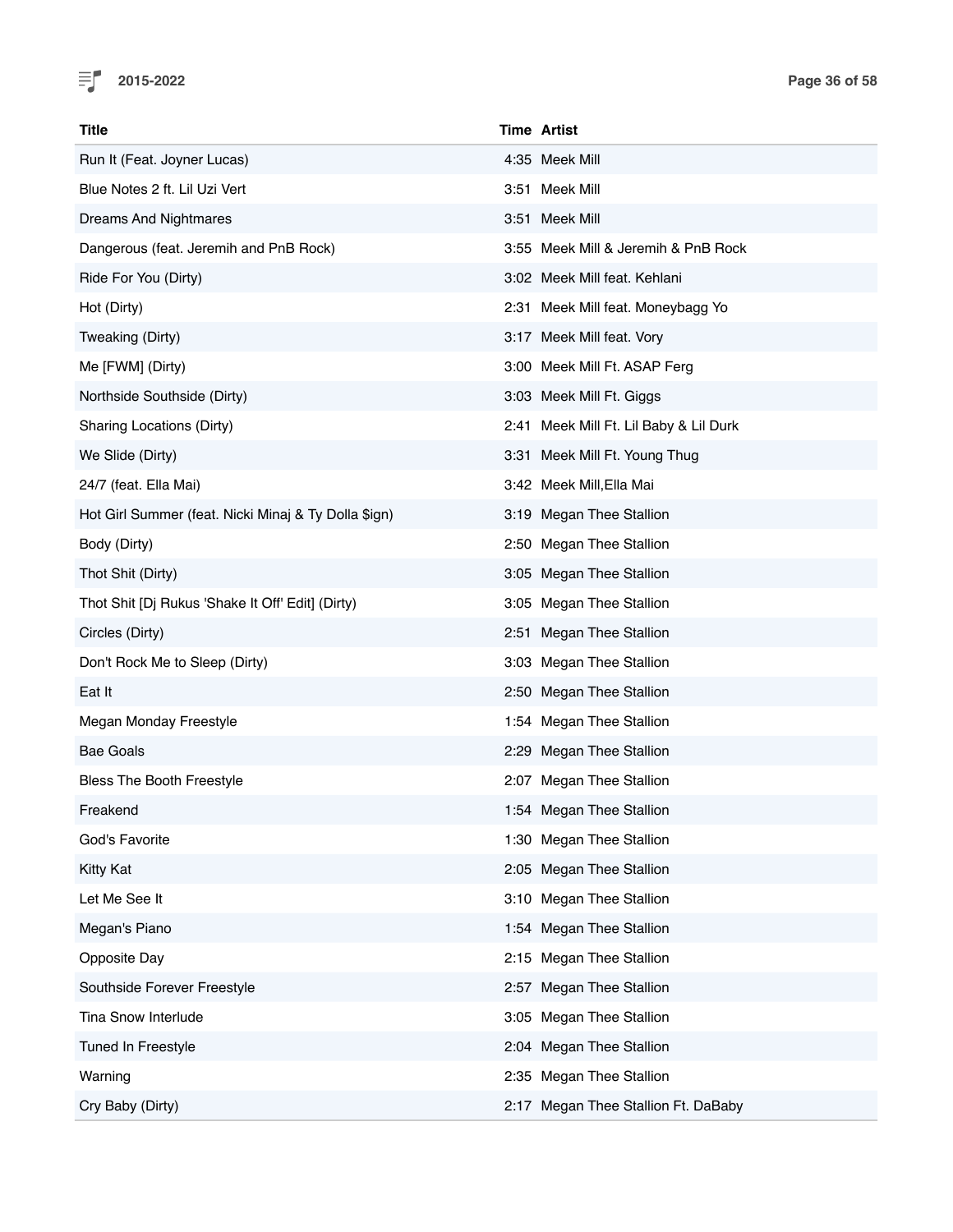| Title | Time | Artist |
|---|---|---|
| Run It (Feat. Joyner Lucas) | 4:35 | Meek Mill |
| Blue Notes 2 ft. Lil Uzi Vert | 3:51 | Meek Mill |
| Dreams And Nightmares | 3:51 | Meek Mill |
| Dangerous (feat. Jeremih and PnB Rock) | 3:55 | Meek Mill & Jeremih & PnB Rock |
| Ride For You (Dirty) | 3:02 | Meek Mill feat. Kehlani |
| Hot (Dirty) | 2:31 | Meek Mill feat. Moneybagg Yo |
| Tweaking (Dirty) | 3:17 | Meek Mill feat. Vory |
| Me [FWM] (Dirty) | 3:00 | Meek Mill Ft. ASAP Ferg |
| Northside Southside (Dirty) | 3:03 | Meek Mill Ft. Giggs |
| Sharing Locations (Dirty) | 2:41 | Meek Mill Ft. Lil Baby & Lil Durk |
| We Slide (Dirty) | 3:31 | Meek Mill Ft. Young Thug |
| 24/7 (feat. Ella Mai) | 3:42 | Meek Mill,Ella Mai |
| Hot Girl Summer (feat. Nicki Minaj & Ty Dolla $ign) | 3:19 | Megan Thee Stallion |
| Body (Dirty) | 2:50 | Megan Thee Stallion |
| Thot Shit (Dirty) | 3:05 | Megan Thee Stallion |
| Thot Shit [Dj Rukus 'Shake It Off' Edit] (Dirty) | 3:05 | Megan Thee Stallion |
| Circles (Dirty) | 2:51 | Megan Thee Stallion |
| Don't Rock Me to Sleep (Dirty) | 3:03 | Megan Thee Stallion |
| Eat It | 2:50 | Megan Thee Stallion |
| Megan Monday Freestyle | 1:54 | Megan Thee Stallion |
| Bae Goals | 2:29 | Megan Thee Stallion |
| Bless The Booth Freestyle | 2:07 | Megan Thee Stallion |
| Freakend | 1:54 | Megan Thee Stallion |
| God's Favorite | 1:30 | Megan Thee Stallion |
| Kitty Kat | 2:05 | Megan Thee Stallion |
| Let Me See It | 3:10 | Megan Thee Stallion |
| Megan's Piano | 1:54 | Megan Thee Stallion |
| Opposite Day | 2:15 | Megan Thee Stallion |
| Southside Forever Freestyle | 2:57 | Megan Thee Stallion |
| Tina Snow Interlude | 3:05 | Megan Thee Stallion |
| Tuned In Freestyle | 2:04 | Megan Thee Stallion |
| Warning | 2:35 | Megan Thee Stallion |
| Cry Baby (Dirty) | 2:17 | Megan Thee Stallion Ft. DaBaby |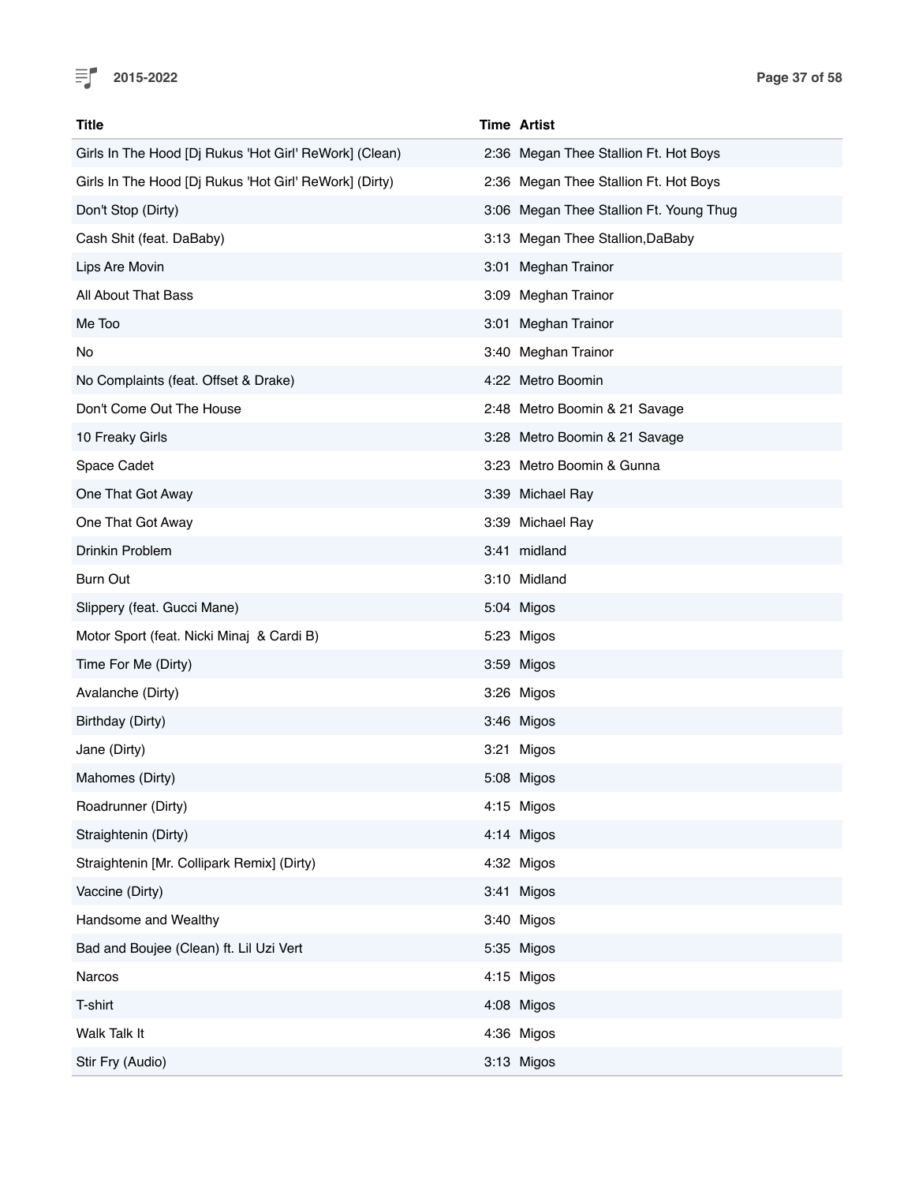| Title | Time | Artist |
| --- | --- | --- |
| Girls In The Hood [Dj Rukus 'Hot Girl' ReWork] (Clean) | 2:36 | Megan Thee Stallion Ft. Hot Boys |
| Girls In The Hood [Dj Rukus 'Hot Girl' ReWork] (Dirty) | 2:36 | Megan Thee Stallion Ft. Hot Boys |
| Don't Stop (Dirty) | 3:06 | Megan Thee Stallion Ft. Young Thug |
| Cash Shit (feat. DaBaby) | 3:13 | Megan Thee Stallion,DaBaby |
| Lips Are Movin | 3:01 | Meghan Trainor |
| All About That Bass | 3:09 | Meghan Trainor |
| Me Too | 3:01 | Meghan Trainor |
| No | 3:40 | Meghan Trainor |
| No Complaints (feat. Offset & Drake) | 4:22 | Metro Boomin |
| Don't Come Out The House | 2:48 | Metro Boomin & 21 Savage |
| 10 Freaky Girls | 3:28 | Metro Boomin & 21 Savage |
| Space Cadet | 3:23 | Metro Boomin & Gunna |
| One That Got Away | 3:39 | Michael Ray |
| One That Got Away | 3:39 | Michael Ray |
| Drinkin Problem | 3:41 | midland |
| Burn Out | 3:10 | Midland |
| Slippery (feat. Gucci Mane) | 5:04 | Migos |
| Motor Sport (feat. Nicki Minaj  & Cardi B) | 5:23 | Migos |
| Time For Me (Dirty) | 3:59 | Migos |
| Avalanche (Dirty) | 3:26 | Migos |
| Birthday (Dirty) | 3:46 | Migos |
| Jane (Dirty) | 3:21 | Migos |
| Mahomes (Dirty) | 5:08 | Migos |
| Roadrunner (Dirty) | 4:15 | Migos |
| Straightenin (Dirty) | 4:14 | Migos |
| Straightenin [Mr. Collipark Remix] (Dirty) | 4:32 | Migos |
| Vaccine (Dirty) | 3:41 | Migos |
| Handsome and Wealthy | 3:40 | Migos |
| Bad and Boujee (Clean) ft. Lil Uzi Vert | 5:35 | Migos |
| Narcos | 4:15 | Migos |
| T-shirt | 4:08 | Migos |
| Walk Talk It | 4:36 | Migos |
| Stir Fry (Audio) | 3:13 | Migos |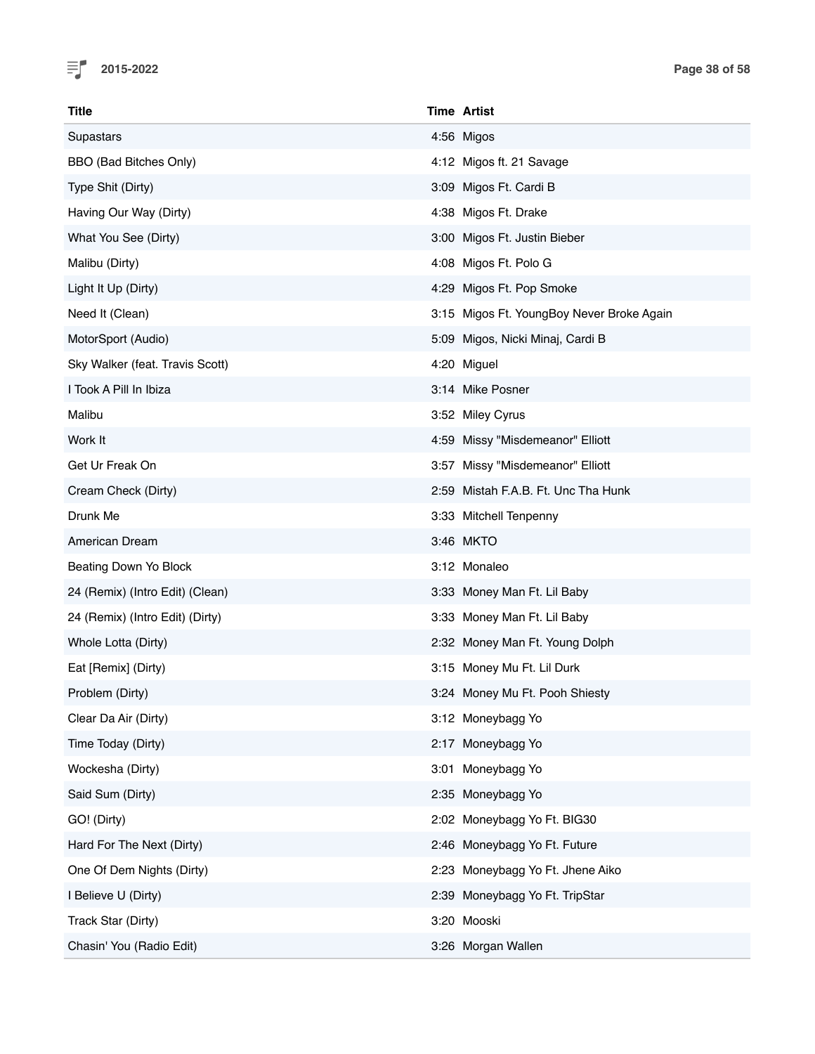| Title | Time | Artist |
|---|---|---|
| Supastars | 4:56 | Migos |
| BBO (Bad Bitches Only) | 4:12 | Migos ft. 21 Savage |
| Type Shit (Dirty) | 3:09 | Migos Ft. Cardi B |
| Having Our Way (Dirty) | 4:38 | Migos Ft. Drake |
| What You See (Dirty) | 3:00 | Migos Ft. Justin Bieber |
| Malibu (Dirty) | 4:08 | Migos Ft. Polo G |
| Light It Up (Dirty) | 4:29 | Migos Ft. Pop Smoke |
| Need It (Clean) | 3:15 | Migos Ft. YoungBoy Never Broke Again |
| MotorSport (Audio) | 5:09 | Migos, Nicki Minaj, Cardi B |
| Sky Walker (feat. Travis Scott) | 4:20 | Miguel |
| I Took A Pill In Ibiza | 3:14 | Mike Posner |
| Malibu | 3:52 | Miley Cyrus |
| Work It | 4:59 | Missy "Misdemeanor" Elliott |
| Get Ur Freak On | 3:57 | Missy "Misdemeanor" Elliott |
| Cream Check (Dirty) | 2:59 | Mistah F.A.B. Ft. Unc Tha Hunk |
| Drunk Me | 3:33 | Mitchell Tenpenny |
| American Dream | 3:46 | MKTO |
| Beating Down Yo Block | 3:12 | Monaleo |
| 24 (Remix) (Intro Edit) (Clean) | 3:33 | Money Man Ft. Lil Baby |
| 24 (Remix) (Intro Edit) (Dirty) | 3:33 | Money Man Ft. Lil Baby |
| Whole Lotta (Dirty) | 2:32 | Money Man Ft. Young Dolph |
| Eat [Remix] (Dirty) | 3:15 | Money Mu Ft. Lil Durk |
| Problem (Dirty) | 3:24 | Money Mu Ft. Pooh Shiesty |
| Clear Da Air (Dirty) | 3:12 | Moneybagg Yo |
| Time Today (Dirty) | 2:17 | Moneybagg Yo |
| Wockesha (Dirty) | 3:01 | Moneybagg Yo |
| Said Sum (Dirty) | 2:35 | Moneybagg Yo |
| GO! (Dirty) | 2:02 | Moneybagg Yo Ft. BIG30 |
| Hard For The Next (Dirty) | 2:46 | Moneybagg Yo Ft. Future |
| One Of Dem Nights (Dirty) | 2:23 | Moneybagg Yo Ft. Jhene Aiko |
| I Believe U (Dirty) | 2:39 | Moneybagg Yo Ft. TripStar |
| Track Star (Dirty) | 3:20 | Mooski |
| Chasin' You (Radio Edit) | 3:26 | Morgan Wallen |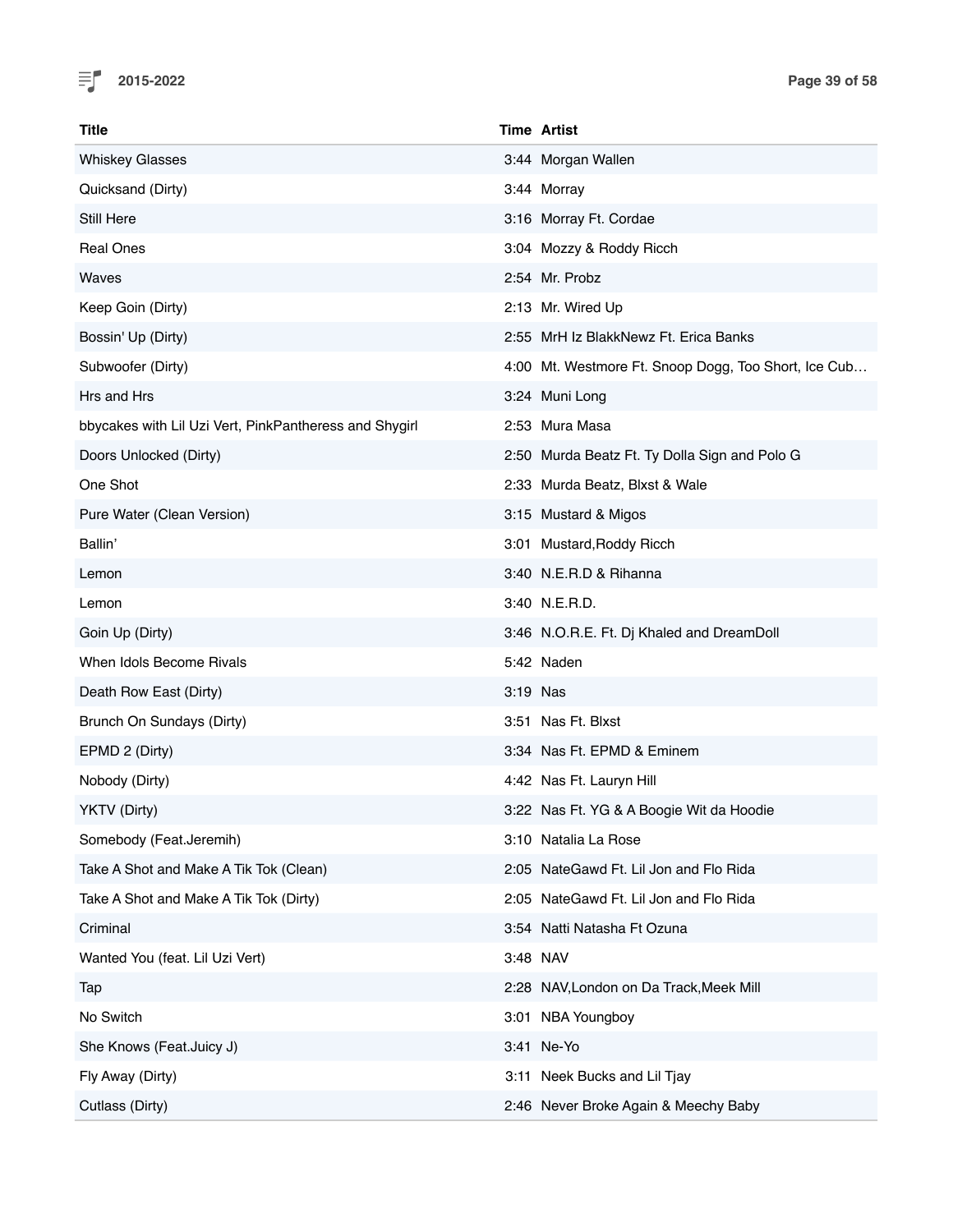| Title | Time | Artist |
|---|---|---|
| Whiskey Glasses | 3:44 | Morgan Wallen |
| Quicksand (Dirty) | 3:44 | Morray |
| Still Here | 3:16 | Morray Ft. Cordae |
| Real Ones | 3:04 | Mozzy & Roddy Ricch |
| Waves | 2:54 | Mr. Probz |
| Keep Goin (Dirty) | 2:13 | Mr. Wired Up |
| Bossin' Up (Dirty) | 2:55 | MrH Iz BlakkNewz Ft. Erica Banks |
| Subwoofer (Dirty) | 4:00 | Mt. Westmore Ft. Snoop Dogg, Too Short, Ice Cub… |
| Hrs and Hrs | 3:24 | Muni Long |
| bbycakes with Lil Uzi Vert, PinkPantheress and Shygirl | 2:53 | Mura Masa |
| Doors Unlocked (Dirty) | 2:50 | Murda Beatz Ft. Ty Dolla Sign and Polo G |
| One Shot | 2:33 | Murda Beatz, Blxst & Wale |
| Pure Water (Clean Version) | 3:15 | Mustard & Migos |
| Ballin' | 3:01 | Mustard,Roddy Ricch |
| Lemon | 3:40 | N.E.R.D & Rihanna |
| Lemon | 3:40 | N.E.R.D. |
| Goin Up (Dirty) | 3:46 | N.O.R.E. Ft. Dj Khaled and DreamDoll |
| When Idols Become Rivals | 5:42 | Naden |
| Death Row East (Dirty) | 3:19 | Nas |
| Brunch On Sundays (Dirty) | 3:51 | Nas Ft. Blxst |
| EPMD 2 (Dirty) | 3:34 | Nas Ft. EPMD & Eminem |
| Nobody (Dirty) | 4:42 | Nas Ft. Lauryn Hill |
| YKTV (Dirty) | 3:22 | Nas Ft. YG & A Boogie Wit da Hoodie |
| Somebody (Feat.Jeremih) | 3:10 | Natalia La Rose |
| Take A Shot and Make A Tik Tok (Clean) | 2:05 | NateGawd Ft. Lil Jon and Flo Rida |
| Take A Shot and Make A Tik Tok (Dirty) | 2:05 | NateGawd Ft. Lil Jon and Flo Rida |
| Criminal | 3:54 | Natti Natasha Ft Ozuna |
| Wanted You (feat. Lil Uzi Vert) | 3:48 | NAV |
| Tap | 2:28 | NAV,London on Da Track,Meek Mill |
| No Switch | 3:01 | NBA Youngboy |
| She Knows (Feat.Juicy J) | 3:41 | Ne-Yo |
| Fly Away (Dirty) | 3:11 | Neek Bucks and Lil Tjay |
| Cutlass (Dirty) | 2:46 | Never Broke Again & Meechy Baby |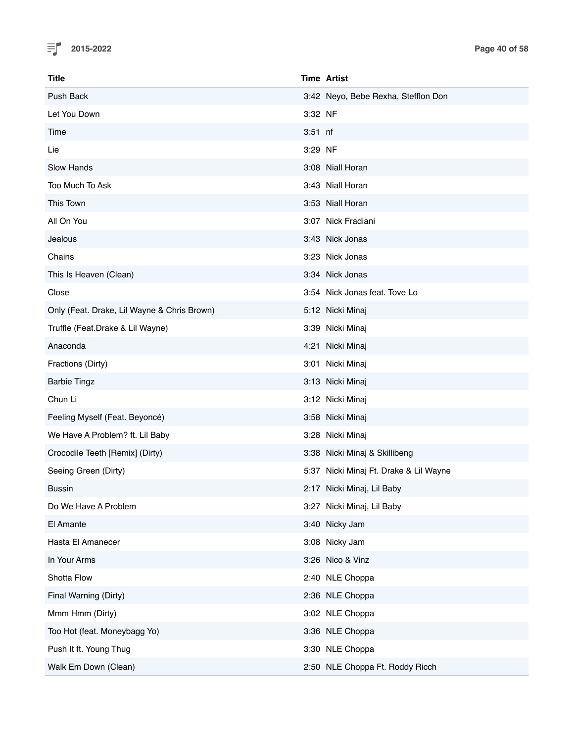| Title | Time | Artist |
| --- | --- | --- |
| Push Back | 3:42 | Neyo, Bebe Rexha, Stefflon Don |
| Let You Down | 3:32 | NF |
| Time | 3:51 | nf |
| Lie | 3:29 | NF |
| Slow Hands | 3:08 | Niall Horan |
| Too Much To Ask | 3:43 | Niall Horan |
| This Town | 3:53 | Niall Horan |
| All On You | 3:07 | Nick Fradiani |
| Jealous | 3:43 | Nick Jonas |
| Chains | 3:23 | Nick Jonas |
| This Is Heaven (Clean) | 3:34 | Nick Jonas |
| Close | 3:54 | Nick Jonas feat. Tove Lo |
| Only (Feat. Drake, Lil Wayne & Chris Brown) | 5:12 | Nicki Minaj |
| Truffle (Feat.Drake & Lil Wayne) | 3:39 | Nicki Minaj |
| Anaconda | 4:21 | Nicki Minaj |
| Fractions (Dirty) | 3:01 | Nicki Minaj |
| Barbie Tingz | 3:13 | Nicki Minaj |
| Chun Li | 3:12 | Nicki Minaj |
| Feeling Myself (Feat. Beyoncé) | 3:58 | Nicki Minaj |
| We Have A Problem? ft. Lil Baby | 3:28 | Nicki Minaj |
| Crocodile Teeth [Remix] (Dirty) | 3:38 | Nicki Minaj & Skillibeng |
| Seeing Green (Dirty) | 5:37 | Nicki Minaj Ft. Drake & Lil Wayne |
| Bussin | 2:17 | Nicki Minaj, Lil Baby |
| Do We Have A Problem | 3:27 | Nicki Minaj, Lil Baby |
| El Amante | 3:40 | Nicky Jam |
| Hasta El Amanecer | 3:08 | Nicky Jam |
| In Your Arms | 3:26 | Nico & Vinz |
| Shotta Flow | 2:40 | NLE Choppa |
| Final Warning (Dirty) | 2:36 | NLE Choppa |
| Mmm Hmm (Dirty) | 3:02 | NLE Choppa |
| Too Hot (feat. Moneybagg Yo) | 3:36 | NLE Choppa |
| Push It ft. Young Thug | 3:30 | NLE Choppa |
| Walk Em Down (Clean) | 2:50 | NLE Choppa Ft. Roddy Ricch |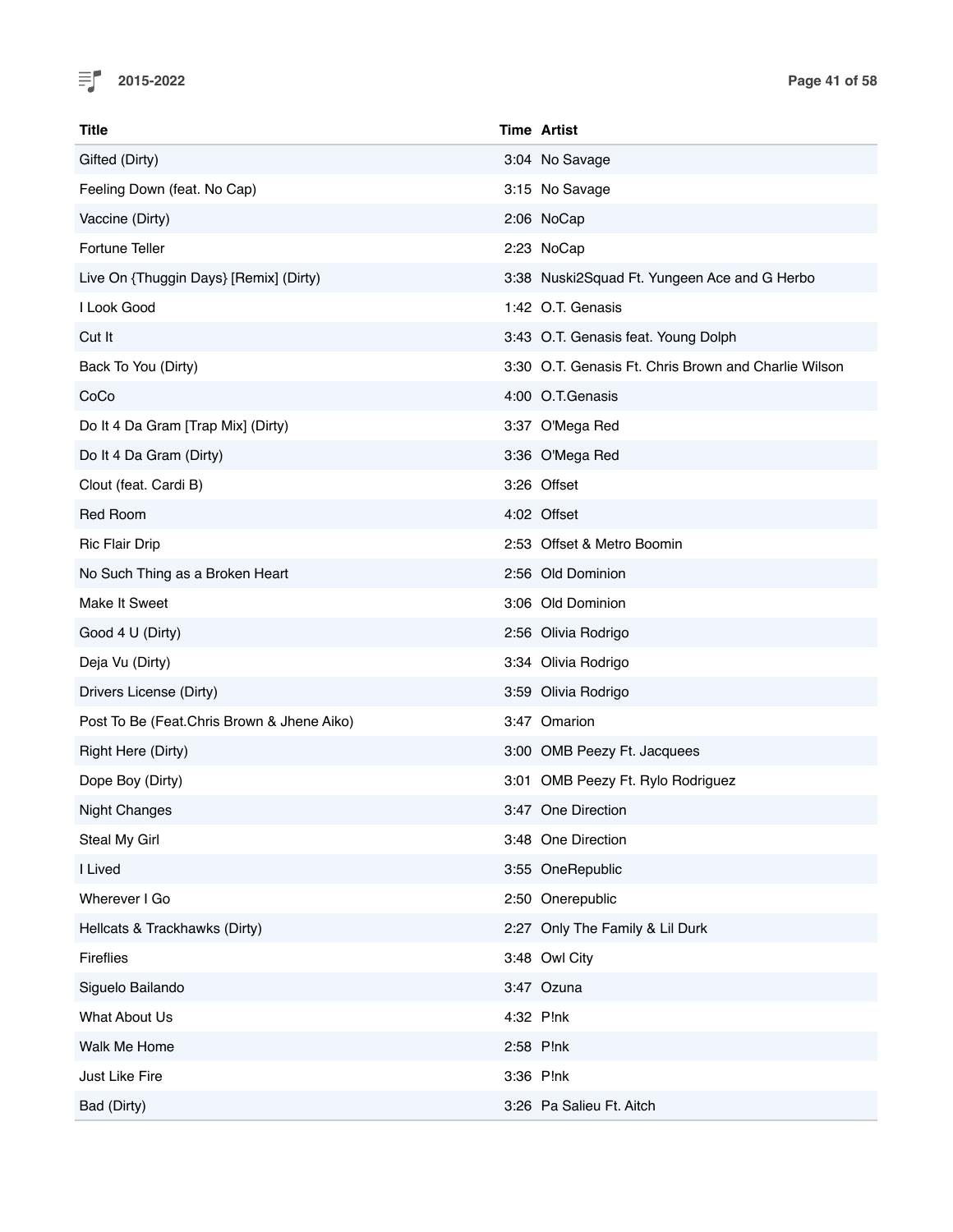| Title | Time | Artist |
|---|---|---|
| Gifted (Dirty) | 3:04 | No Savage |
| Feeling Down (feat. No Cap) | 3:15 | No Savage |
| Vaccine (Dirty) | 2:06 | NoCap |
| Fortune Teller | 2:23 | NoCap |
| Live On {Thuggin Days} [Remix] (Dirty) | 3:38 | Nuski2Squad Ft. Yungeen Ace and G Herbo |
| I Look Good | 1:42 | O.T. Genasis |
| Cut It | 3:43 | O.T. Genasis feat. Young Dolph |
| Back To You (Dirty) | 3:30 | O.T. Genasis Ft. Chris Brown and Charlie Wilson |
| CoCo | 4:00 | O.T.Genasis |
| Do It 4 Da Gram [Trap Mix] (Dirty) | 3:37 | O'Mega Red |
| Do It 4 Da Gram (Dirty) | 3:36 | O'Mega Red |
| Clout (feat. Cardi B) | 3:26 | Offset |
| Red Room | 4:02 | Offset |
| Ric Flair Drip | 2:53 | Offset & Metro Boomin |
| No Such Thing as a Broken Heart | 2:56 | Old Dominion |
| Make It Sweet | 3:06 | Old Dominion |
| Good 4 U (Dirty) | 2:56 | Olivia Rodrigo |
| Deja Vu (Dirty) | 3:34 | Olivia Rodrigo |
| Drivers License (Dirty) | 3:59 | Olivia Rodrigo |
| Post To Be (Feat.Chris Brown & Jhene Aiko) | 3:47 | Omarion |
| Right Here (Dirty) | 3:00 | OMB Peezy Ft. Jacquees |
| Dope Boy (Dirty) | 3:01 | OMB Peezy Ft. Rylo Rodriguez |
| Night Changes | 3:47 | One Direction |
| Steal My Girl | 3:48 | One Direction |
| I Lived | 3:55 | OneRepublic |
| Wherever I Go | 2:50 | Onerepublic |
| Hellcats & Trackhawks (Dirty) | 2:27 | Only The Family & Lil Durk |
| Fireflies | 3:48 | Owl City |
| Siguelo Bailando | 3:47 | Ozuna |
| What About Us | 4:32 | P!nk |
| Walk Me Home | 2:58 | P!nk |
| Just Like Fire | 3:36 | P!nk |
| Bad (Dirty) | 3:26 | Pa Salieu Ft. Aitch |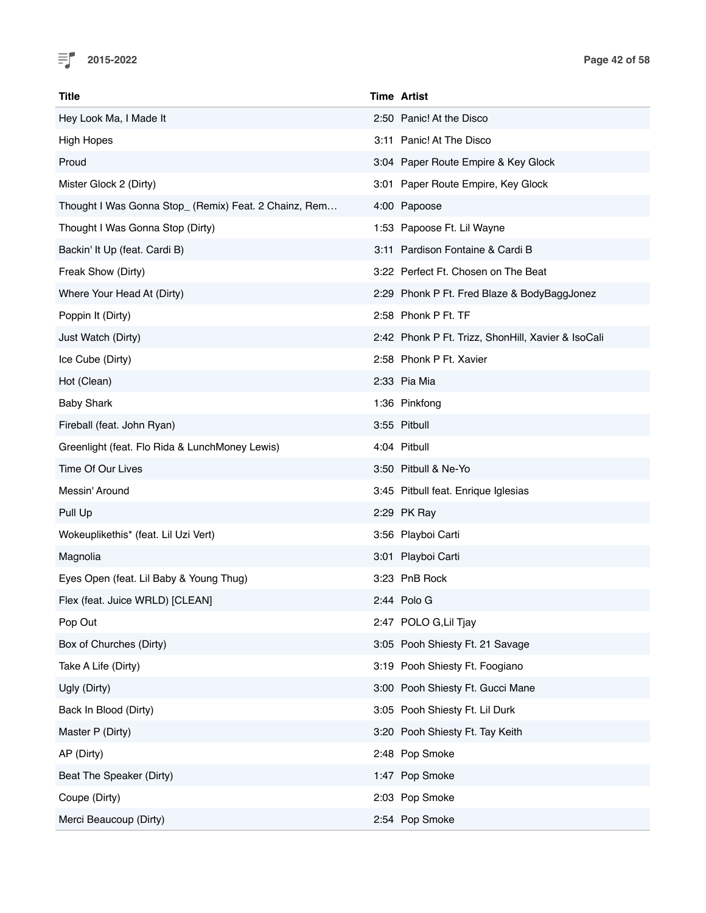| Title | Time | Artist |
|---|---|---|
| Hey Look Ma, I Made It | 2:50 | Panic! At the Disco |
| High Hopes | 3:11 | Panic! At The Disco |
| Proud | 3:04 | Paper Route Empire & Key Glock |
| Mister Glock 2 (Dirty) | 3:01 | Paper Route Empire, Key Glock |
| Thought I Was Gonna Stop_ (Remix) Feat. 2 Chainz, Rem… | 4:00 | Papoose |
| Thought I Was Gonna Stop (Dirty) | 1:53 | Papoose Ft. Lil Wayne |
| Backin' It Up (feat. Cardi B) | 3:11 | Pardison Fontaine & Cardi B |
| Freak Show (Dirty) | 3:22 | Perfect Ft. Chosen on The Beat |
| Where Your Head At (Dirty) | 2:29 | Phonk P Ft. Fred Blaze & BodyBaggJonez |
| Poppin It (Dirty) | 2:58 | Phonk P Ft. TF |
| Just Watch (Dirty) | 2:42 | Phonk P Ft. Trizz, ShonHill, Xavier & IsoCali |
| Ice Cube (Dirty) | 2:58 | Phonk P Ft. Xavier |
| Hot (Clean) | 2:33 | Pia Mia |
| Baby Shark | 1:36 | Pinkfong |
| Fireball (feat. John Ryan) | 3:55 | Pitbull |
| Greenlight (feat. Flo Rida & LunchMoney Lewis) | 4:04 | Pitbull |
| Time Of Our Lives | 3:50 | Pitbull & Ne-Yo |
| Messin' Around | 3:45 | Pitbull feat. Enrique Iglesias |
| Pull Up | 2:29 | PK Ray |
| Wokeuplikethis* (feat. Lil Uzi Vert) | 3:56 | Playboi Carti |
| Magnolia | 3:01 | Playboi Carti |
| Eyes Open (feat. Lil Baby & Young Thug) | 3:23 | PnB Rock |
| Flex (feat. Juice WRLD) [CLEAN] | 2:44 | Polo G |
| Pop Out | 2:47 | POLO G,Lil Tjay |
| Box of Churches (Dirty) | 3:05 | Pooh Shiesty Ft. 21 Savage |
| Take A Life (Dirty) | 3:19 | Pooh Shiesty Ft. Foogiano |
| Ugly (Dirty) | 3:00 | Pooh Shiesty Ft. Gucci Mane |
| Back In Blood (Dirty) | 3:05 | Pooh Shiesty Ft. Lil Durk |
| Master P (Dirty) | 3:20 | Pooh Shiesty Ft. Tay Keith |
| AP (Dirty) | 2:48 | Pop Smoke |
| Beat The Speaker (Dirty) | 1:47 | Pop Smoke |
| Coupe (Dirty) | 2:03 | Pop Smoke |
| Merci Beaucoup (Dirty) | 2:54 | Pop Smoke |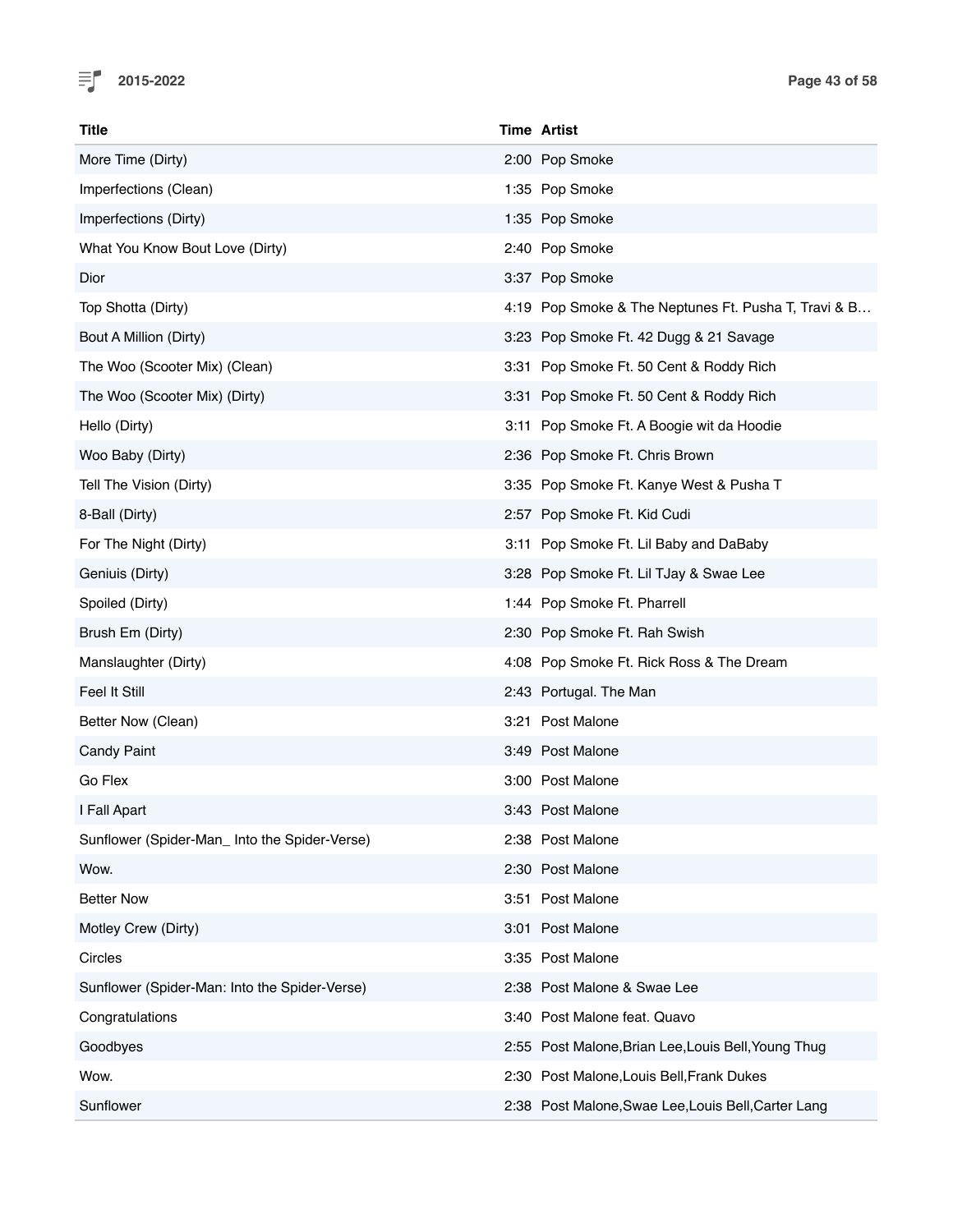| Title | Time | Artist |
| --- | --- | --- |
| More Time (Dirty) | 2:00 | Pop Smoke |
| Imperfections (Clean) | 1:35 | Pop Smoke |
| Imperfections (Dirty) | 1:35 | Pop Smoke |
| What You Know Bout Love (Dirty) | 2:40 | Pop Smoke |
| Dior | 3:37 | Pop Smoke |
| Top Shotta (Dirty) | 4:19 | Pop Smoke & The Neptunes Ft. Pusha T, Travi & B… |
| Bout A Million (Dirty) | 3:23 | Pop Smoke Ft. 42 Dugg & 21 Savage |
| The Woo (Scooter Mix) (Clean) | 3:31 | Pop Smoke Ft. 50 Cent & Roddy Rich |
| The Woo (Scooter Mix) (Dirty) | 3:31 | Pop Smoke Ft. 50 Cent & Roddy Rich |
| Hello (Dirty) | 3:11 | Pop Smoke Ft. A Boogie wit da Hoodie |
| Woo Baby (Dirty) | 2:36 | Pop Smoke Ft. Chris Brown |
| Tell The Vision (Dirty) | 3:35 | Pop Smoke Ft. Kanye West & Pusha T |
| 8-Ball (Dirty) | 2:57 | Pop Smoke Ft. Kid Cudi |
| For The Night (Dirty) | 3:11 | Pop Smoke Ft. Lil Baby and DaBaby |
| Geniuis (Dirty) | 3:28 | Pop Smoke Ft. Lil TJay & Swae Lee |
| Spoiled (Dirty) | 1:44 | Pop Smoke Ft. Pharrell |
| Brush Em (Dirty) | 2:30 | Pop Smoke Ft. Rah Swish |
| Manslaughter (Dirty) | 4:08 | Pop Smoke Ft. Rick Ross & The Dream |
| Feel It Still | 2:43 | Portugal. The Man |
| Better Now (Clean) | 3:21 | Post Malone |
| Candy Paint | 3:49 | Post Malone |
| Go Flex | 3:00 | Post Malone |
| I Fall Apart | 3:43 | Post Malone |
| Sunflower (Spider-Man_ Into the Spider-Verse) | 2:38 | Post Malone |
| Wow. | 2:30 | Post Malone |
| Better Now | 3:51 | Post Malone |
| Motley Crew (Dirty) | 3:01 | Post Malone |
| Circles | 3:35 | Post Malone |
| Sunflower (Spider-Man: Into the Spider-Verse) | 2:38 | Post Malone & Swae Lee |
| Congratulations | 3:40 | Post Malone feat. Quavo |
| Goodbyes | 2:55 | Post Malone,Brian Lee,Louis Bell,Young Thug |
| Wow. | 2:30 | Post Malone,Louis Bell,Frank Dukes |
| Sunflower | 2:38 | Post Malone,Swae Lee,Louis Bell,Carter Lang |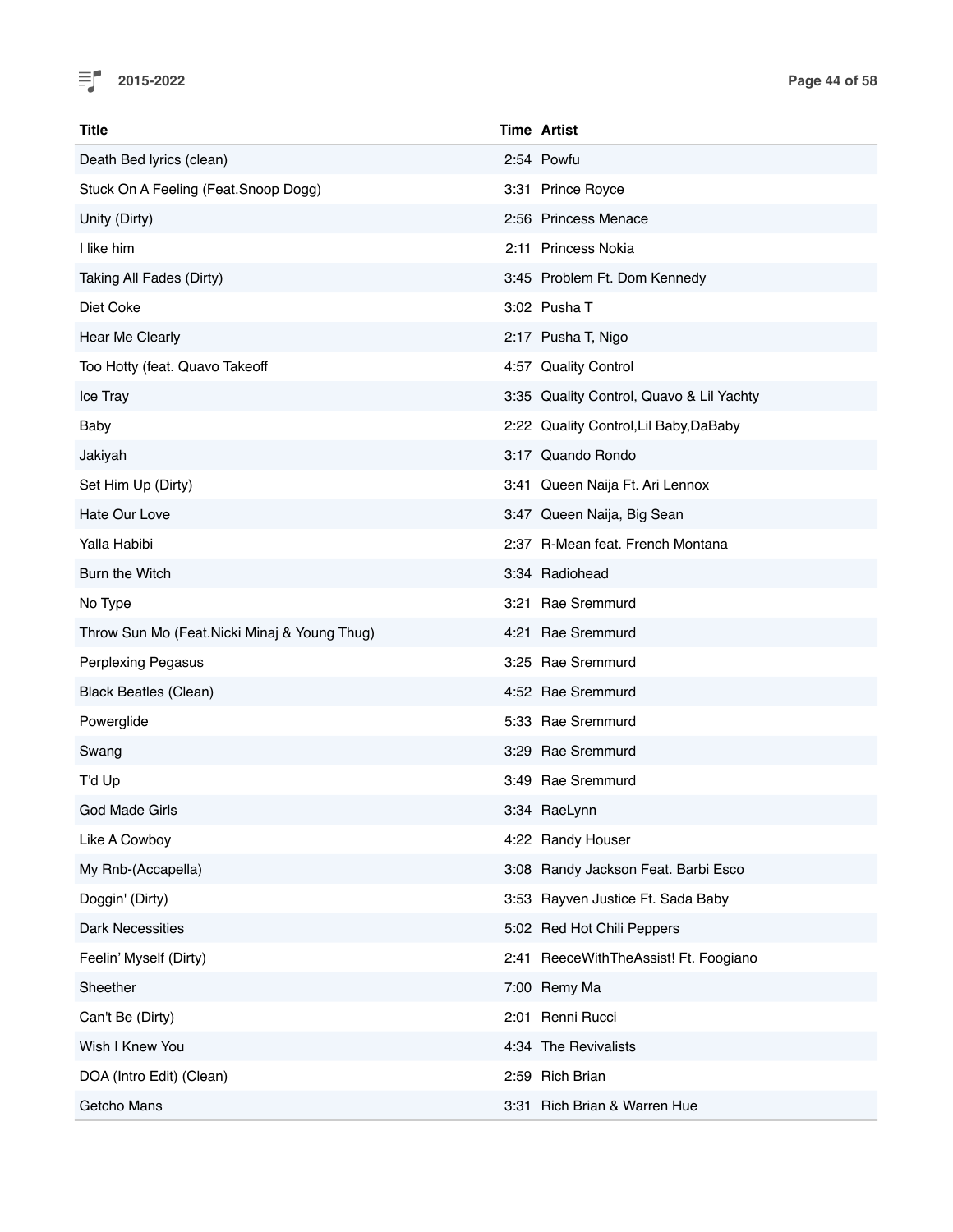| Title | Time | Artist |
|---|---|---|
| Death Bed lyrics (clean) | 2:54 | Powfu |
| Stuck On A Feeling (Feat.Snoop Dogg) | 3:31 | Prince Royce |
| Unity (Dirty) | 2:56 | Princess Menace |
| I like him | 2:11 | Princess Nokia |
| Taking All Fades (Dirty) | 3:45 | Problem Ft. Dom Kennedy |
| Diet Coke | 3:02 | Pusha T |
| Hear Me Clearly | 2:17 | Pusha T, Nigo |
| Too Hotty (feat. Quavo Takeoff | 4:57 | Quality Control |
| Ice Tray | 3:35 | Quality Control, Quavo & Lil Yachty |
| Baby | 2:22 | Quality Control,Lil Baby,DaBaby |
| Jakiyah | 3:17 | Quando Rondo |
| Set Him Up (Dirty) | 3:41 | Queen Naija Ft. Ari Lennox |
| Hate Our Love | 3:47 | Queen Naija, Big Sean |
| Yalla Habibi | 2:37 | R-Mean feat. French Montana |
| Burn the Witch | 3:34 | Radiohead |
| No Type | 3:21 | Rae Sremmurd |
| Throw Sun Mo (Feat.Nicki Minaj & Young Thug) | 4:21 | Rae Sremmurd |
| Perplexing Pegasus | 3:25 | Rae Sremmurd |
| Black Beatles (Clean) | 4:52 | Rae Sremmurd |
| Powerglide | 5:33 | Rae Sremmurd |
| Swang | 3:29 | Rae Sremmurd |
| T'd Up | 3:49 | Rae Sremmurd |
| God Made Girls | 3:34 | RaeLynn |
| Like A Cowboy | 4:22 | Randy Houser |
| My Rnb-(Accapella) | 3:08 | Randy Jackson Feat. Barbi Esco |
| Doggin' (Dirty) | 3:53 | Rayven Justice Ft. Sada Baby |
| Dark Necessities | 5:02 | Red Hot Chili Peppers |
| Feelin' Myself (Dirty) | 2:41 | ReeceWithTheAssist! Ft. Foogiano |
| Sheether | 7:00 | Remy Ma |
| Can't Be (Dirty) | 2:01 | Renni Rucci |
| Wish I Knew You | 4:34 | The Revivalists |
| DOA (Intro Edit) (Clean) | 2:59 | Rich Brian |
| Getcho Mans | 3:31 | Rich Brian & Warren Hue |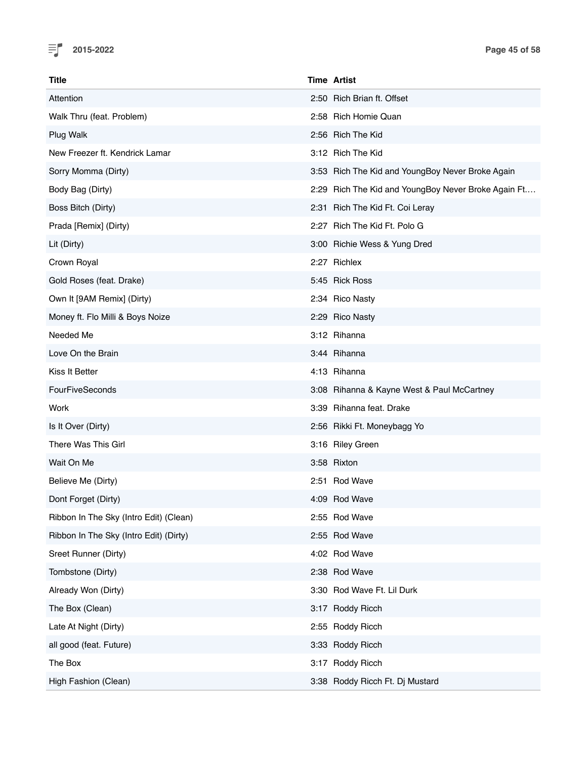| Title | Time | Artist |
|---|---|---|
| Attention | 2:50 | Rich Brian ft. Offset |
| Walk Thru (feat. Problem) | 2:58 | Rich Homie Quan |
| Plug Walk | 2:56 | Rich The Kid |
| New Freezer ft. Kendrick Lamar | 3:12 | Rich The Kid |
| Sorry Momma (Dirty) | 3:53 | Rich The Kid and YoungBoy Never Broke Again |
| Body Bag (Dirty) | 2:29 | Rich The Kid and YoungBoy Never Broke Again Ft.… |
| Boss Bitch (Dirty) | 2:31 | Rich The Kid Ft. Coi Leray |
| Prada [Remix] (Dirty) | 2:27 | Rich The Kid Ft. Polo G |
| Lit (Dirty) | 3:00 | Richie Wess & Yung Dred |
| Crown Royal | 2:27 | Richlex |
| Gold Roses (feat. Drake) | 5:45 | Rick Ross |
| Own It [9AM Remix] (Dirty) | 2:34 | Rico Nasty |
| Money ft. Flo Milli & Boys Noize | 2:29 | Rico Nasty |
| Needed Me | 3:12 | Rihanna |
| Love On the Brain | 3:44 | Rihanna |
| Kiss It Better | 4:13 | Rihanna |
| FourFiveSeconds | 3:08 | Rihanna & Kayne West & Paul McCartney |
| Work | 3:39 | Rihanna feat. Drake |
| Is It Over (Dirty) | 2:56 | Rikki Ft. Moneybagg Yo |
| There Was This Girl | 3:16 | Riley Green |
| Wait On Me | 3:58 | Rixton |
| Believe Me (Dirty) | 2:51 | Rod Wave |
| Dont Forget (Dirty) | 4:09 | Rod Wave |
| Ribbon In The Sky (Intro Edit) (Clean) | 2:55 | Rod Wave |
| Ribbon In The Sky (Intro Edit) (Dirty) | 2:55 | Rod Wave |
| Sreet Runner (Dirty) | 4:02 | Rod Wave |
| Tombstone (Dirty) | 2:38 | Rod Wave |
| Already Won (Dirty) | 3:30 | Rod Wave Ft. Lil Durk |
| The Box (Clean) | 3:17 | Roddy Ricch |
| Late At Night (Dirty) | 2:55 | Roddy Ricch |
| all good (feat. Future) | 3:33 | Roddy Ricch |
| The Box | 3:17 | Roddy Ricch |
| High Fashion (Clean) | 3:38 | Roddy Ricch Ft. Dj Mustard |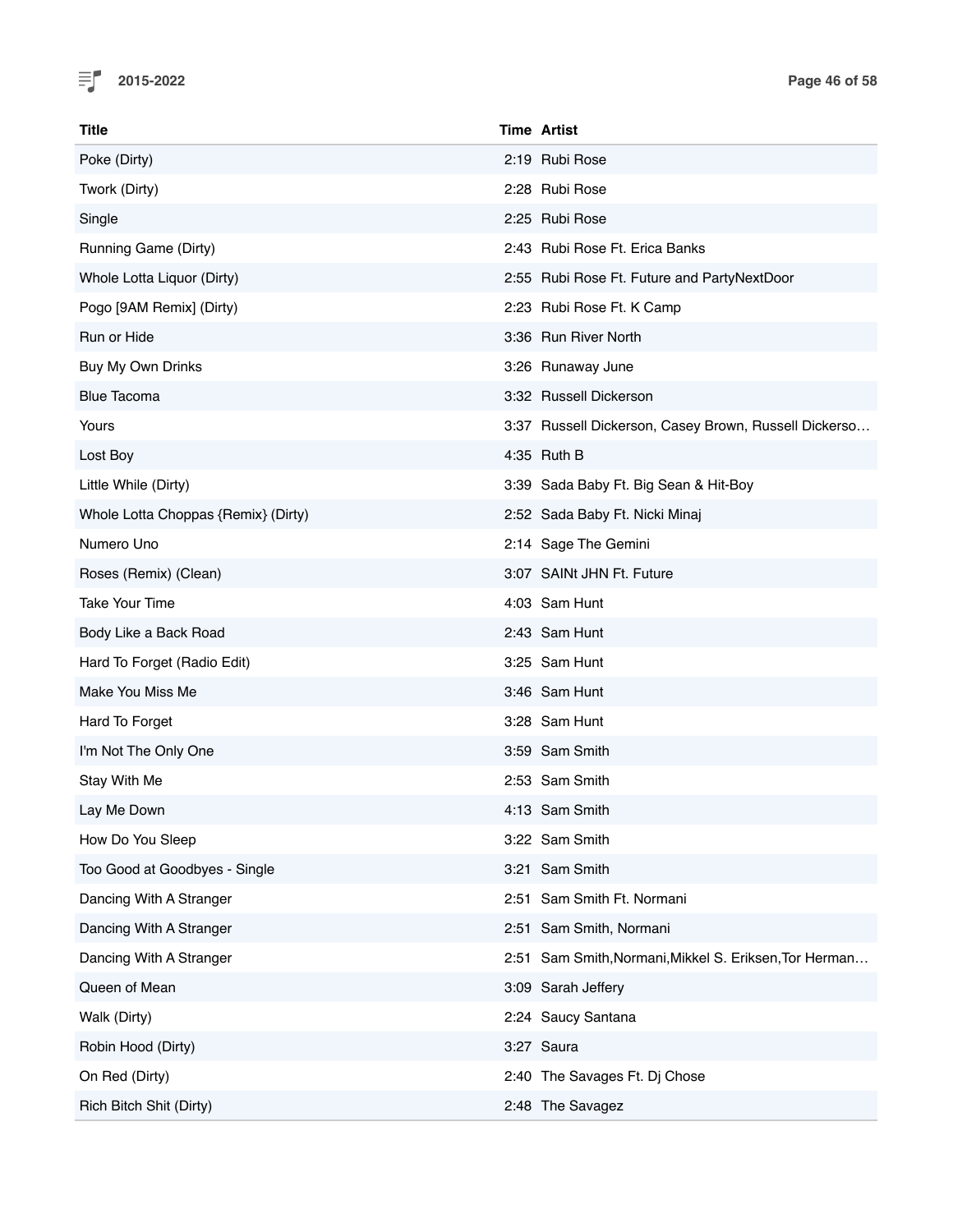| Title | Time | Artist |
|---|---|---|
| Poke (Dirty) | 2:19 | Rubi Rose |
| Twork (Dirty) | 2:28 | Rubi Rose |
| Single | 2:25 | Rubi Rose |
| Running Game (Dirty) | 2:43 | Rubi Rose Ft. Erica Banks |
| Whole Lotta Liquor (Dirty) | 2:55 | Rubi Rose Ft. Future and PartyNextDoor |
| Pogo [9AM Remix] (Dirty) | 2:23 | Rubi Rose Ft. K Camp |
| Run or Hide | 3:36 | Run River North |
| Buy My Own Drinks | 3:26 | Runaway June |
| Blue Tacoma | 3:32 | Russell Dickerson |
| Yours | 3:37 | Russell Dickerson, Casey Brown, Russell Dickerso… |
| Lost Boy | 4:35 | Ruth B |
| Little While (Dirty) | 3:39 | Sada Baby Ft. Big Sean & Hit-Boy |
| Whole Lotta Choppas {Remix} (Dirty) | 2:52 | Sada Baby Ft. Nicki Minaj |
| Numero Uno | 2:14 | Sage The Gemini |
| Roses (Remix) (Clean) | 3:07 | SAINt JHN Ft. Future |
| Take Your Time | 4:03 | Sam Hunt |
| Body Like a Back Road | 2:43 | Sam Hunt |
| Hard To Forget (Radio Edit) | 3:25 | Sam Hunt |
| Make You Miss Me | 3:46 | Sam Hunt |
| Hard To Forget | 3:28 | Sam Hunt |
| I'm Not The Only One | 3:59 | Sam Smith |
| Stay With Me | 2:53 | Sam Smith |
| Lay Me Down | 4:13 | Sam Smith |
| How Do You Sleep | 3:22 | Sam Smith |
| Too Good at Goodbyes - Single | 3:21 | Sam Smith |
| Dancing With A Stranger | 2:51 | Sam Smith Ft. Normani |
| Dancing With A Stranger | 2:51 | Sam Smith, Normani |
| Dancing With A Stranger | 2:51 | Sam Smith,Normani,Mikkel S. Eriksen,Tor Herman… |
| Queen of Mean | 3:09 | Sarah Jeffery |
| Walk (Dirty) | 2:24 | Saucy Santana |
| Robin Hood (Dirty) | 3:27 | Saura |
| On Red (Dirty) | 2:40 | The Savages Ft. Dj Chose |
| Rich Bitch Shit (Dirty) | 2:48 | The Savagez |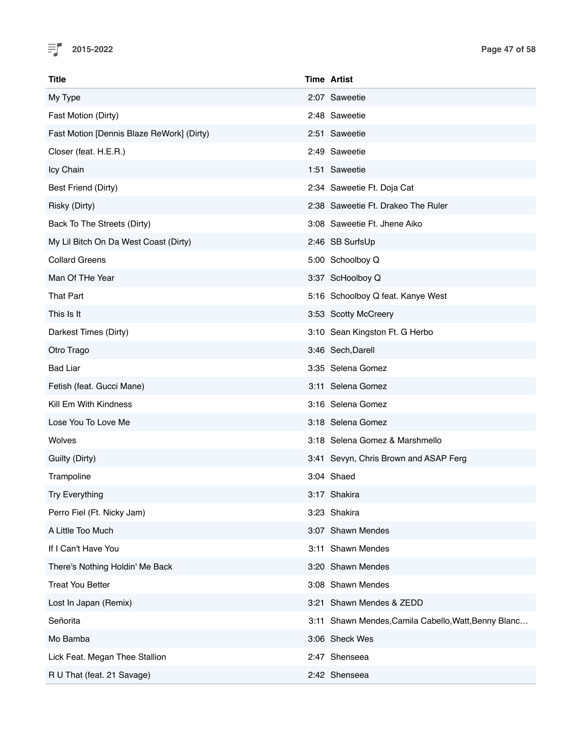| Title | Time | Artist |
|---|---|---|
| My Type | 2:07 | Saweetie |
| Fast Motion (Dirty) | 2:48 | Saweetie |
| Fast Motion [Dennis Blaze ReWork] (Dirty) | 2:51 | Saweetie |
| Closer (feat. H.E.R.) | 2:49 | Saweetie |
| Icy Chain | 1:51 | Saweetie |
| Best Friend (Dirty) | 2:34 | Saweetie Ft. Doja Cat |
| Risky (Dirty) | 2:38 | Saweetie Ft. Drakeo The Ruler |
| Back To The Streets (Dirty) | 3:08 | Saweetie Ft. Jhene Aiko |
| My Lil Bitch On Da West Coast (Dirty) | 2:46 | SB SurfsUp |
| Collard Greens | 5:00 | Schoolboy Q |
| Man Of THe Year | 3:37 | ScHoolboy Q |
| That Part | 5:16 | Schoolboy Q feat. Kanye West |
| This Is It | 3:53 | Scotty McCreery |
| Darkest Times (Dirty) | 3:10 | Sean Kingston Ft. G Herbo |
| Otro Trago | 3:46 | Sech,Darell |
| Bad Liar | 3:35 | Selena Gomez |
| Fetish (feat. Gucci Mane) | 3:11 | Selena Gomez |
| Kill Em With Kindness | 3:16 | Selena Gomez |
| Lose You To Love Me | 3:18 | Selena Gomez |
| Wolves | 3:18 | Selena Gomez & Marshmello |
| Guilty (Dirty) | 3:41 | Sevyn, Chris Brown and ASAP Ferg |
| Trampoline | 3:04 | Shaed |
| Try Everything | 3:17 | Shakira |
| Perro Fiel (Ft. Nicky Jam) | 3:23 | Shakira |
| A Little Too Much | 3:07 | Shawn Mendes |
| If I Can't Have You | 3:11 | Shawn Mendes |
| There's Nothing Holdin' Me Back | 3:20 | Shawn Mendes |
| Treat You Better | 3:08 | Shawn Mendes |
| Lost In Japan (Remix) | 3:21 | Shawn Mendes & ZEDD |
| Señorita | 3:11 | Shawn Mendes,Camila Cabello,Watt,Benny Blanc… |
| Mo Bamba | 3:06 | Sheck Wes |
| Lick Feat. Megan Thee Stallion | 2:47 | Shenseea |
| R U That (feat. 21 Savage) | 2:42 | Shenseea |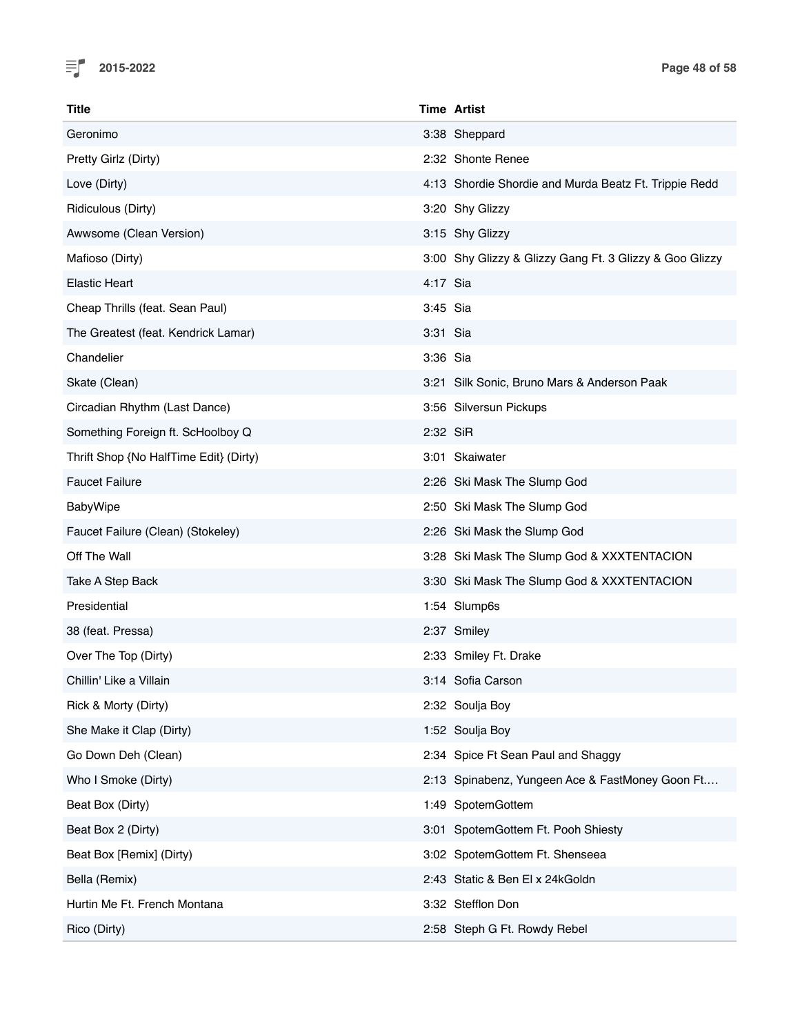| Title | Time | Artist |
| --- | --- | --- |
| Geronimo | 3:38 | Sheppard |
| Pretty Girlz (Dirty) | 2:32 | Shonte Renee |
| Love (Dirty) | 4:13 | Shordie Shordie and Murda Beatz Ft. Trippie Redd |
| Ridiculous (Dirty) | 3:20 | Shy Glizzy |
| Awwsome (Clean Version) | 3:15 | Shy Glizzy |
| Mafioso (Dirty) | 3:00 | Shy Glizzy & Glizzy Gang Ft. 3 Glizzy & Goo Glizzy |
| Elastic Heart | 4:17 | Sia |
| Cheap Thrills (feat. Sean Paul) | 3:45 | Sia |
| The Greatest (feat. Kendrick Lamar) | 3:31 | Sia |
| Chandelier | 3:36 | Sia |
| Skate (Clean) | 3:21 | Silk Sonic, Bruno Mars & Anderson Paak |
| Circadian Rhythm (Last Dance) | 3:56 | Silversun Pickups |
| Something Foreign ft. ScHoolboy Q | 2:32 | SiR |
| Thrift Shop {No HalfTime Edit} (Dirty) | 3:01 | Skaiwater |
| Faucet Failure | 2:26 | Ski Mask The Slump God |
| BabyWipe | 2:50 | Ski Mask The Slump God |
| Faucet Failure (Clean) (Stokeley) | 2:26 | Ski Mask the Slump God |
| Off The Wall | 3:28 | Ski Mask The Slump God & XXXTENTACION |
| Take A Step Back | 3:30 | Ski Mask The Slump God & XXXTENTACION |
| Presidential | 1:54 | Slump6s |
| 38 (feat. Pressa) | 2:37 | Smiley |
| Over The Top (Dirty) | 2:33 | Smiley Ft. Drake |
| Chillin' Like a Villain | 3:14 | Sofia Carson |
| Rick & Morty (Dirty) | 2:32 | Soulja Boy |
| She Make it Clap (Dirty) | 1:52 | Soulja Boy |
| Go Down Deh (Clean) | 2:34 | Spice Ft Sean Paul and Shaggy |
| Who I Smoke (Dirty) | 2:13 | Spinabenz, Yungeen Ace & FastMoney Goon Ft.… |
| Beat Box (Dirty) | 1:49 | SpotemGottem |
| Beat Box 2 (Dirty) | 3:01 | SpotemGottem Ft. Pooh Shiesty |
| Beat Box [Remix] (Dirty) | 3:02 | SpotemGottem Ft. Shenseea |
| Bella (Remix) | 2:43 | Static & Ben El x 24kGoldn |
| Hurtin Me Ft. French Montana | 3:32 | Stefflon Don |
| Rico (Dirty) | 2:58 | Steph G Ft. Rowdy Rebel |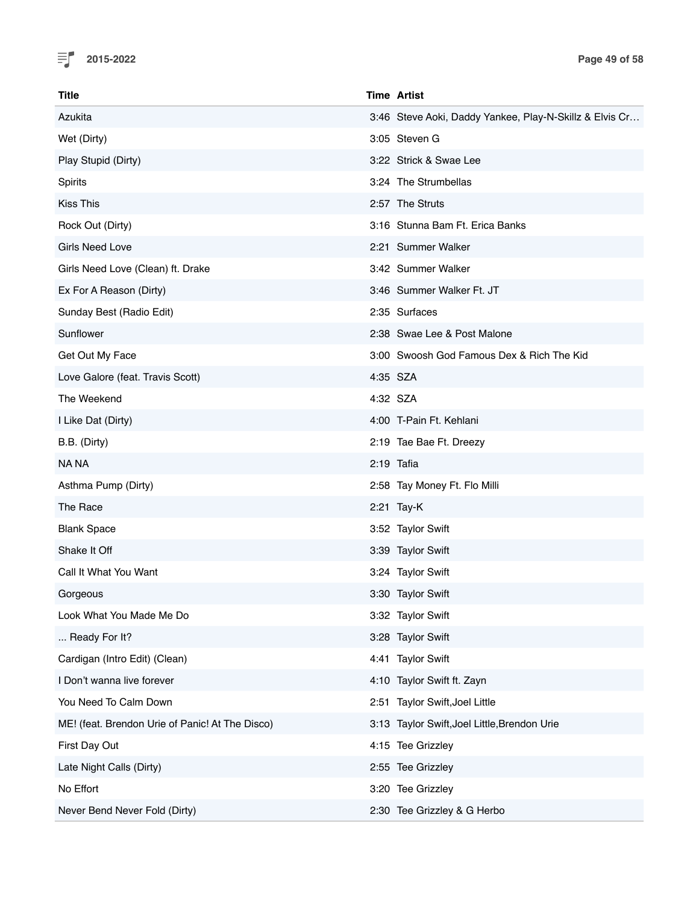| Title | Time | Artist |
|---|---|---|
| Azukita | 3:46 | Steve Aoki, Daddy Yankee, Play-N-Skillz & Elvis Cr… |
| Wet (Dirty) | 3:05 | Steven G |
| Play Stupid (Dirty) | 3:22 | Strick & Swae Lee |
| Spirits | 3:24 | The Strumbellas |
| Kiss This | 2:57 | The Struts |
| Rock Out (Dirty) | 3:16 | Stunna Bam Ft. Erica Banks |
| Girls Need Love | 2:21 | Summer Walker |
| Girls Need Love (Clean) ft. Drake | 3:42 | Summer Walker |
| Ex For A Reason (Dirty) | 3:46 | Summer Walker Ft. JT |
| Sunday Best (Radio Edit) | 2:35 | Surfaces |
| Sunflower | 2:38 | Swae Lee & Post Malone |
| Get Out My Face | 3:00 | Swoosh God Famous Dex & Rich The Kid |
| Love Galore (feat. Travis Scott) | 4:35 | SZA |
| The Weekend | 4:32 | SZA |
| I Like Dat (Dirty) | 4:00 | T-Pain Ft. Kehlani |
| B.B. (Dirty) | 2:19 | Tae Bae Ft. Dreezy |
| NA NA | 2:19 | Tafia |
| Asthma Pump (Dirty) | 2:58 | Tay Money Ft. Flo Milli |
| The Race | 2:21 | Tay-K |
| Blank Space | 3:52 | Taylor Swift |
| Shake It Off | 3:39 | Taylor Swift |
| Call It What You Want | 3:24 | Taylor Swift |
| Gorgeous | 3:30 | Taylor Swift |
| Look What You Made Me Do | 3:32 | Taylor Swift |
| ... Ready For It? | 3:28 | Taylor Swift |
| Cardigan (Intro Edit) (Clean) | 4:41 | Taylor Swift |
| I Don't wanna live forever | 4:10 | Taylor Swift ft. Zayn |
| You Need To Calm Down | 2:51 | Taylor Swift,Joel Little |
| ME! (feat. Brendon Urie of Panic! At The Disco) | 3:13 | Taylor Swift,Joel Little,Brendon Urie |
| First Day Out | 4:15 | Tee Grizzley |
| Late Night Calls (Dirty) | 2:55 | Tee Grizzley |
| No Effort | 3:20 | Tee Grizzley |
| Never Bend Never Fold (Dirty) | 2:30 | Tee Grizzley & G Herbo |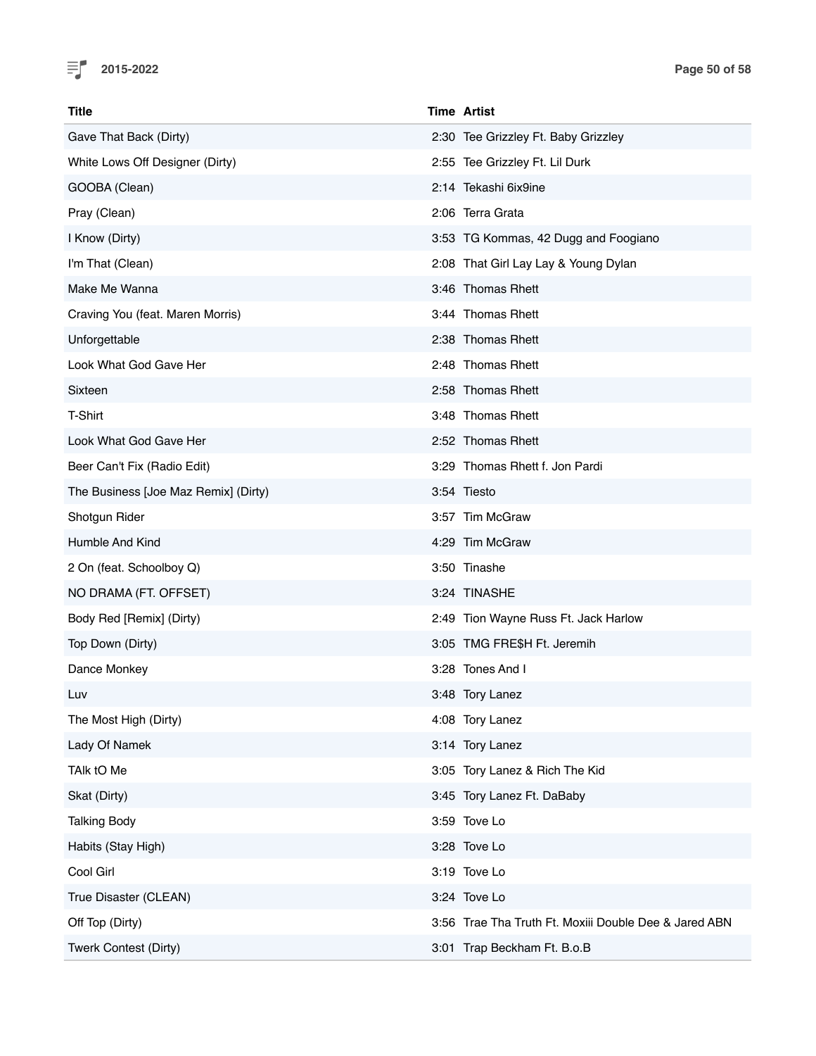| Title | Time | Artist |
|---|---|---|
| Gave That Back (Dirty) | 2:30 | Tee Grizzley Ft. Baby Grizzley |
| White Lows Off Designer (Dirty) | 2:55 | Tee Grizzley Ft. Lil Durk |
| GOOBA (Clean) | 2:14 | Tekashi 6ix9ine |
| Pray (Clean) | 2:06 | Terra Grata |
| I Know (Dirty) | 3:53 | TG Kommas, 42 Dugg and Foogiano |
| I'm That (Clean) | 2:08 | That Girl Lay Lay & Young Dylan |
| Make Me Wanna | 3:46 | Thomas Rhett |
| Craving You (feat. Maren Morris) | 3:44 | Thomas Rhett |
| Unforgettable | 2:38 | Thomas Rhett |
| Look What God Gave Her | 2:48 | Thomas Rhett |
| Sixteen | 2:58 | Thomas Rhett |
| T-Shirt | 3:48 | Thomas Rhett |
| Look What God Gave Her | 2:52 | Thomas Rhett |
| Beer Can't Fix (Radio Edit) | 3:29 | Thomas Rhett f. Jon Pardi |
| The Business [Joe Maz Remix] (Dirty) | 3:54 | Tiesto |
| Shotgun Rider | 3:57 | Tim McGraw |
| Humble And Kind | 4:29 | Tim McGraw |
| 2 On (feat. Schoolboy Q) | 3:50 | Tinashe |
| NO DRAMA (FT. OFFSET) | 3:24 | TINASHE |
| Body Red [Remix] (Dirty) | 2:49 | Tion Wayne Russ Ft. Jack Harlow |
| Top Down (Dirty) | 3:05 | TMG FRE$H Ft. Jeremih |
| Dance Monkey | 3:28 | Tones And I |
| Luv | 3:48 | Tory Lanez |
| The Most High (Dirty) | 4:08 | Tory Lanez |
| Lady Of Namek | 3:14 | Tory Lanez |
| TAlk tO Me | 3:05 | Tory Lanez & Rich The Kid |
| Skat (Dirty) | 3:45 | Tory Lanez Ft. DaBaby |
| Talking Body | 3:59 | Tove Lo |
| Habits (Stay High) | 3:28 | Tove Lo |
| Cool Girl | 3:19 | Tove Lo |
| True Disaster (CLEAN) | 3:24 | Tove Lo |
| Off Top (Dirty) | 3:56 | Trae Tha Truth Ft. Moxiii Double Dee & Jared ABN |
| Twerk Contest (Dirty) | 3:01 | Trap Beckham Ft. B.o.B |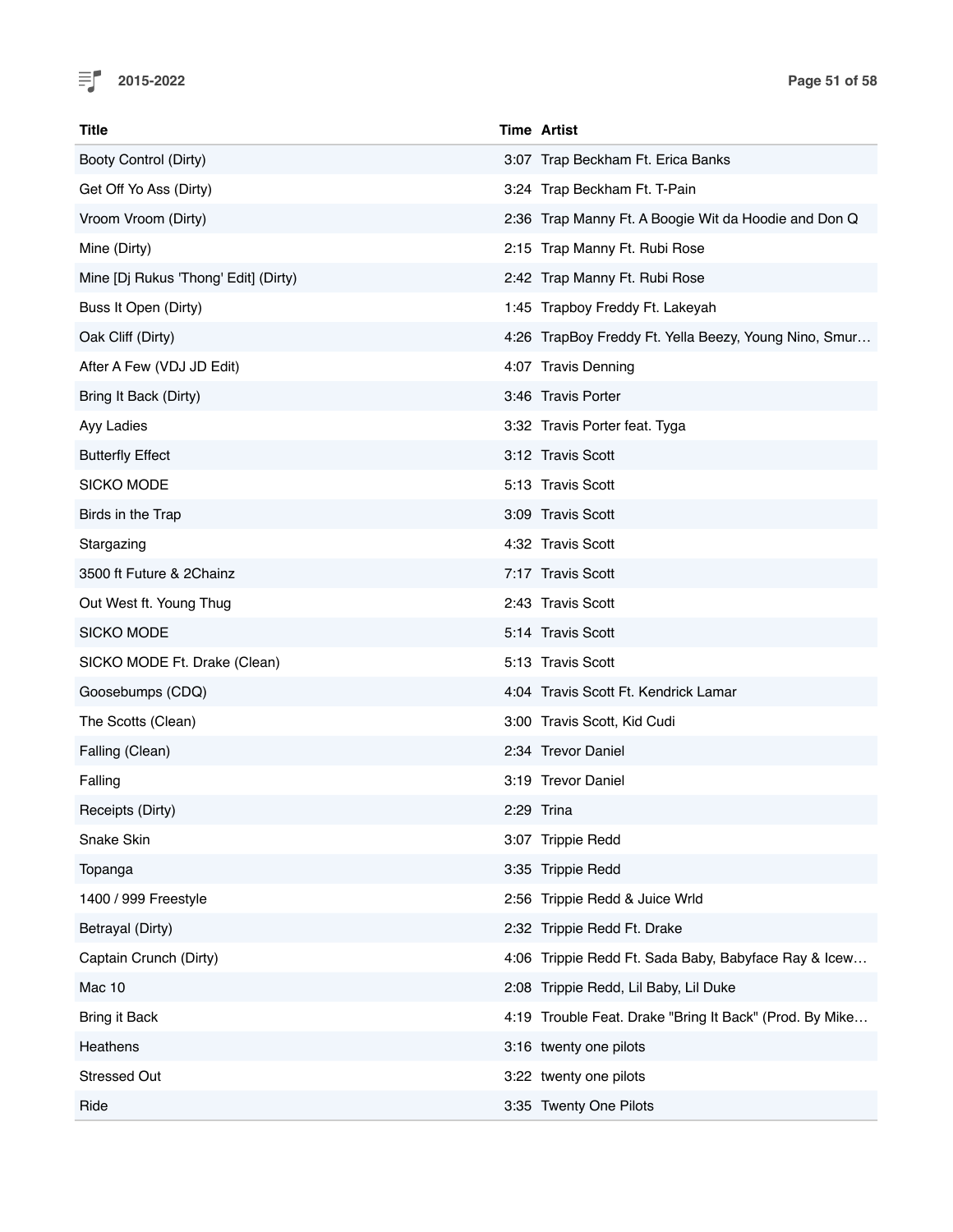| Title | Time | Artist |
|---|---|---|
| Booty Control (Dirty) | 3:07 | Trap Beckham Ft. Erica Banks |
| Get Off Yo Ass (Dirty) | 3:24 | Trap Beckham Ft. T-Pain |
| Vroom Vroom (Dirty) | 2:36 | Trap Manny Ft. A Boogie Wit da Hoodie and Don Q |
| Mine (Dirty) | 2:15 | Trap Manny Ft. Rubi Rose |
| Mine [Dj Rukus 'Thong' Edit] (Dirty) | 2:42 | Trap Manny Ft. Rubi Rose |
| Buss It Open (Dirty) | 1:45 | Trapboy Freddy Ft. Lakeyah |
| Oak Cliff (Dirty) | 4:26 | TrapBoy Freddy Ft. Yella Beezy, Young Nino, Smur… |
| After A Few (VDJ JD Edit) | 4:07 | Travis Denning |
| Bring It Back (Dirty) | 3:46 | Travis Porter |
| Ayy Ladies | 3:32 | Travis Porter feat. Tyga |
| Butterfly Effect | 3:12 | Travis Scott |
| SICKO MODE | 5:13 | Travis Scott |
| Birds in the Trap | 3:09 | Travis Scott |
| Stargazing | 4:32 | Travis Scott |
| 3500 ft Future & 2Chainz | 7:17 | Travis Scott |
| Out West ft. Young Thug | 2:43 | Travis Scott |
| SICKO MODE | 5:14 | Travis Scott |
| SICKO MODE Ft. Drake (Clean) | 5:13 | Travis Scott |
| Goosebumps (CDQ) | 4:04 | Travis Scott Ft. Kendrick Lamar |
| The Scotts (Clean) | 3:00 | Travis Scott, Kid Cudi |
| Falling (Clean) | 2:34 | Trevor Daniel |
| Falling | 3:19 | Trevor Daniel |
| Receipts (Dirty) | 2:29 | Trina |
| Snake Skin | 3:07 | Trippie Redd |
| Topanga | 3:35 | Trippie Redd |
| 1400 / 999 Freestyle | 2:56 | Trippie Redd & Juice Wrld |
| Betrayal (Dirty) | 2:32 | Trippie Redd Ft. Drake |
| Captain Crunch (Dirty) | 4:06 | Trippie Redd Ft. Sada Baby, Babyface Ray & Icew… |
| Mac 10 | 2:08 | Trippie Redd, Lil Baby, Lil Duke |
| Bring it Back | 4:19 | Trouble Feat. Drake "Bring It Back" (Prod. By Mike… |
| Heathens | 3:16 | twenty one pilots |
| Stressed Out | 3:22 | twenty one pilots |
| Ride | 3:35 | Twenty One Pilots |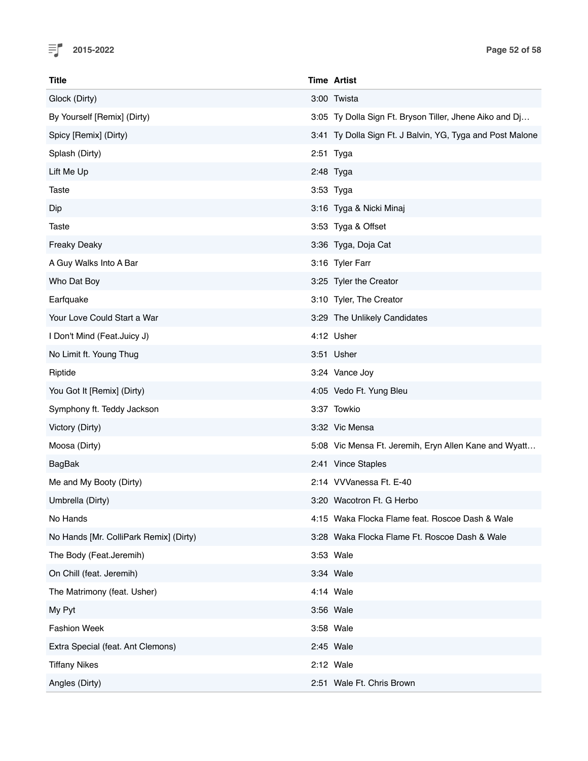| Title | Time | Artist |
|---|---|---|
| Glock (Dirty) | 3:00 | Twista |
| By Yourself [Remix] (Dirty) | 3:05 | Ty Dolla Sign Ft. Bryson Tiller, Jhene Aiko and Dj… |
| Spicy [Remix] (Dirty) | 3:41 | Ty Dolla Sign Ft. J Balvin, YG, Tyga and Post Malone |
| Splash (Dirty) | 2:51 | Tyga |
| Lift Me Up | 2:48 | Tyga |
| Taste | 3:53 | Tyga |
| Dip | 3:16 | Tyga & Nicki Minaj |
| Taste | 3:53 | Tyga & Offset |
| Freaky Deaky | 3:36 | Tyga, Doja Cat |
| A Guy Walks Into A Bar | 3:16 | Tyler Farr |
| Who Dat Boy | 3:25 | Tyler the Creator |
| Earfquake | 3:10 | Tyler, The Creator |
| Your Love Could Start a War | 3:29 | The Unlikely Candidates |
| I Don't Mind (Feat.Juicy J) | 4:12 | Usher |
| No Limit ft. Young Thug | 3:51 | Usher |
| Riptide | 3:24 | Vance Joy |
| You Got It [Remix] (Dirty) | 4:05 | Vedo Ft. Yung Bleu |
| Symphony ft. Teddy Jackson | 3:37 | Towkio |
| Victory (Dirty) | 3:32 | Vic Mensa |
| Moosa (Dirty) | 5:08 | Vic Mensa Ft. Jeremih, Eryn Allen Kane and Wyatt… |
| BagBak | 2:41 | Vince Staples |
| Me and My Booty (Dirty) | 2:14 | VVVanessa Ft. E-40 |
| Umbrella (Dirty) | 3:20 | Wacotron Ft. G Herbo |
| No Hands | 4:15 | Waka Flocka Flame feat. Roscoe Dash & Wale |
| No Hands [Mr. ColliPark Remix] (Dirty) | 3:28 | Waka Flocka Flame Ft. Roscoe Dash & Wale |
| The Body (Feat.Jeremih) | 3:53 | Wale |
| On Chill (feat. Jeremih) | 3:34 | Wale |
| The Matrimony (feat. Usher) | 4:14 | Wale |
| My Pyt | 3:56 | Wale |
| Fashion Week | 3:58 | Wale |
| Extra Special (feat. Ant Clemons) | 2:45 | Wale |
| Tiffany Nikes | 2:12 | Wale |
| Angles (Dirty) | 2:51 | Wale Ft. Chris Brown |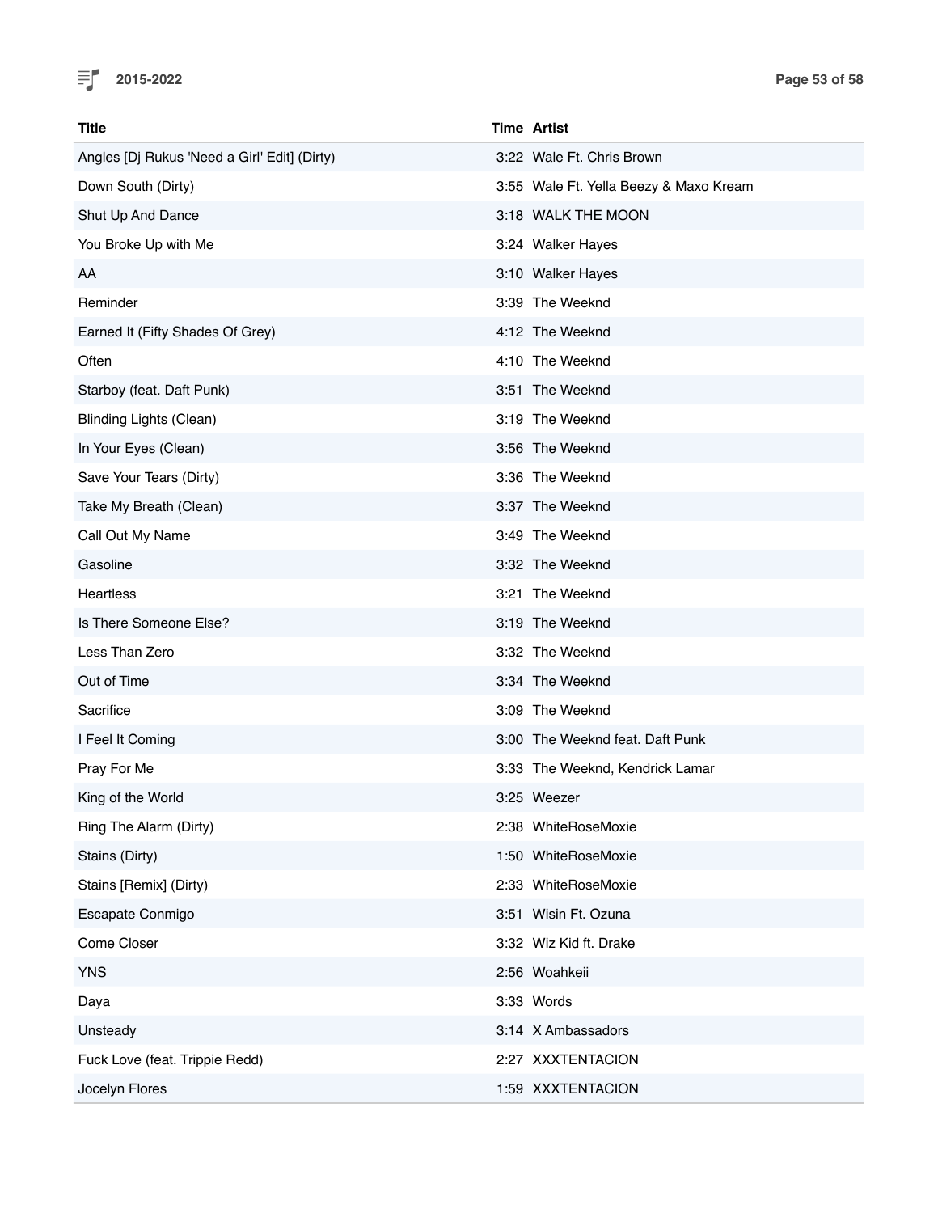| Title | Time | Artist |
| --- | --- | --- |
| Angles [Dj Rukus 'Need a Girl' Edit] (Dirty) | 3:22 | Wale Ft. Chris Brown |
| Down South (Dirty) | 3:55 | Wale Ft. Yella Beezy & Maxo Kream |
| Shut Up And Dance | 3:18 | WALK THE MOON |
| You Broke Up with Me | 3:24 | Walker Hayes |
| AA | 3:10 | Walker Hayes |
| Reminder | 3:39 | The Weeknd |
| Earned It (Fifty Shades Of Grey) | 4:12 | The Weeknd |
| Often | 4:10 | The Weeknd |
| Starboy (feat. Daft Punk) | 3:51 | The Weeknd |
| Blinding Lights (Clean) | 3:19 | The Weeknd |
| In Your Eyes (Clean) | 3:56 | The Weeknd |
| Save Your Tears (Dirty) | 3:36 | The Weeknd |
| Take My Breath (Clean) | 3:37 | The Weeknd |
| Call Out My Name | 3:49 | The Weeknd |
| Gasoline | 3:32 | The Weeknd |
| Heartless | 3:21 | The Weeknd |
| Is There Someone Else? | 3:19 | The Weeknd |
| Less Than Zero | 3:32 | The Weeknd |
| Out of Time | 3:34 | The Weeknd |
| Sacrifice | 3:09 | The Weeknd |
| I Feel It Coming | 3:00 | The Weeknd feat. Daft Punk |
| Pray For Me | 3:33 | The Weeknd, Kendrick Lamar |
| King of the World | 3:25 | Weezer |
| Ring The Alarm (Dirty) | 2:38 | WhiteRoseMoxie |
| Stains (Dirty) | 1:50 | WhiteRoseMoxie |
| Stains [Remix] (Dirty) | 2:33 | WhiteRoseMoxie |
| Escapate Conmigo | 3:51 | Wisin Ft. Ozuna |
| Come Closer | 3:32 | Wiz Kid ft. Drake |
| YNS | 2:56 | Woahkeii |
| Daya | 3:33 | Words |
| Unsteady | 3:14 | X Ambassadors |
| Fuck Love (feat. Trippie Redd) | 2:27 | XXXTENTACION |
| Jocelyn Flores | 1:59 | XXXTENTACION |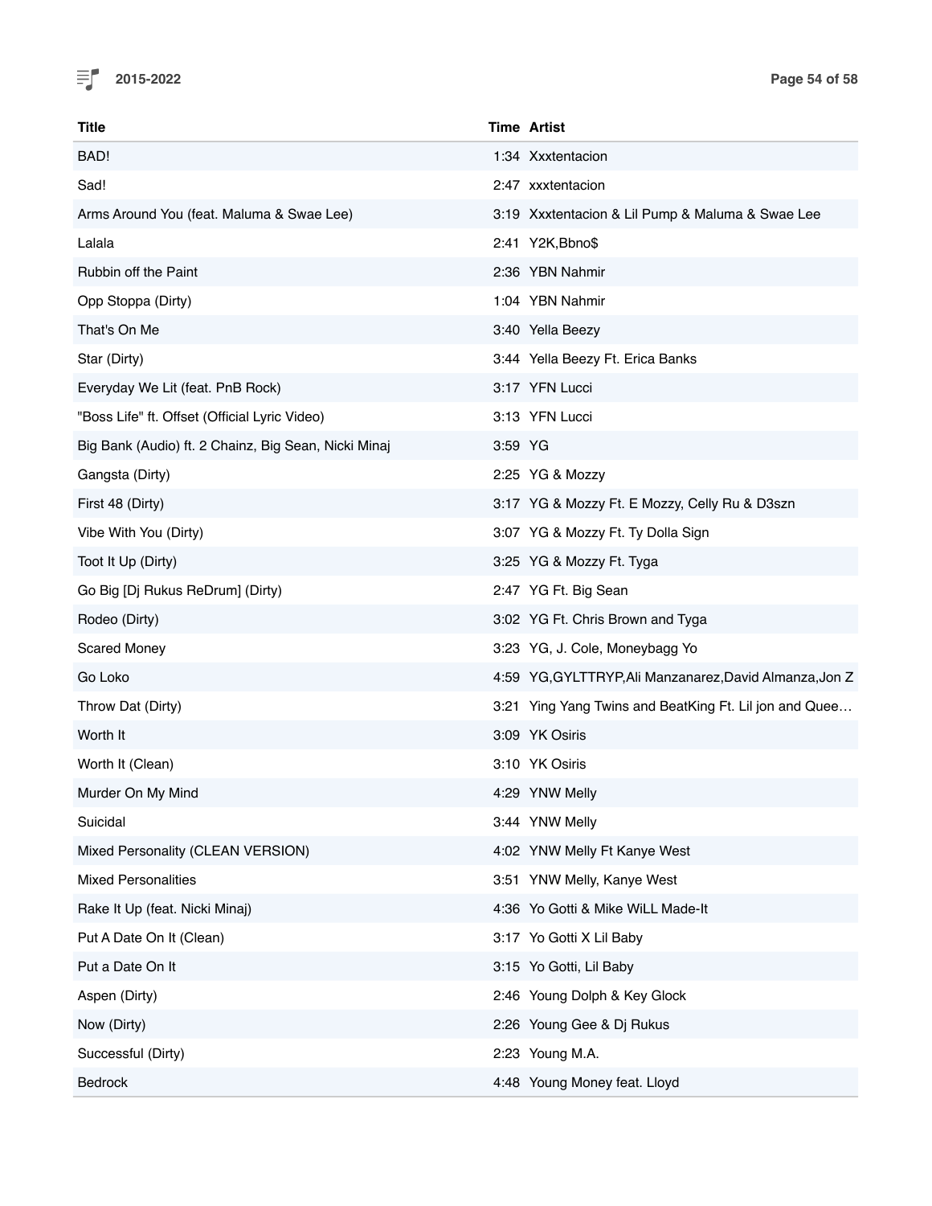| Title | Time | Artist |
|---|---|---|
| BAD! | 1:34 | Xxxtentacion |
| Sad! | 2:47 | xxxtentacion |
| Arms Around You (feat. Maluma & Swae Lee) | 3:19 | Xxxtentacion & Lil Pump & Maluma & Swae Lee |
| Lalala | 2:41 | Y2K,Bbno$ |
| Rubbin off the Paint | 2:36 | YBN Nahmir |
| Opp Stoppa (Dirty) | 1:04 | YBN Nahmir |
| That's On Me | 3:40 | Yella Beezy |
| Star (Dirty) | 3:44 | Yella Beezy Ft. Erica Banks |
| Everyday We Lit (feat. PnB Rock) | 3:17 | YFN Lucci |
| "Boss Life" ft. Offset (Official Lyric Video) | 3:13 | YFN Lucci |
| Big Bank (Audio) ft. 2 Chainz, Big Sean, Nicki Minaj | 3:59 | YG |
| Gangsta (Dirty) | 2:25 | YG & Mozzy |
| First 48 (Dirty) | 3:17 | YG & Mozzy Ft. E Mozzy, Celly Ru & D3szn |
| Vibe With You (Dirty) | 3:07 | YG & Mozzy Ft. Ty Dolla Sign |
| Toot It Up (Dirty) | 3:25 | YG & Mozzy Ft. Tyga |
| Go Big [Dj Rukus ReDrum] (Dirty) | 2:47 | YG Ft. Big Sean |
| Rodeo (Dirty) | 3:02 | YG Ft. Chris Brown and Tyga |
| Scared Money | 3:23 | YG, J. Cole, Moneybagg Yo |
| Go Loko | 4:59 | YG,GYLTTRYP,Ali Manzanarez,David Almanza,Jon Z |
| Throw Dat (Dirty) | 3:21 | Ying Yang Twins and BeatKing Ft. Lil jon and Quee… |
| Worth It | 3:09 | YK Osiris |
| Worth It (Clean) | 3:10 | YK Osiris |
| Murder On My Mind | 4:29 | YNW Melly |
| Suicidal | 3:44 | YNW Melly |
| Mixed Personality (CLEAN VERSION) | 4:02 | YNW Melly Ft Kanye West |
| Mixed Personalities | 3:51 | YNW Melly, Kanye West |
| Rake It Up (feat. Nicki Minaj) | 4:36 | Yo Gotti & Mike WiLL Made-It |
| Put A Date On It (Clean) | 3:17 | Yo Gotti X Lil Baby |
| Put a Date On It | 3:15 | Yo Gotti, Lil Baby |
| Aspen (Dirty) | 2:46 | Young Dolph & Key Glock |
| Now (Dirty) | 2:26 | Young Gee & Dj Rukus |
| Successful (Dirty) | 2:23 | Young M.A. |
| Bedrock | 4:48 | Young Money feat. Lloyd |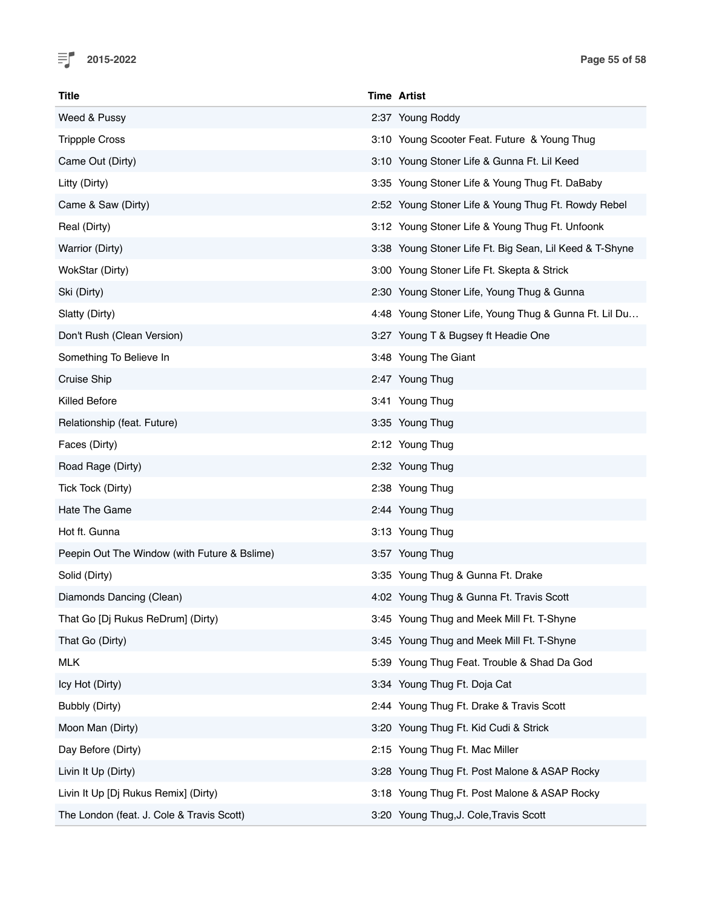| Title | Time | Artist |
|---|---|---|
| Weed & Pussy | 2:37 | Young Roddy |
| Trippple Cross | 3:10 | Young Scooter Feat. Future  & Young Thug |
| Came Out (Dirty) | 3:10 | Young Stoner Life & Gunna Ft. Lil Keed |
| Litty (Dirty) | 3:35 | Young Stoner Life & Young Thug Ft. DaBaby |
| Came & Saw (Dirty) | 2:52 | Young Stoner Life & Young Thug Ft. Rowdy Rebel |
| Real (Dirty) | 3:12 | Young Stoner Life & Young Thug Ft. Unfoonk |
| Warrior (Dirty) | 3:38 | Young Stoner Life Ft. Big Sean, Lil Keed & T-Shyne |
| WokStar (Dirty) | 3:00 | Young Stoner Life Ft. Skepta & Strick |
| Ski (Dirty) | 2:30 | Young Stoner Life, Young Thug & Gunna |
| Slatty (Dirty) | 4:48 | Young Stoner Life, Young Thug & Gunna Ft. Lil Du… |
| Don't Rush (Clean Version) | 3:27 | Young T & Bugsey ft Headie One |
| Something To Believe In | 3:48 | Young The Giant |
| Cruise Ship | 2:47 | Young Thug |
| Killed Before | 3:41 | Young Thug |
| Relationship (feat. Future) | 3:35 | Young Thug |
| Faces (Dirty) | 2:12 | Young Thug |
| Road Rage (Dirty) | 2:32 | Young Thug |
| Tick Tock (Dirty) | 2:38 | Young Thug |
| Hate The Game | 2:44 | Young Thug |
| Hot ft. Gunna | 3:13 | Young Thug |
| Peepin Out The Window (with Future & Bslime) | 3:57 | Young Thug |
| Solid (Dirty) | 3:35 | Young Thug & Gunna Ft. Drake |
| Diamonds Dancing (Clean) | 4:02 | Young Thug & Gunna Ft. Travis Scott |
| That Go [Dj Rukus ReDrum] (Dirty) | 3:45 | Young Thug and Meek Mill Ft. T-Shyne |
| That Go (Dirty) | 3:45 | Young Thug and Meek Mill Ft. T-Shyne |
| MLK | 5:39 | Young Thug Feat. Trouble & Shad Da God |
| Icy Hot (Dirty) | 3:34 | Young Thug Ft. Doja Cat |
| Bubbly (Dirty) | 2:44 | Young Thug Ft. Drake & Travis Scott |
| Moon Man (Dirty) | 3:20 | Young Thug Ft. Kid Cudi & Strick |
| Day Before (Dirty) | 2:15 | Young Thug Ft. Mac Miller |
| Livin It Up (Dirty) | 3:28 | Young Thug Ft. Post Malone & ASAP Rocky |
| Livin It Up [Dj Rukus Remix] (Dirty) | 3:18 | Young Thug Ft. Post Malone & ASAP Rocky |
| The London (feat. J. Cole & Travis Scott) | 3:20 | Young Thug,J. Cole,Travis Scott |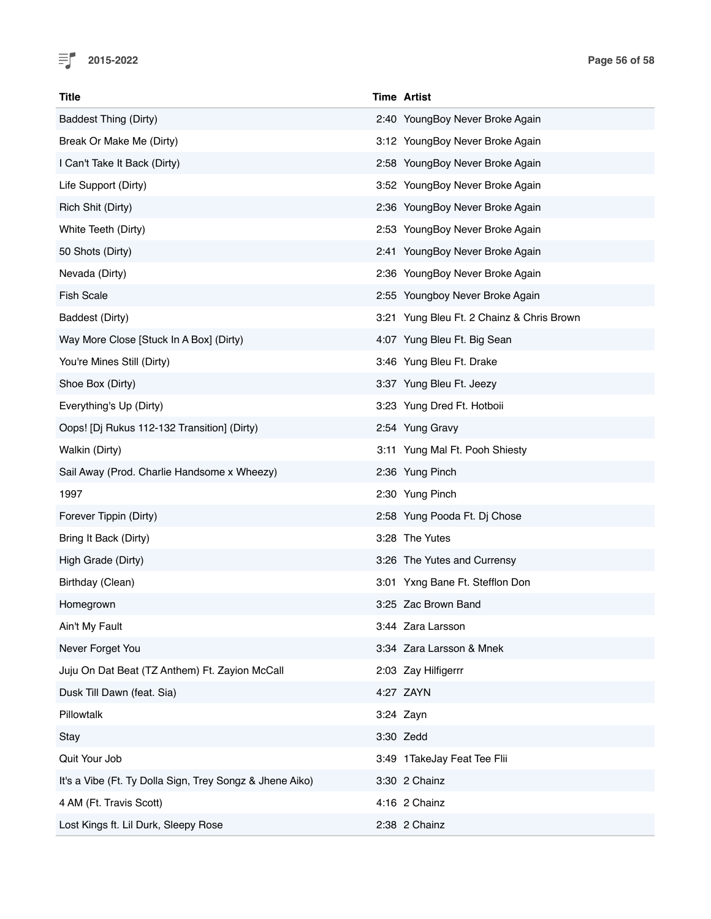| Title | Time | Artist |
|---|---|---|
| Baddest Thing (Dirty) | 2:40 | YoungBoy Never Broke Again |
| Break Or Make Me (Dirty) | 3:12 | YoungBoy Never Broke Again |
| I Can't Take It Back (Dirty) | 2:58 | YoungBoy Never Broke Again |
| Life Support (Dirty) | 3:52 | YoungBoy Never Broke Again |
| Rich Shit (Dirty) | 2:36 | YoungBoy Never Broke Again |
| White Teeth (Dirty) | 2:53 | YoungBoy Never Broke Again |
| 50 Shots (Dirty) | 2:41 | YoungBoy Never Broke Again |
| Nevada (Dirty) | 2:36 | YoungBoy Never Broke Again |
| Fish Scale | 2:55 | Youngboy Never Broke Again |
| Baddest (Dirty) | 3:21 | Yung Bleu Ft. 2 Chainz & Chris Brown |
| Way More Close [Stuck In A Box] (Dirty) | 4:07 | Yung Bleu Ft. Big Sean |
| You're Mines Still (Dirty) | 3:46 | Yung Bleu Ft. Drake |
| Shoe Box (Dirty) | 3:37 | Yung Bleu Ft. Jeezy |
| Everything's Up (Dirty) | 3:23 | Yung Dred Ft. Hotboii |
| Oops! [Dj Rukus 112-132 Transition] (Dirty) | 2:54 | Yung Gravy |
| Walkin (Dirty) | 3:11 | Yung Mal Ft. Pooh Shiesty |
| Sail Away (Prod. Charlie Handsome x Wheezy) | 2:36 | Yung Pinch |
| 1997 | 2:30 | Yung Pinch |
| Forever Tippin (Dirty) | 2:58 | Yung Pooda Ft. Dj Chose |
| Bring It Back (Dirty) | 3:28 | The Yutes |
| High Grade (Dirty) | 3:26 | The Yutes and Currensy |
| Birthday (Clean) | 3:01 | Yxng Bane Ft. Stefflon Don |
| Homegrown | 3:25 | Zac Brown Band |
| Ain't My Fault | 3:44 | Zara Larsson |
| Never Forget You | 3:34 | Zara Larsson & Mnek |
| Juju On Dat Beat (TZ Anthem) Ft. Zayion McCall | 2:03 | Zay Hilfigerrr |
| Dusk Till Dawn (feat. Sia) | 4:27 | ZAYN |
| Pillowtalk | 3:24 | Zayn |
| Stay | 3:30 | Zedd |
| Quit Your Job | 3:49 | 1TakeJay Feat Tee Flii |
| It's a Vibe (Ft. Ty Dolla Sign, Trey Songz & Jhene Aiko) | 3:30 | 2 Chainz |
| 4 AM (Ft. Travis Scott) | 4:16 | 2 Chainz |
| Lost Kings ft. Lil Durk, Sleepy Rose | 2:38 | 2 Chainz |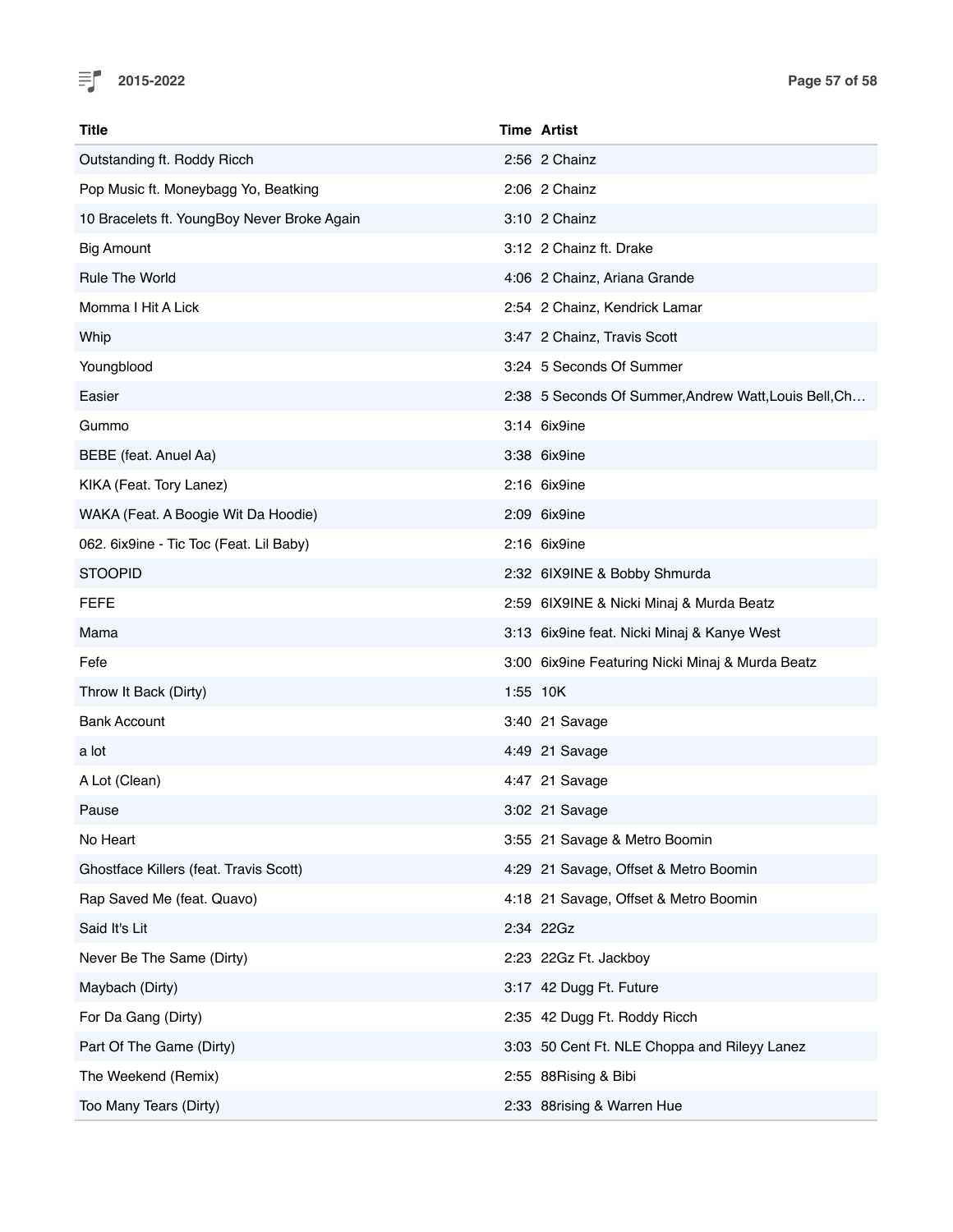| Title | Time | Artist |
|---|---|---|
| Outstanding ft. Roddy Ricch | 2:56 | 2 Chainz |
| Pop Music ft. Moneybagg Yo, Beatking | 2:06 | 2 Chainz |
| 10 Bracelets ft. YoungBoy Never Broke Again | 3:10 | 2 Chainz |
| Big Amount | 3:12 | 2 Chainz ft. Drake |
| Rule The World | 4:06 | 2 Chainz, Ariana Grande |
| Momma I Hit A Lick | 2:54 | 2 Chainz, Kendrick Lamar |
| Whip | 3:47 | 2 Chainz, Travis Scott |
| Youngblood | 3:24 | 5 Seconds Of Summer |
| Easier | 2:38 | 5 Seconds Of Summer,Andrew Watt,Louis Bell,Ch… |
| Gummo | 3:14 | 6ix9ine |
| BEBE (feat. Anuel Aa) | 3:38 | 6ix9ine |
| KIKA (Feat. Tory Lanez) | 2:16 | 6ix9ine |
| WAKA (Feat. A Boogie Wit Da Hoodie) | 2:09 | 6ix9ine |
| 062. 6ix9ine - Tic Toc (Feat. Lil Baby) | 2:16 | 6ix9ine |
| STOOPID | 2:32 | 6IX9INE & Bobby Shmurda |
| FEFE | 2:59 | 6IX9INE & Nicki Minaj & Murda Beatz |
| Mama | 3:13 | 6ix9ine feat. Nicki Minaj & Kanye West |
| Fefe | 3:00 | 6ix9ine Featuring Nicki Minaj & Murda Beatz |
| Throw It Back (Dirty) | 1:55 | 10K |
| Bank Account | 3:40 | 21 Savage |
| a lot | 4:49 | 21 Savage |
| A Lot (Clean) | 4:47 | 21 Savage |
| Pause | 3:02 | 21 Savage |
| No Heart | 3:55 | 21 Savage & Metro Boomin |
| Ghostface Killers (feat. Travis Scott) | 4:29 | 21 Savage, Offset & Metro Boomin |
| Rap Saved Me (feat. Quavo) | 4:18 | 21 Savage, Offset & Metro Boomin |
| Said It's Lit | 2:34 | 22Gz |
| Never Be The Same (Dirty) | 2:23 | 22Gz Ft. Jackboy |
| Maybach (Dirty) | 3:17 | 42 Dugg Ft. Future |
| For Da Gang (Dirty) | 2:35 | 42 Dugg Ft. Roddy Ricch |
| Part Of The Game (Dirty) | 3:03 | 50 Cent Ft. NLE Choppa and Rileyy Lanez |
| The Weekend (Remix) | 2:55 | 88Rising & Bibi |
| Too Many Tears (Dirty) | 2:33 | 88rising & Warren Hue |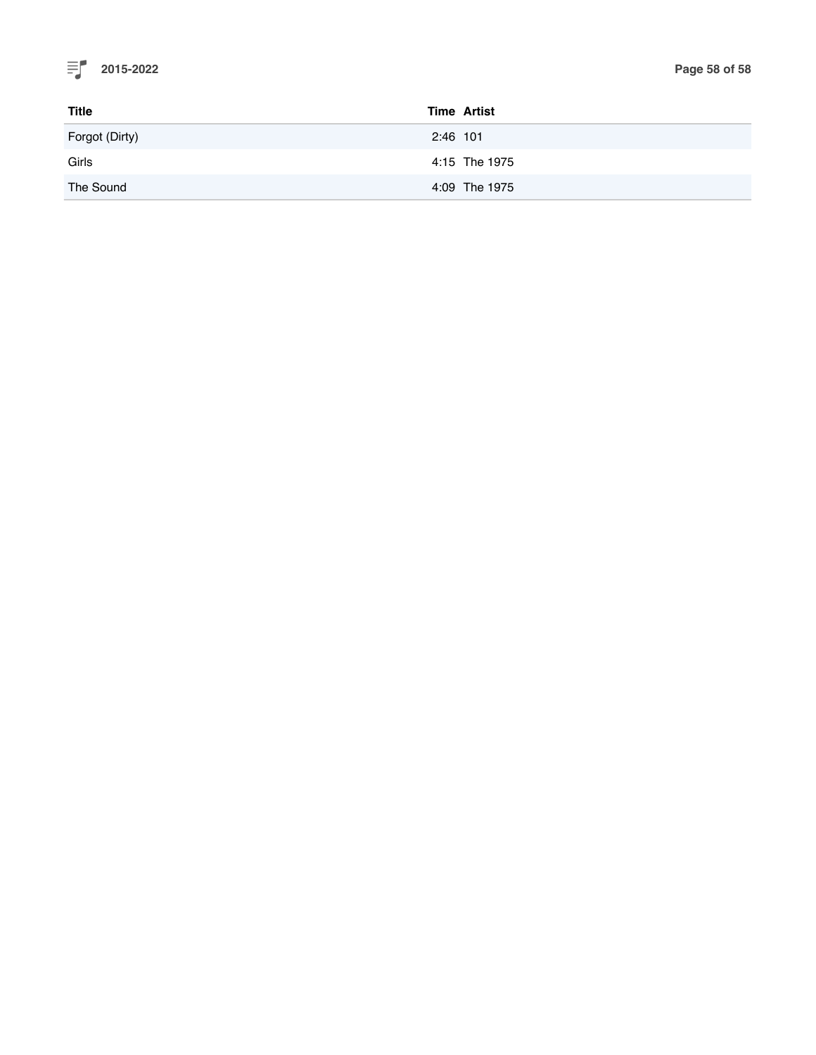| Title | Time | Artist |
| --- | --- | --- |
| Forgot (Dirty) | 2:46 | 101 |
| Girls | 4:15 | The 1975 |
| The Sound | 4:09 | The 1975 |